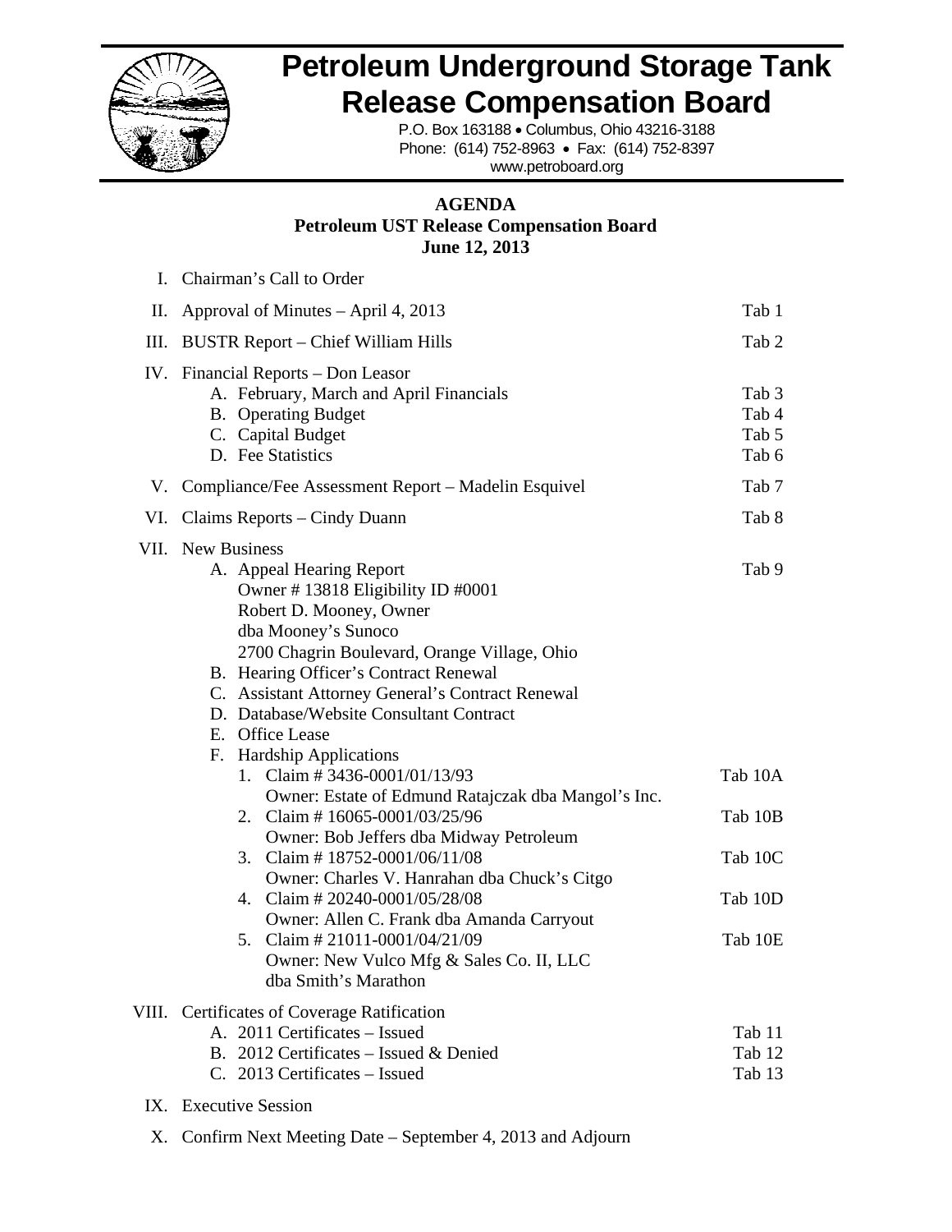# Petroleum Underground Storage Tank Release Compensation Board

P.O. Box 163188 • Columbus, Ohio 43216-3188
Phone: (614) 752-8963 • Fax: (614) 752-8397
www.petroboard.org

**AGENDA**
**Petroleum UST Release Compensation Board**
**June 12, 2013**

I. Chairman's Call to Order

II. Approval of Minutes – April 4, 2013 — Tab 1

III. BUSTR Report – Chief William Hills — Tab 2

IV. Financial Reports – Don Leasor
   - A. February, March and April Financials — Tab 3
   - B. Operating Budget — Tab 4
   - C. Capital Budget — Tab 5
   - D. Fee Statistics — Tab 6

V. Compliance/Fee Assessment Report – Madelin Esquivel — Tab 7

VI. Claims Reports – Cindy Duann — Tab 8

VII. New Business
   - A. Appeal Hearing Report — Tab 9
     Owner # 13818 Eligibility ID #0001
     Robert D. Mooney, Owner
     dba Mooney's Sunoco
     2700 Chagrin Boulevard, Orange Village, Ohio
   - B. Hearing Officer's Contract Renewal
   - C. Assistant Attorney General's Contract Renewal
   - D. Database/Website Consultant Contract
   - E. Office Lease
   - F. Hardship Applications
     1. Claim # 3436-0001/01/13/93 — Tab 10A
        Owner: Estate of Edmund Ratajczak dba Mangol's Inc.
     2. Claim # 16065-0001/03/25/96 — Tab 10B
        Owner: Bob Jeffers dba Midway Petroleum
     3. Claim # 18752-0001/06/11/08 — Tab 10C
        Owner: Charles V. Hanrahan dba Chuck's Citgo
     4. Claim # 20240-0001/05/28/08 — Tab 10D
        Owner: Allen C. Frank dba Amanda Carryout
     5. Claim # 21011-0001/04/21/09 — Tab 10E
        Owner: New Vulco Mfg & Sales Co. II, LLC
        dba Smith's Marathon

VIII. Certificates of Coverage Ratification
   - A. 2011 Certificates – Issued — Tab 11
   - B. 2012 Certificates – Issued & Denied — Tab 12
   - C. 2013 Certificates – Issued — Tab 13

IX. Executive Session

X. Confirm Next Meeting Date – September 4, 2013 and Adjourn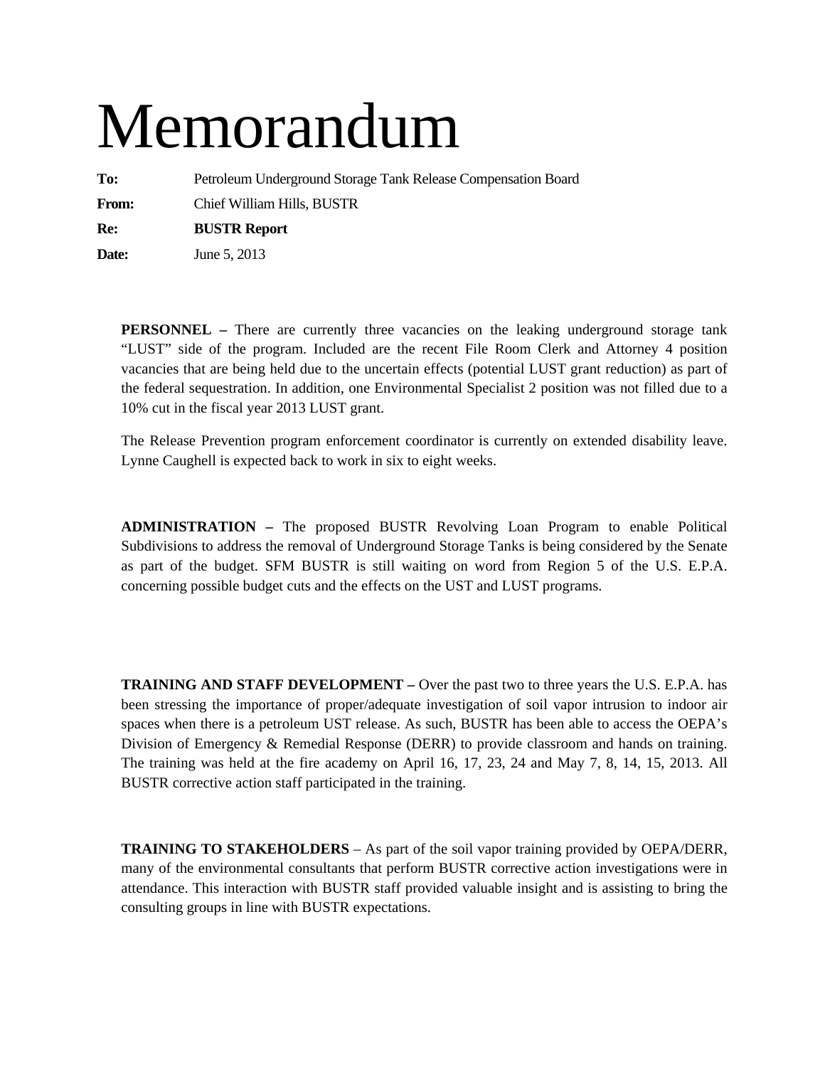# Memorandum

**To:** Petroleum Underground Storage Tank Release Compensation Board

**From:** Chief William Hills, BUSTR

**Re:** **BUSTR Report**

**Date:** June 5, 2013

**PERSONNEL –** There are currently three vacancies on the leaking underground storage tank "LUST" side of the program. Included are the recent File Room Clerk and Attorney 4 position vacancies that are being held due to the uncertain effects (potential LUST grant reduction) as part of the federal sequestration. In addition, one Environmental Specialist 2 position was not filled due to a 10% cut in the fiscal year 2013 LUST grant.

The Release Prevention program enforcement coordinator is currently on extended disability leave. Lynne Caughell is expected back to work in six to eight weeks.

**ADMINISTRATION –** The proposed BUSTR Revolving Loan Program to enable Political Subdivisions to address the removal of Underground Storage Tanks is being considered by the Senate as part of the budget. SFM BUSTR is still waiting on word from Region 5 of the U.S. E.P.A. concerning possible budget cuts and the effects on the UST and LUST programs.

**TRAINING AND STAFF DEVELOPMENT –** Over the past two to three years the U.S. E.P.A. has been stressing the importance of proper/adequate investigation of soil vapor intrusion to indoor air spaces when there is a petroleum UST release. As such, BUSTR has been able to access the OEPA's Division of Emergency & Remedial Response (DERR) to provide classroom and hands on training. The training was held at the fire academy on April 16, 17, 23, 24 and May 7, 8, 14, 15, 2013. All BUSTR corrective action staff participated in the training.

**TRAINING TO STAKEHOLDERS** – As part of the soil vapor training provided by OEPA/DERR, many of the environmental consultants that perform BUSTR corrective action investigations were in attendance. This interaction with BUSTR staff provided valuable insight and is assisting to bring the consulting groups in line with BUSTR expectations.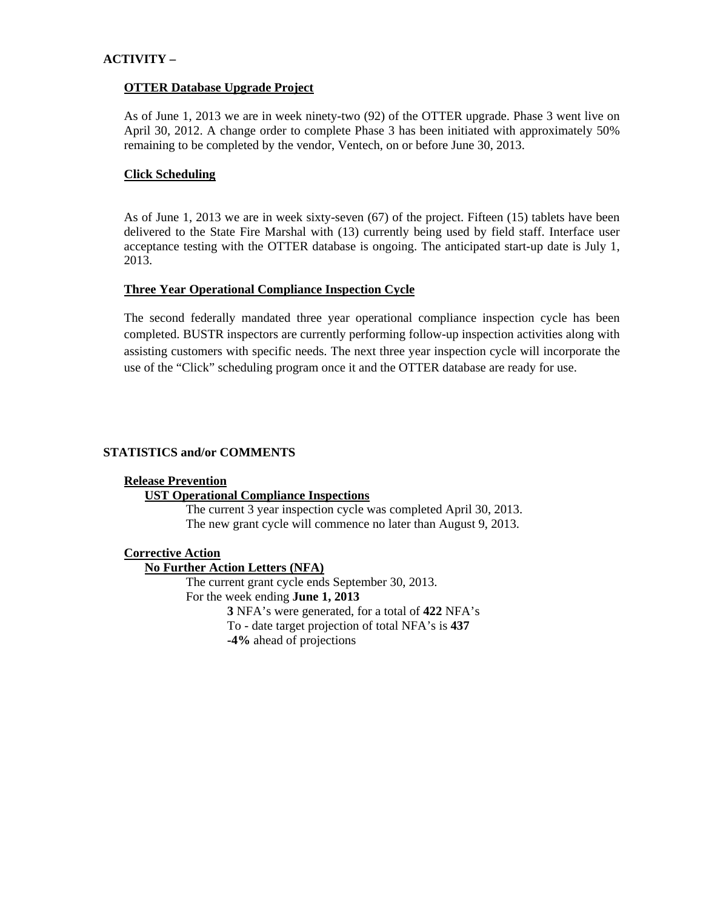**ACTIVITY –**

**OTTER Database Upgrade Project**

As of June 1, 2013 we are in week ninety-two (92) of the OTTER upgrade. Phase 3 went live on April 30, 2012. A change order to complete Phase 3 has been initiated with approximately 50% remaining to be completed by the vendor, Ventech, on or before June 30, 2013.

**Click Scheduling**

As of June 1, 2013 we are in week sixty-seven (67) of the project. Fifteen (15) tablets have been delivered to the State Fire Marshal with (13) currently being used by field staff. Interface user acceptance testing with the OTTER database is ongoing. The anticipated start-up date is July 1, 2013.

**Three Year Operational Compliance Inspection Cycle**

The second federally mandated three year operational compliance inspection cycle has been completed. BUSTR inspectors are currently performing follow-up inspection activities along with assisting customers with specific needs. The next three year inspection cycle will incorporate the use of the "Click" scheduling program once it and the OTTER database are ready for use.

**STATISTICS and/or COMMENTS**

**Release Prevention**

**UST Operational Compliance Inspections**

The current 3 year inspection cycle was completed April 30, 2013.
The new grant cycle will commence no later than August 9, 2013.

**Corrective Action**

**No Further Action Letters (NFA)**

The current grant cycle ends September 30, 2013.
For the week ending **June 1, 2013**

**3** NFA's were generated, for a total of **422** NFA's
To - date target projection of total NFA's is **437**
**-4%** ahead of projections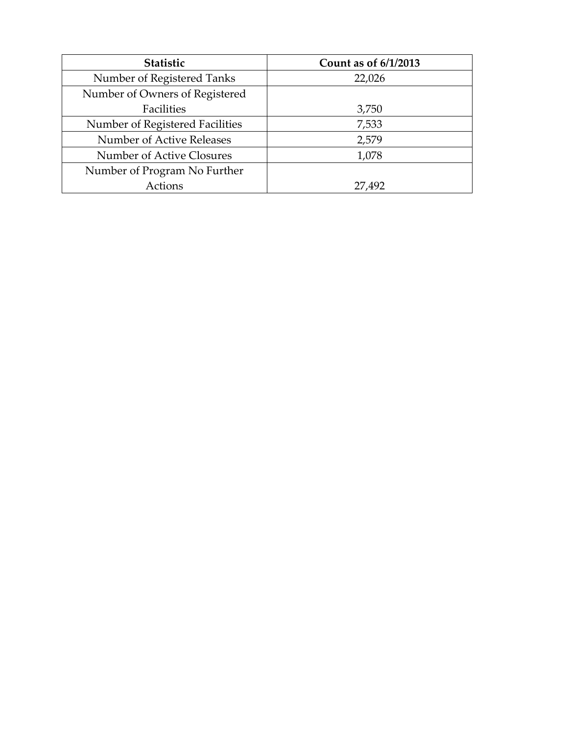| Statistic | Count as of 6/1/2013 |
| --- | --- |
| Number of Registered Tanks | 22,026 |
| Number of Owners of Registered Facilities | 3,750 |
| Number of Registered Facilities | 7,533 |
| Number of Active Releases | 2,579 |
| Number of Active Closures | 1,078 |
| Number of Program No Further Actions | 27,492 |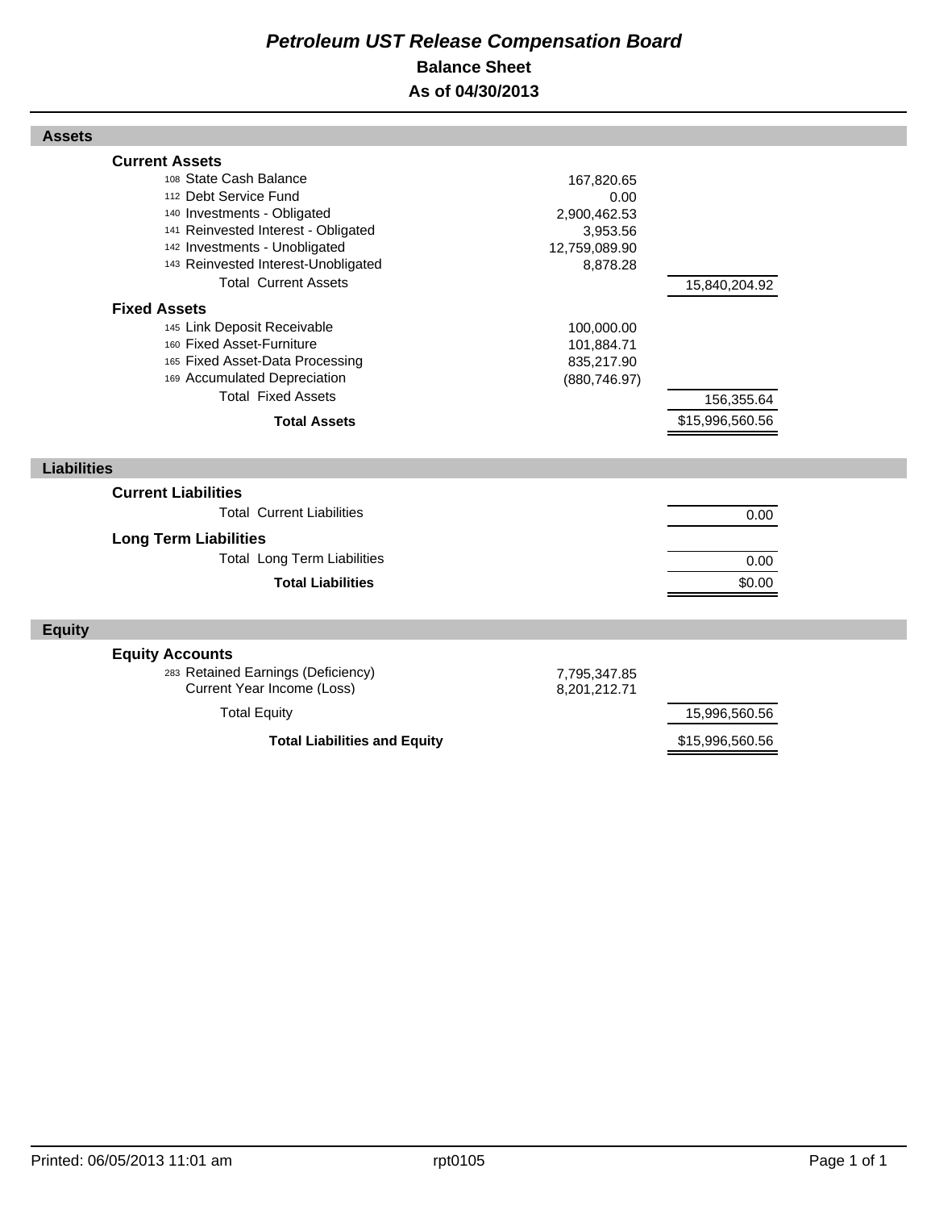# Petroleum UST Release Compensation Board

## Balance Sheet

### As of 04/30/2013

## Assets

| | | |
|---|---|---|
| **Current Assets** | | |
| 108 State Cash Balance | 167,820.65 | |
| 112 Debt Service Fund | 0.00 | |
| 140 Investments - Obligated | 2,900,462.53 | |
| 141 Reinvested Interest - Obligated | 3,953.56 | |
| 142 Investments - Unobligated | 12,759,089.90 | |
| 143 Reinvested Interest-Unobligated | 8,878.28 | |
| Total Current Assets | | 15,840,204.92 |
| **Fixed Assets** | | |
| 145 Link Deposit Receivable | 100,000.00 | |
| 160 Fixed Asset-Furniture | 101,884.71 | |
| 165 Fixed Asset-Data Processing | 835,217.90 | |
| 169 Accumulated Depreciation | (880,746.97) | |
| Total Fixed Assets | | 156,355.64 |
| **Total Assets** | | $15,996,560.56 |

## Liabilities

| | | |
|---|---|---|
| **Current Liabilities** | | |
| Total Current Liabilities | | 0.00 |
| **Long Term Liabilities** | | |
| Total Long Term Liabilities | | 0.00 |
| **Total Liabilities** | | $0.00 |

## Equity

| | | |
|---|---|---|
| **Equity Accounts** | | |
| 283 Retained Earnings (Deficiency) | 7,795,347.85 | |
| Current Year Income (Loss) | 8,201,212.71 | |
| Total Equity | | 15,996,560.56 |
| **Total Liabilities and Equity** | | $15,996,560.56 |

Printed: 06/05/2013 11:01 am rpt0105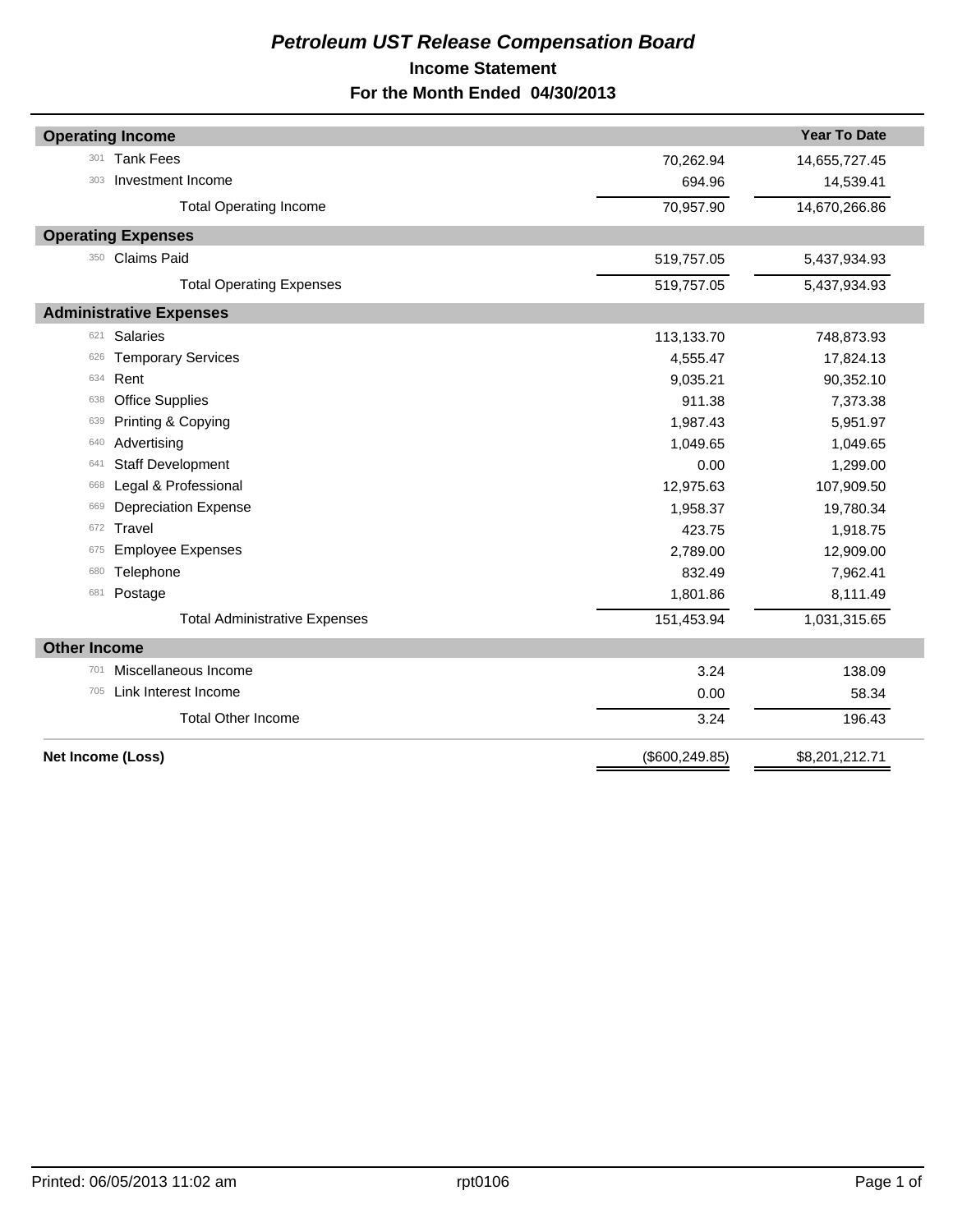# *Petroleum UST Release Compensation Board*

## Income Statement

## For the Month Ended 04/30/2013

| | | | Year To Date |
|---|---|---|---|
| **Operating Income** | | | |
| 301 | Tank Fees | 70,262.94 | 14,655,727.45 |
| 303 | Investment Income | 694.96 | 14,539.41 |
| | Total Operating Income | 70,957.90 | 14,670,266.86 |
| **Operating Expenses** | | | |
| 350 | Claims Paid | 519,757.05 | 5,437,934.93 |
| | Total Operating Expenses | 519,757.05 | 5,437,934.93 |
| **Administrative Expenses** | | | |
| 621 | Salaries | 113,133.70 | 748,873.93 |
| 626 | Temporary Services | 4,555.47 | 17,824.13 |
| 634 | Rent | 9,035.21 | 90,352.10 |
| 638 | Office Supplies | 911.38 | 7,373.38 |
| 639 | Printing & Copying | 1,987.43 | 5,951.97 |
| 640 | Advertising | 1,049.65 | 1,049.65 |
| 641 | Staff Development | 0.00 | 1,299.00 |
| 668 | Legal & Professional | 12,975.63 | 107,909.50 |
| 669 | Depreciation Expense | 1,958.37 | 19,780.34 |
| 672 | Travel | 423.75 | 1,918.75 |
| 675 | Employee Expenses | 2,789.00 | 12,909.00 |
| 680 | Telephone | 832.49 | 7,962.41 |
| 681 | Postage | 1,801.86 | 8,111.49 |
| | Total Administrative Expenses | 151,453.94 | 1,031,315.65 |
| **Other Income** | | | |
| 701 | Miscellaneous Income | 3.24 | 138.09 |
| 705 | Link Interest Income | 0.00 | 58.34 |
| | Total Other Income | 3.24 | 196.43 |
| **Net Income (Loss)** | | ($600,249.85) | $8,201,212.71 |

Printed: 06/05/2013 11:02 am rpt0106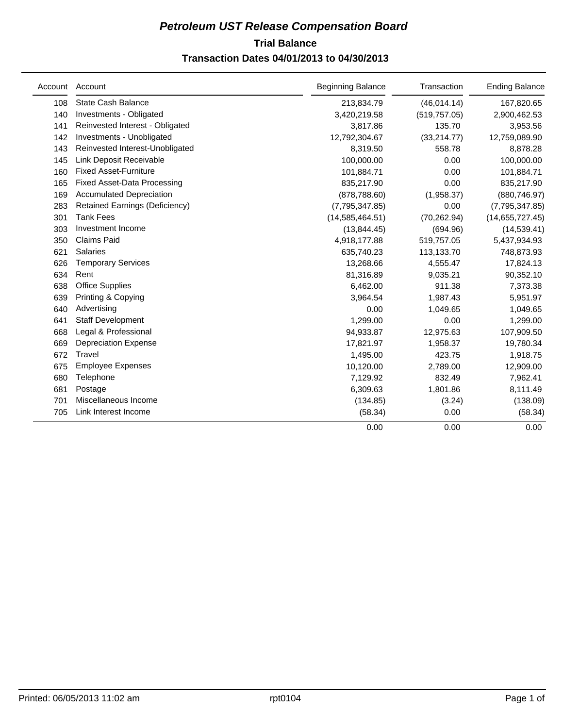# Petroleum UST Release Compensation Board

## Trial Balance

### Transaction Dates 04/01/2013 to 04/30/2013

| Account | Account | Beginning Balance | Transaction | Ending Balance |
|---|---|---|---|---|
| 108 | State Cash Balance | 213,834.79 | (46,014.14) | 167,820.65 |
| 140 | Investments - Obligated | 3,420,219.58 | (519,757.05) | 2,900,462.53 |
| 141 | Reinvested Interest - Obligated | 3,817.86 | 135.70 | 3,953.56 |
| 142 | Investments - Unobligated | 12,792,304.67 | (33,214.77) | 12,759,089.90 |
| 143 | Reinvested Interest-Unobligated | 8,319.50 | 558.78 | 8,878.28 |
| 145 | Link Deposit Receivable | 100,000.00 | 0.00 | 100,000.00 |
| 160 | Fixed Asset-Furniture | 101,884.71 | 0.00 | 101,884.71 |
| 165 | Fixed Asset-Data Processing | 835,217.90 | 0.00 | 835,217.90 |
| 169 | Accumulated Depreciation | (878,788.60) | (1,958.37) | (880,746.97) |
| 283 | Retained Earnings (Deficiency) | (7,795,347.85) | 0.00 | (7,795,347.85) |
| 301 | Tank Fees | (14,585,464.51) | (70,262.94) | (14,655,727.45) |
| 303 | Investment Income | (13,844.45) | (694.96) | (14,539.41) |
| 350 | Claims Paid | 4,918,177.88 | 519,757.05 | 5,437,934.93 |
| 621 | Salaries | 635,740.23 | 113,133.70 | 748,873.93 |
| 626 | Temporary Services | 13,268.66 | 4,555.47 | 17,824.13 |
| 634 | Rent | 81,316.89 | 9,035.21 | 90,352.10 |
| 638 | Office Supplies | 6,462.00 | 911.38 | 7,373.38 |
| 639 | Printing & Copying | 3,964.54 | 1,987.43 | 5,951.97 |
| 640 | Advertising | 0.00 | 1,049.65 | 1,049.65 |
| 641 | Staff Development | 1,299.00 | 0.00 | 1,299.00 |
| 668 | Legal & Professional | 94,933.87 | 12,975.63 | 107,909.50 |
| 669 | Depreciation Expense | 17,821.97 | 1,958.37 | 19,780.34 |
| 672 | Travel | 1,495.00 | 423.75 | 1,918.75 |
| 675 | Employee Expenses | 10,120.00 | 2,789.00 | 12,909.00 |
| 680 | Telephone | 7,129.92 | 832.49 | 7,962.41 |
| 681 | Postage | 6,309.63 | 1,801.86 | 8,111.49 |
| 701 | Miscellaneous Income | (134.85) | (3.24) | (138.09) |
| 705 | Link Interest Income | (58.34) | 0.00 | (58.34) |
| | | 0.00 | 0.00 | 0.00 |

Printed: 06/05/2013 11:02 am rpt0104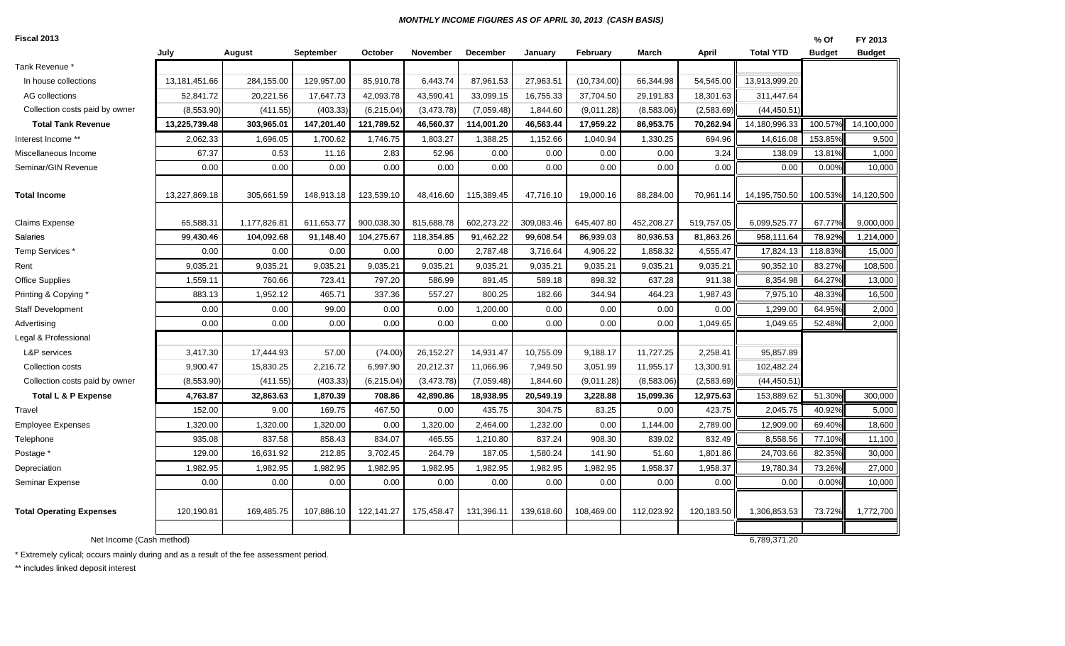## MONTHLY INCOME FIGURES AS OF APRIL 30, 2013 (CASH BASIS)

**Fiscal 2013**

| | July | August | September | October | November | December | January | February | March | April | Total YTD | % Of Budget | FY 2013 Budget |
|---|---|---|---|---|---|---|---|---|---|---|---|---|---|
| Tank Revenue * | | | | | | | | | | | | | |
| In house collections | 13,181,451.66 | 284,155.00 | 129,957.00 | 85,910.78 | 6,443.74 | 87,961.53 | 27,963.51 | (10,734.00) | 66,344.98 | 54,545.00 | 13,913,999.20 | | |
| AG collections | 52,841.72 | 20,221.56 | 17,647.73 | 42,093.78 | 43,590.41 | 33,099.15 | 16,755.33 | 37,704.50 | 29,191.83 | 18,301.63 | 311,447.64 | | |
| Collection costs paid by owner | (8,553.90) | (411.55) | (403.33) | (6,215.04) | (3,473.78) | (7,059.48) | 1,844.60 | (9,011.28) | (8,583.06) | (2,583.69) | (44,450.51) | | |
| **Total Tank Revenue** | **13,225,739.48** | **303,965.01** | **147,201.40** | **121,789.52** | **46,560.37** | **114,001.20** | **46,563.44** | **17,959.22** | **86,953.75** | **70,262.94** | 14,180,996.33 | 100.57% | 14,100,000 |
| Interest Income ** | 2,062.33 | 1,696.05 | 1,700.62 | 1,746.75 | 1,803.27 | 1,388.25 | 1,152.66 | 1,040.94 | 1,330.25 | 694.96 | 14,616.08 | 153.85% | 9,500 |
| Miscellaneous Income | 67.37 | 0.53 | 11.16 | 2.83 | 52.96 | 0.00 | 0.00 | 0.00 | 0.00 | 3.24 | 138.09 | 13.81% | 1,000 |
| Seminar/GIN Revenue | 0.00 | 0.00 | 0.00 | 0.00 | 0.00 | 0.00 | 0.00 | 0.00 | 0.00 | 0.00 | 0.00 | 0.00% | 10,000 |
| **Total Income** | 13,227,869.18 | 305,661.59 | 148,913.18 | 123,539.10 | 48,416.60 | 115,389.45 | 47,716.10 | 19,000.16 | 88,284.00 | 70,961.14 | 14,195,750.50 | 100.53% | 14,120,500 |
| Claims Expense | 65,588.31 | 1,177,826.81 | 611,653.77 | 900,038.30 | 815,688.78 | 602,273.22 | 309,083.46 | 645,407.80 | 452,208.27 | 519,757.05 | 6,099,525.77 | 67.77% | 9,000,000 |
| Salaries | 99,430.46 | 104,092.68 | 91,148.40 | 104,275.67 | 118,354.85 | 91,462.22 | 99,608.54 | 86,939.03 | 80,936.53 | 81,863.26 | 958,111.64 | 78.92% | 1,214,000 |
| Temp Services * | 0.00 | 0.00 | 0.00 | 0.00 | 0.00 | 2,787.48 | 3,716.64 | 4,906.22 | 1,858.32 | 4,555.47 | 17,824.13 | 118.83% | 15,000 |
| Rent | 9,035.21 | 9,035.21 | 9,035.21 | 9,035.21 | 9,035.21 | 9,035.21 | 9,035.21 | 9,035.21 | 9,035.21 | 9,035.21 | 90,352.10 | 83.27% | 108,500 |
| Office Supplies | 1,559.11 | 760.66 | 723.41 | 797.20 | 586.99 | 891.45 | 589.18 | 898.32 | 637.28 | 911.38 | 8,354.98 | 64.27% | 13,000 |
| Printing & Copying * | 883.13 | 1,952.12 | 465.71 | 337.36 | 557.27 | 800.25 | 182.66 | 344.94 | 464.23 | 1,987.43 | 7,975.10 | 48.33% | 16,500 |
| Staff Development | 0.00 | 0.00 | 99.00 | 0.00 | 0.00 | 1,200.00 | 0.00 | 0.00 | 0.00 | 0.00 | 1,299.00 | 64.95% | 2,000 |
| Advertising | 0.00 | 0.00 | 0.00 | 0.00 | 0.00 | 0.00 | 0.00 | 0.00 | 0.00 | 1,049.65 | 1,049.65 | 52.48% | 2,000 |
| Legal & Professional | | | | | | | | | | | | | |
| L&P services | 3,417.30 | 17,444.93 | 57.00 | (74.00) | 26,152.27 | 14,931.47 | 10,755.09 | 9,188.17 | 11,727.25 | 2,258.41 | 95,857.89 | | |
| Collection costs | 9,900.47 | 15,830.25 | 2,216.72 | 6,997.90 | 20,212.37 | 11,066.96 | 7,949.50 | 3,051.99 | 11,955.17 | 13,300.91 | 102,482.24 | | |
| Collection costs paid by owner | (8,553.90) | (411.55) | (403.33) | (6,215.04) | (3,473.78) | (7,059.48) | 1,844.60 | (9,011.28) | (8,583.06) | (2,583.69) | (44,450.51) | | |
| **Total L & P Expense** | **4,763.87** | **32,863.63** | **1,870.39** | **708.86** | **42,890.86** | **18,938.95** | **20,549.19** | **3,228.88** | **15,099.36** | **12,975.63** | 153,889.62 | 51.30% | 300,000 |
| Travel | 152.00 | 9.00 | 169.75 | 467.50 | 0.00 | 435.75 | 304.75 | 83.25 | 0.00 | 423.75 | 2,045.75 | 40.92% | 5,000 |
| Employee Expenses | 1,320.00 | 1,320.00 | 1,320.00 | 0.00 | 1,320.00 | 2,464.00 | 1,232.00 | 0.00 | 1,144.00 | 2,789.00 | 12,909.00 | 69.40% | 18,600 |
| Telephone | 935.08 | 837.58 | 858.43 | 834.07 | 465.55 | 1,210.80 | 837.24 | 908.30 | 839.02 | 832.49 | 8,558.56 | 77.10% | 11,100 |
| Postage * | 129.00 | 16,631.92 | 212.85 | 3,702.45 | 264.79 | 187.05 | 1,580.24 | 141.90 | 51.60 | 1,801.86 | 24,703.66 | 82.35% | 30,000 |
| Depreciation | 1,982.95 | 1,982.95 | 1,982.95 | 1,982.95 | 1,982.95 | 1,982.95 | 1,982.95 | 1,982.95 | 1,958.37 | 1,958.37 | 19,780.34 | 73.26% | 27,000 |
| Seminar Expense | 0.00 | 0.00 | 0.00 | 0.00 | 0.00 | 0.00 | 0.00 | 0.00 | 0.00 | 0.00 | 0.00 | 0.00% | 10,000 |
| **Total Operating Expenses** | 120,190.81 | 169,485.75 | 107,886.10 | 122,141.27 | 175,458.47 | 131,396.11 | 139,618.60 | 108,469.00 | 112,023.92 | 120,183.50 | 1,306,853.53 | 73.72% | 1,772,700 |
| Net Income (Cash method) | | | | | | | | | | | 6,789,371.20 | | |

\* Extremely cylical; occurs mainly during and as a result of the fee assessment period.

\** includes linked deposit interest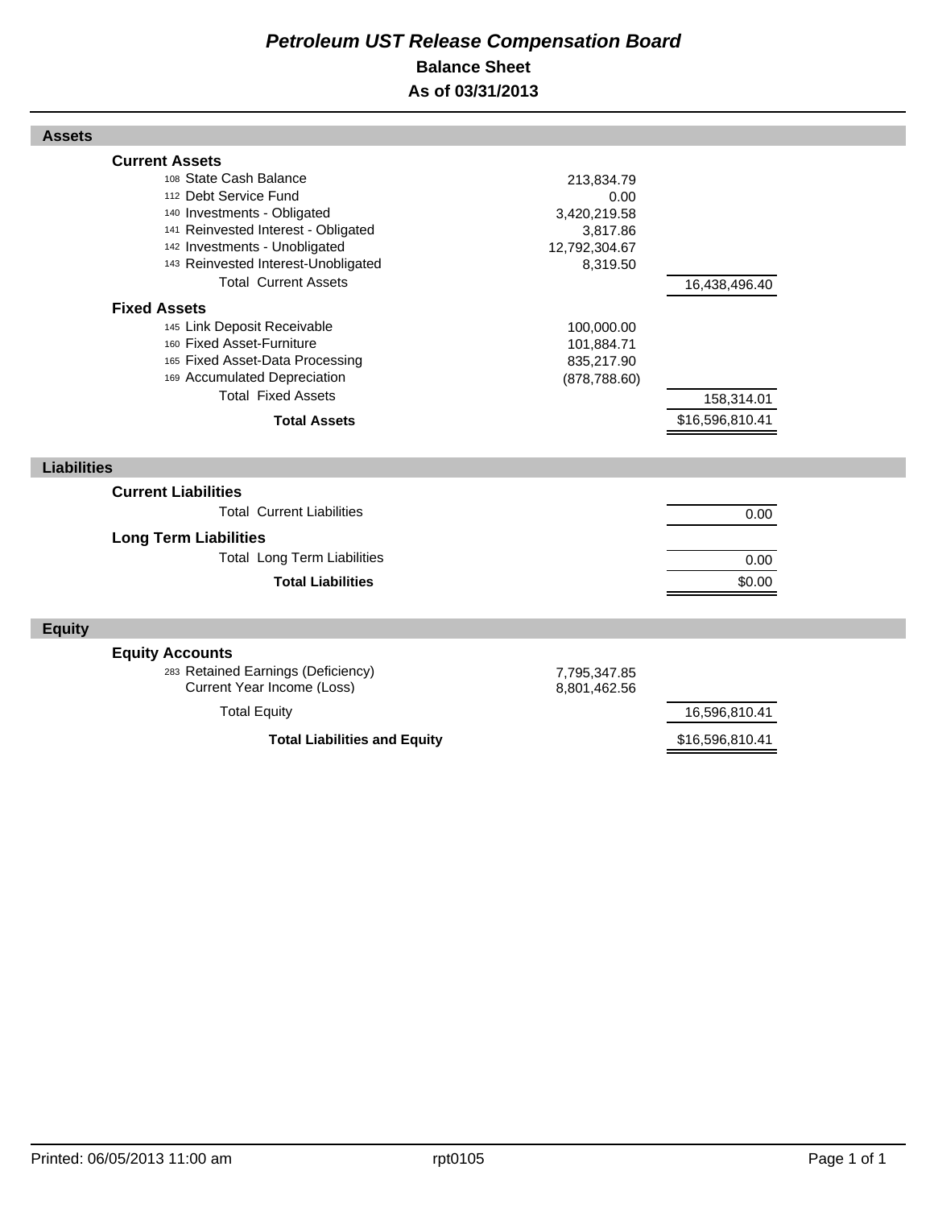# *Petroleum UST Release Compensation Board*

## Balance Sheet

## As of 03/31/2013

### Assets

| | | |
|---|---|---|
| **Current Assets** | | |
| 108 State Cash Balance | 213,834.79 | |
| 112 Debt Service Fund | 0.00 | |
| 140 Investments - Obligated | 3,420,219.58 | |
| 141 Reinvested Interest - Obligated | 3,817.86 | |
| 142 Investments - Unobligated | 12,792,304.67 | |
| 143 Reinvested Interest-Unobligated | 8,319.50 | |
| Total Current Assets | | 16,438,496.40 |
| **Fixed Assets** | | |
| 145 Link Deposit Receivable | 100,000.00 | |
| 160 Fixed Asset-Furniture | 101,884.71 | |
| 165 Fixed Asset-Data Processing | 835,217.90 | |
| 169 Accumulated Depreciation | (878,788.60) | |
| Total Fixed Assets | | 158,314.01 |
| **Total Assets** | | $16,596,810.41 |

### Liabilities

| | | |
|---|---|---|
| **Current Liabilities** | | |
| Total Current Liabilities | | 0.00 |
| **Long Term Liabilities** | | |
| Total Long Term Liabilities | | 0.00 |
| **Total Liabilities** | | $0.00 |

### Equity

| | | |
|---|---|---|
| **Equity Accounts** | | |
| 283 Retained Earnings (Deficiency) | 7,795,347.85 | |
| Current Year Income (Loss) | 8,801,462.56 | |
| Total Equity | | 16,596,810.41 |
| **Total Liabilities and Equity** | | $16,596,810.41 |

Printed: 06/05/2013 11:00 am rpt0105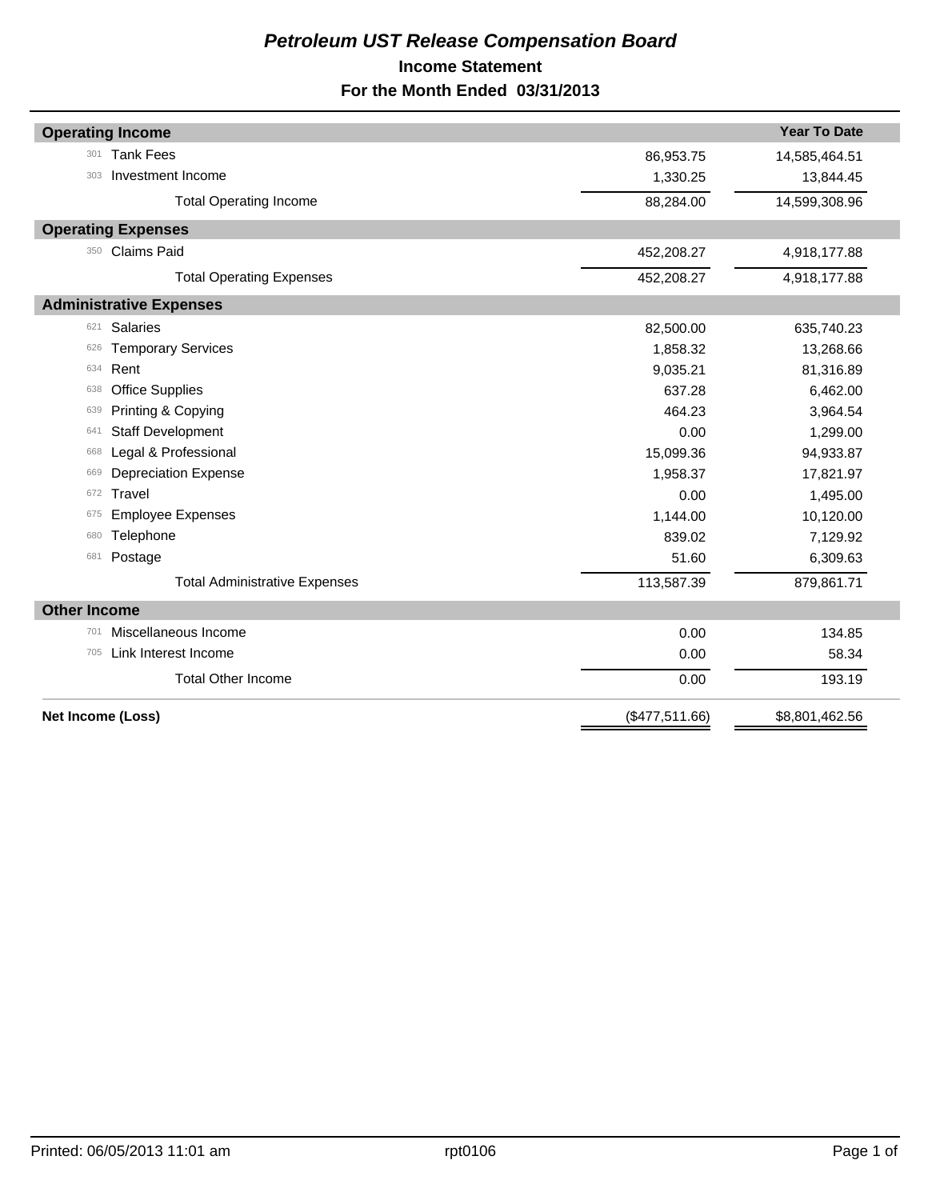# *Petroleum UST Release Compensation Board*

## Income Statement

## For the Month Ended 03/31/2013

| Operating Income | | | Year To Date |
|---|---|---|---|
| 301 | Tank Fees | 86,953.75 | 14,585,464.51 |
| 303 | Investment Income | 1,330.25 | 13,844.45 |
| | Total Operating Income | 88,284.00 | 14,599,308.96 |
| **Operating Expenses** | | | |
| 350 | Claims Paid | 452,208.27 | 4,918,177.88 |
| | Total Operating Expenses | 452,208.27 | 4,918,177.88 |
| **Administrative Expenses** | | | |
| 621 | Salaries | 82,500.00 | 635,740.23 |
| 626 | Temporary Services | 1,858.32 | 13,268.66 |
| 634 | Rent | 9,035.21 | 81,316.89 |
| 638 | Office Supplies | 637.28 | 6,462.00 |
| 639 | Printing & Copying | 464.23 | 3,964.54 |
| 641 | Staff Development | 0.00 | 1,299.00 |
| 668 | Legal & Professional | 15,099.36 | 94,933.87 |
| 669 | Depreciation Expense | 1,958.37 | 17,821.97 |
| 672 | Travel | 0.00 | 1,495.00 |
| 675 | Employee Expenses | 1,144.00 | 10,120.00 |
| 680 | Telephone | 839.02 | 7,129.92 |
| 681 | Postage | 51.60 | 6,309.63 |
| | Total Administrative Expenses | 113,587.39 | 879,861.71 |
| **Other Income** | | | |
| 701 | Miscellaneous Income | 0.00 | 134.85 |
| 705 | Link Interest Income | 0.00 | 58.34 |
| | Total Other Income | 0.00 | 193.19 |
| **Net Income (Loss)** | | ($477,511.66) | $8,801,462.56 |

Printed: 06/05/2013 11:01 am rpt0106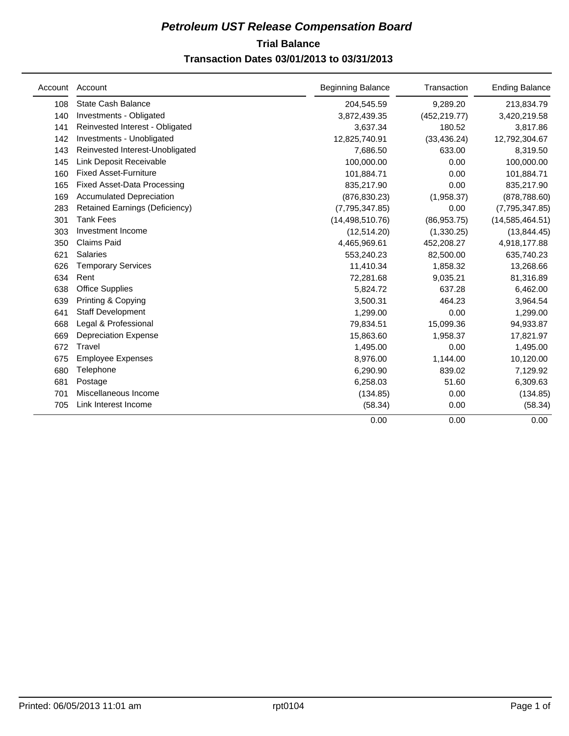# *Petroleum UST Release Compensation Board*

## Trial Balance

### Transaction Dates 03/01/2013 to 03/31/2013

| Account | Account | Beginning Balance | Transaction | Ending Balance |
|---|---|---|---|---|
| 108 | State Cash Balance | 204,545.59 | 9,289.20 | 213,834.79 |
| 140 | Investments - Obligated | 3,872,439.35 | (452,219.77) | 3,420,219.58 |
| 141 | Reinvested Interest - Obligated | 3,637.34 | 180.52 | 3,817.86 |
| 142 | Investments - Unobligated | 12,825,740.91 | (33,436.24) | 12,792,304.67 |
| 143 | Reinvested Interest-Unobligated | 7,686.50 | 633.00 | 8,319.50 |
| 145 | Link Deposit Receivable | 100,000.00 | 0.00 | 100,000.00 |
| 160 | Fixed Asset-Furniture | 101,884.71 | 0.00 | 101,884.71 |
| 165 | Fixed Asset-Data Processing | 835,217.90 | 0.00 | 835,217.90 |
| 169 | Accumulated Depreciation | (876,830.23) | (1,958.37) | (878,788.60) |
| 283 | Retained Earnings (Deficiency) | (7,795,347.85) | 0.00 | (7,795,347.85) |
| 301 | Tank Fees | (14,498,510.76) | (86,953.75) | (14,585,464.51) |
| 303 | Investment Income | (12,514.20) | (1,330.25) | (13,844.45) |
| 350 | Claims Paid | 4,465,969.61 | 452,208.27 | 4,918,177.88 |
| 621 | Salaries | 553,240.23 | 82,500.00 | 635,740.23 |
| 626 | Temporary Services | 11,410.34 | 1,858.32 | 13,268.66 |
| 634 | Rent | 72,281.68 | 9,035.21 | 81,316.89 |
| 638 | Office Supplies | 5,824.72 | 637.28 | 6,462.00 |
| 639 | Printing & Copying | 3,500.31 | 464.23 | 3,964.54 |
| 641 | Staff Development | 1,299.00 | 0.00 | 1,299.00 |
| 668 | Legal & Professional | 79,834.51 | 15,099.36 | 94,933.87 |
| 669 | Depreciation Expense | 15,863.60 | 1,958.37 | 17,821.97 |
| 672 | Travel | 1,495.00 | 0.00 | 1,495.00 |
| 675 | Employee Expenses | 8,976.00 | 1,144.00 | 10,120.00 |
| 680 | Telephone | 6,290.90 | 839.02 | 7,129.92 |
| 681 | Postage | 6,258.03 | 51.60 | 6,309.63 |
| 701 | Miscellaneous Income | (134.85) | 0.00 | (134.85) |
| 705 | Link Interest Income | (58.34) | 0.00 | (58.34) |
| | | 0.00 | 0.00 | 0.00 |

Printed: 06/05/2013 11:01 am rpt0104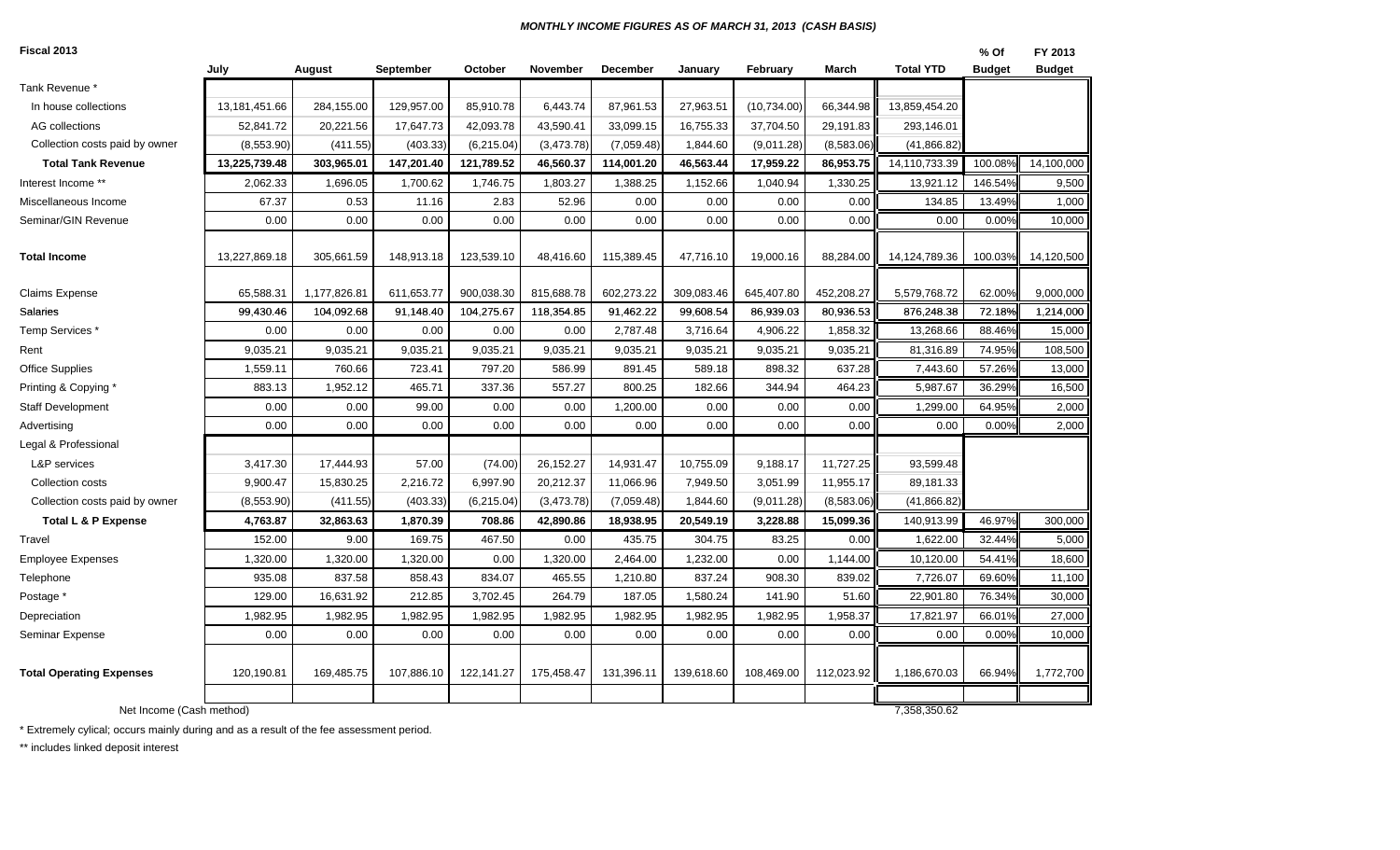### *MONTHLY INCOME FIGURES AS OF MARCH 31, 2013 (CASH BASIS)*

**Fiscal 2013**

| | July | August | September | October | November | December | January | February | March | Total YTD | % Of Budget | FY 2013 Budget |
|---|---|---|---|---|---|---|---|---|---|---|---|---|
| Tank Revenue * | | | | | | | | | | | | |
| In house collections | 13,181,451.66 | 284,155.00 | 129,957.00 | 85,910.78 | 6,443.74 | 87,961.53 | 27,963.51 | (10,734.00) | 66,344.98 | 13,859,454.20 | | |
| AG collections | 52,841.72 | 20,221.56 | 17,647.73 | 42,093.78 | 43,590.41 | 33,099.15 | 16,755.33 | 37,704.50 | 29,191.83 | 293,146.01 | | |
| Collection costs paid by owner | (8,553.90) | (411.55) | (403.33) | (6,215.04) | (3,473.78) | (7,059.48) | 1,844.60 | (9,011.28) | (8,583.06) | (41,866.82) | | |
| **Total Tank Revenue** | **13,225,739.48** | **303,965.01** | **147,201.40** | **121,789.52** | **46,560.37** | **114,001.20** | **46,563.44** | **17,959.22** | **86,953.75** | 14,110,733.39 | 100.08% | 14,100,000 |
| Interest Income ** | 2,062.33 | 1,696.05 | 1,700.62 | 1,746.75 | 1,803.27 | 1,388.25 | 1,152.66 | 1,040.94 | 1,330.25 | 13,921.12 | 146.54% | 9,500 |
| Miscellaneous Income | 67.37 | 0.53 | 11.16 | 2.83 | 52.96 | 0.00 | 0.00 | 0.00 | 0.00 | 134.85 | 13.49% | 1,000 |
| Seminar/GIN Revenue | 0.00 | 0.00 | 0.00 | 0.00 | 0.00 | 0.00 | 0.00 | 0.00 | 0.00 | 0.00 | 0.00% | 10,000 |
| **Total Income** | 13,227,869.18 | 305,661.59 | 148,913.18 | 123,539.10 | 48,416.60 | 115,389.45 | 47,716.10 | 19,000.16 | 88,284.00 | 14,124,789.36 | 100.03% | 14,120,500 |
| Claims Expense | 65,588.31 | 1,177,826.81 | 611,653.77 | 900,038.30 | 815,688.78 | 602,273.22 | 309,083.46 | 645,407.80 | 452,208.27 | 5,579,768.72 | 62.00% | 9,000,000 |
| Salaries | 99,430.46 | 104,092.68 | 91,148.40 | 104,275.67 | 118,354.85 | 91,462.22 | 99,608.54 | 86,939.03 | 80,936.53 | 876,248.38 | 72.18% | 1,214,000 |
| Temp Services * | 0.00 | 0.00 | 0.00 | 0.00 | 0.00 | 2,787.48 | 3,716.64 | 4,906.22 | 1,858.32 | 13,268.66 | 88.46% | 15,000 |
| Rent | 9,035.21 | 9,035.21 | 9,035.21 | 9,035.21 | 9,035.21 | 9,035.21 | 9,035.21 | 9,035.21 | 9,035.21 | 81,316.89 | 74.95% | 108,500 |
| Office Supplies | 1,559.11 | 760.66 | 723.41 | 797.20 | 586.99 | 891.45 | 589.18 | 898.32 | 637.28 | 7,443.60 | 57.26% | 13,000 |
| Printing & Copying * | 883.13 | 1,952.12 | 465.71 | 337.36 | 557.27 | 800.25 | 182.66 | 344.94 | 464.23 | 5,987.67 | 36.29% | 16,500 |
| Staff Development | 0.00 | 0.00 | 99.00 | 0.00 | 0.00 | 1,200.00 | 0.00 | 0.00 | 0.00 | 1,299.00 | 64.95% | 2,000 |
| Advertising | 0.00 | 0.00 | 0.00 | 0.00 | 0.00 | 0.00 | 0.00 | 0.00 | 0.00 | 0.00 | 0.00% | 2,000 |
| Legal & Professional | | | | | | | | | | | | |
| L&P services | 3,417.30 | 17,444.93 | 57.00 | (74.00) | 26,152.27 | 14,931.47 | 10,755.09 | 9,188.17 | 11,727.25 | 93,599.48 | | |
| Collection costs | 9,900.47 | 15,830.25 | 2,216.72 | 6,997.90 | 20,212.37 | 11,066.96 | 7,949.50 | 3,051.99 | 11,955.17 | 89,181.33 | | |
| Collection costs paid by owner | (8,553.90) | (411.55) | (403.33) | (6,215.04) | (3,473.78) | (7,059.48) | 1,844.60 | (9,011.28) | (8,583.06) | (41,866.82) | | |
| **Total L & P Expense** | **4,763.87** | **32,863.63** | **1,870.39** | **708.86** | **42,890.86** | **18,938.95** | **20,549.19** | **3,228.88** | **15,099.36** | 140,913.99 | 46.97% | 300,000 |
| Travel | 152.00 | 9.00 | 169.75 | 467.50 | 0.00 | 435.75 | 304.75 | 83.25 | 0.00 | 1,622.00 | 32.44% | 5,000 |
| Employee Expenses | 1,320.00 | 1,320.00 | 1,320.00 | 0.00 | 1,320.00 | 2,464.00 | 1,232.00 | 0.00 | 1,144.00 | 10,120.00 | 54.41% | 18,600 |
| Telephone | 935.08 | 837.58 | 858.43 | 834.07 | 465.55 | 1,210.80 | 837.24 | 908.30 | 839.02 | 7,726.07 | 69.60% | 11,100 |
| Postage * | 129.00 | 16,631.92 | 212.85 | 3,702.45 | 264.79 | 187.05 | 1,580.24 | 141.90 | 51.60 | 22,901.80 | 76.34% | 30,000 |
| Depreciation | 1,982.95 | 1,982.95 | 1,982.95 | 1,982.95 | 1,982.95 | 1,982.95 | 1,982.95 | 1,982.95 | 1,958.37 | 17,821.97 | 66.01% | 27,000 |
| Seminar Expense | 0.00 | 0.00 | 0.00 | 0.00 | 0.00 | 0.00 | 0.00 | 0.00 | 0.00 | 0.00 | 0.00% | 10,000 |
| **Total Operating Expenses** | 120,190.81 | 169,485.75 | 107,886.10 | 122,141.27 | 175,458.47 | 131,396.11 | 139,618.60 | 108,469.00 | 112,023.92 | 1,186,670.03 | 66.94% | 1,772,700 |
| Net Income (Cash method) | | | | | | | | | | 7,358,350.62 | | |

\* Extremely cylical; occurs mainly during and as a result of the fee assessment period.

** includes linked deposit interest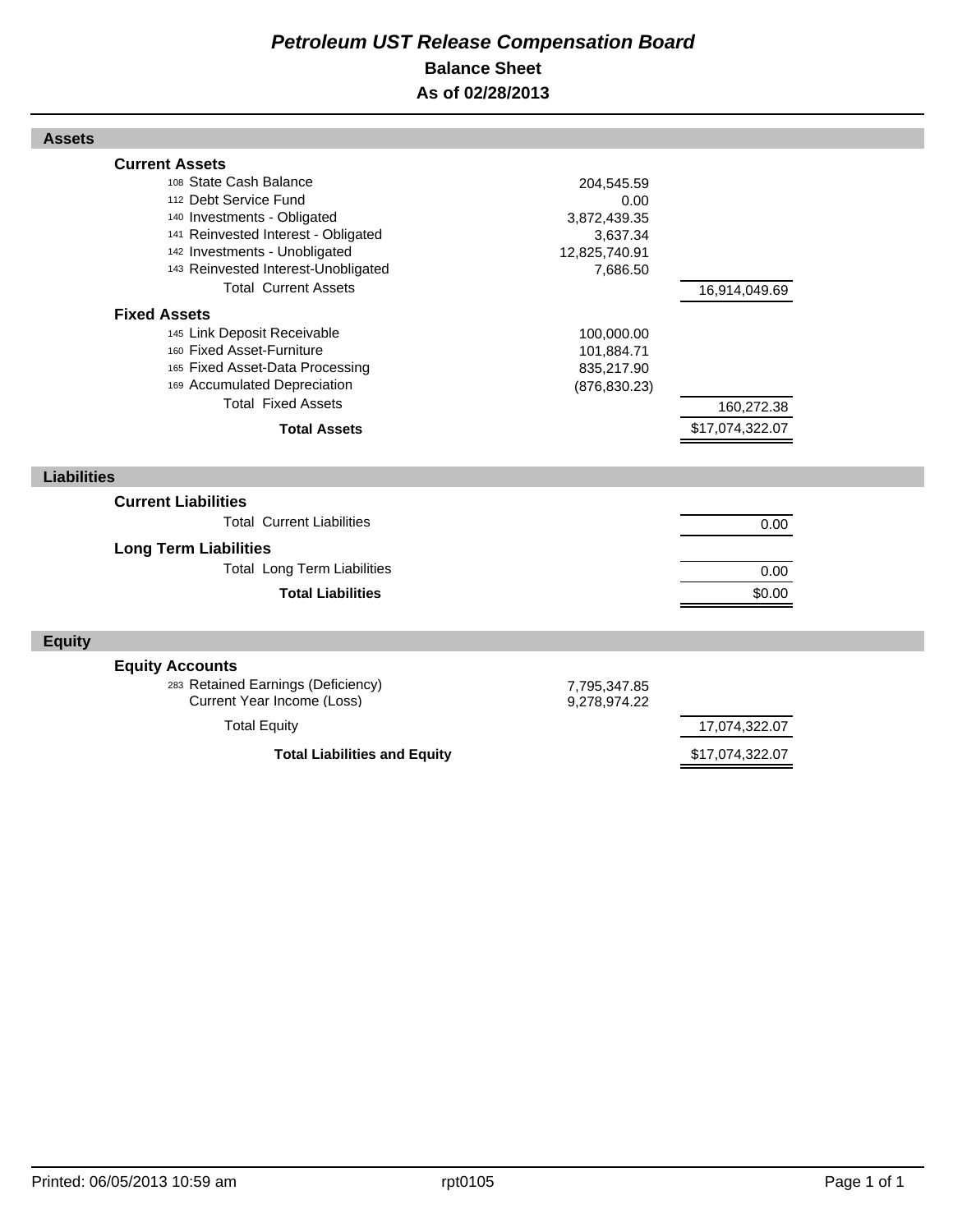# *Petroleum UST Release Compensation Board*

## Balance Sheet

## As of 02/28/2013

### Assets

| | | |
|---|---|---|
| **Current Assets** | | |
| 108 State Cash Balance | 204,545.59 | |
| 112 Debt Service Fund | 0.00 | |
| 140 Investments - Obligated | 3,872,439.35 | |
| 141 Reinvested Interest - Obligated | 3,637.34 | |
| 142 Investments - Unobligated | 12,825,740.91 | |
| 143 Reinvested Interest-Unobligated | 7,686.50 | |
| Total Current Assets | | 16,914,049.69 |
| **Fixed Assets** | | |
| 145 Link Deposit Receivable | 100,000.00 | |
| 160 Fixed Asset-Furniture | 101,884.71 | |
| 165 Fixed Asset-Data Processing | 835,217.90 | |
| 169 Accumulated Depreciation | (876,830.23) | |
| Total Fixed Assets | | 160,272.38 |
| **Total Assets** | | $17,074,322.07 |

### Liabilities

| | | |
|---|---|---|
| **Current Liabilities** | | |
| Total Current Liabilities | | 0.00 |
| **Long Term Liabilities** | | |
| Total Long Term Liabilities | | 0.00 |
| **Total Liabilities** | | $0.00 |

### Equity

| | | |
|---|---|---|
| **Equity Accounts** | | |
| 283 Retained Earnings (Deficiency) | 7,795,347.85 | |
| Current Year Income (Loss) | 9,278,974.22 | |
| Total Equity | | 17,074,322.07 |
| **Total Liabilities and Equity** | | $17,074,322.07 |

Printed: 06/05/2013 10:59 am rpt0105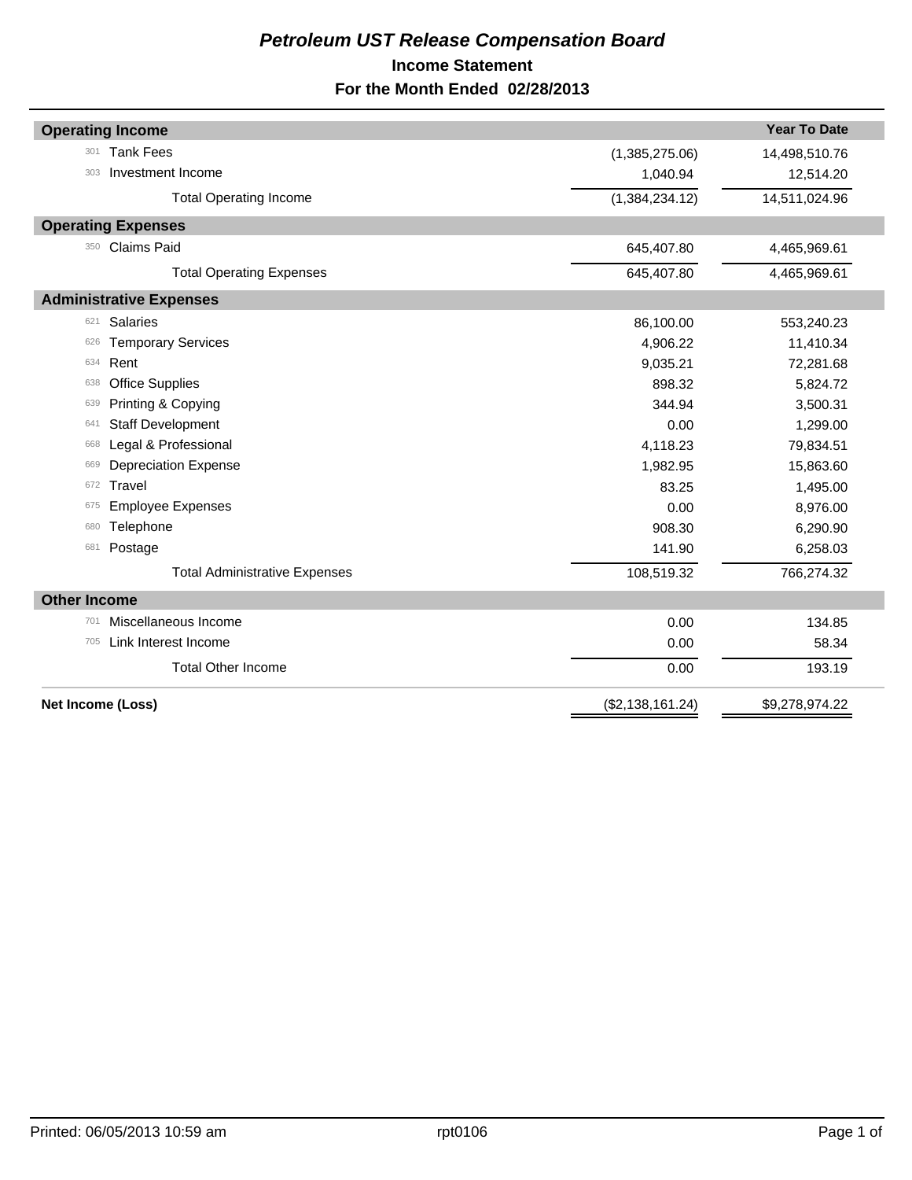# *Petroleum UST Release Compensation Board*

## Income Statement

## For the Month Ended 02/28/2013

| | | | Year To Date |
|---|---|---|---|
| **Operating Income** | | | |
| 301 | Tank Fees | (1,385,275.06) | 14,498,510.76 |
| 303 | Investment Income | 1,040.94 | 12,514.20 |
| | Total Operating Income | (1,384,234.12) | 14,511,024.96 |
| **Operating Expenses** | | | |
| 350 | Claims Paid | 645,407.80 | 4,465,969.61 |
| | Total Operating Expenses | 645,407.80 | 4,465,969.61 |
| **Administrative Expenses** | | | |
| 621 | Salaries | 86,100.00 | 553,240.23 |
| 626 | Temporary Services | 4,906.22 | 11,410.34 |
| 634 | Rent | 9,035.21 | 72,281.68 |
| 638 | Office Supplies | 898.32 | 5,824.72 |
| 639 | Printing & Copying | 344.94 | 3,500.31 |
| 641 | Staff Development | 0.00 | 1,299.00 |
| 668 | Legal & Professional | 4,118.23 | 79,834.51 |
| 669 | Depreciation Expense | 1,982.95 | 15,863.60 |
| 672 | Travel | 83.25 | 1,495.00 |
| 675 | Employee Expenses | 0.00 | 8,976.00 |
| 680 | Telephone | 908.30 | 6,290.90 |
| 681 | Postage | 141.90 | 6,258.03 |
| | Total Administrative Expenses | 108,519.32 | 766,274.32 |
| **Other Income** | | | |
| 701 | Miscellaneous Income | 0.00 | 134.85 |
| 705 | Link Interest Income | 0.00 | 58.34 |
| | Total Other Income | 0.00 | 193.19 |
| **Net Income (Loss)** | | ($2,138,161.24) | $9,278,974.22 |

Printed: 06/05/2013 10:59 am rpt0106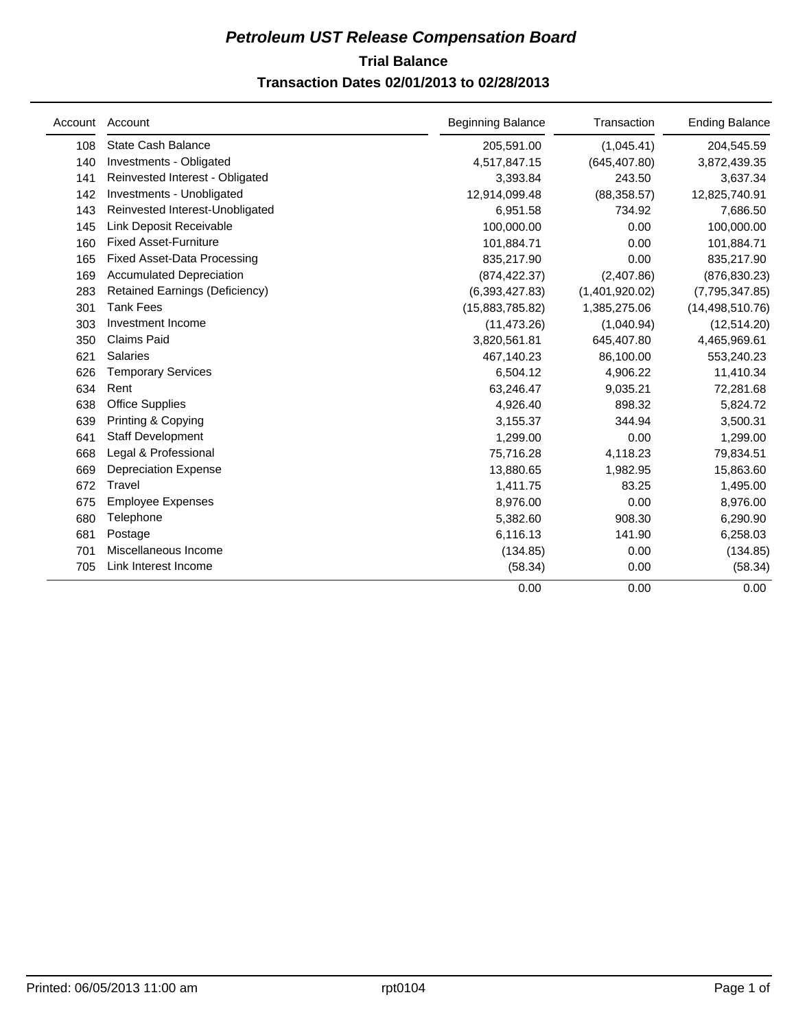# *Petroleum UST Release Compensation Board*

## Trial Balance

### Transaction Dates 02/01/2013 to 02/28/2013

| Account | Account | Beginning Balance | Transaction | Ending Balance |
|---|---|---|---|---|
| 108 | State Cash Balance | 205,591.00 | (1,045.41) | 204,545.59 |
| 140 | Investments - Obligated | 4,517,847.15 | (645,407.80) | 3,872,439.35 |
| 141 | Reinvested Interest - Obligated | 3,393.84 | 243.50 | 3,637.34 |
| 142 | Investments - Unobligated | 12,914,099.48 | (88,358.57) | 12,825,740.91 |
| 143 | Reinvested Interest-Unobligated | 6,951.58 | 734.92 | 7,686.50 |
| 145 | Link Deposit Receivable | 100,000.00 | 0.00 | 100,000.00 |
| 160 | Fixed Asset-Furniture | 101,884.71 | 0.00 | 101,884.71 |
| 165 | Fixed Asset-Data Processing | 835,217.90 | 0.00 | 835,217.90 |
| 169 | Accumulated Depreciation | (874,422.37) | (2,407.86) | (876,830.23) |
| 283 | Retained Earnings (Deficiency) | (6,393,427.83) | (1,401,920.02) | (7,795,347.85) |
| 301 | Tank Fees | (15,883,785.82) | 1,385,275.06 | (14,498,510.76) |
| 303 | Investment Income | (11,473.26) | (1,040.94) | (12,514.20) |
| 350 | Claims Paid | 3,820,561.81 | 645,407.80 | 4,465,969.61 |
| 621 | Salaries | 467,140.23 | 86,100.00 | 553,240.23 |
| 626 | Temporary Services | 6,504.12 | 4,906.22 | 11,410.34 |
| 634 | Rent | 63,246.47 | 9,035.21 | 72,281.68 |
| 638 | Office Supplies | 4,926.40 | 898.32 | 5,824.72 |
| 639 | Printing & Copying | 3,155.37 | 344.94 | 3,500.31 |
| 641 | Staff Development | 1,299.00 | 0.00 | 1,299.00 |
| 668 | Legal & Professional | 75,716.28 | 4,118.23 | 79,834.51 |
| 669 | Depreciation Expense | 13,880.65 | 1,982.95 | 15,863.60 |
| 672 | Travel | 1,411.75 | 83.25 | 1,495.00 |
| 675 | Employee Expenses | 8,976.00 | 0.00 | 8,976.00 |
| 680 | Telephone | 5,382.60 | 908.30 | 6,290.90 |
| 681 | Postage | 6,116.13 | 141.90 | 6,258.03 |
| 701 | Miscellaneous Income | (134.85) | 0.00 | (134.85) |
| 705 | Link Interest Income | (58.34) | 0.00 | (58.34) |
| | | 0.00 | 0.00 | 0.00 |

Printed: 06/05/2013 11:00 am    rpt0104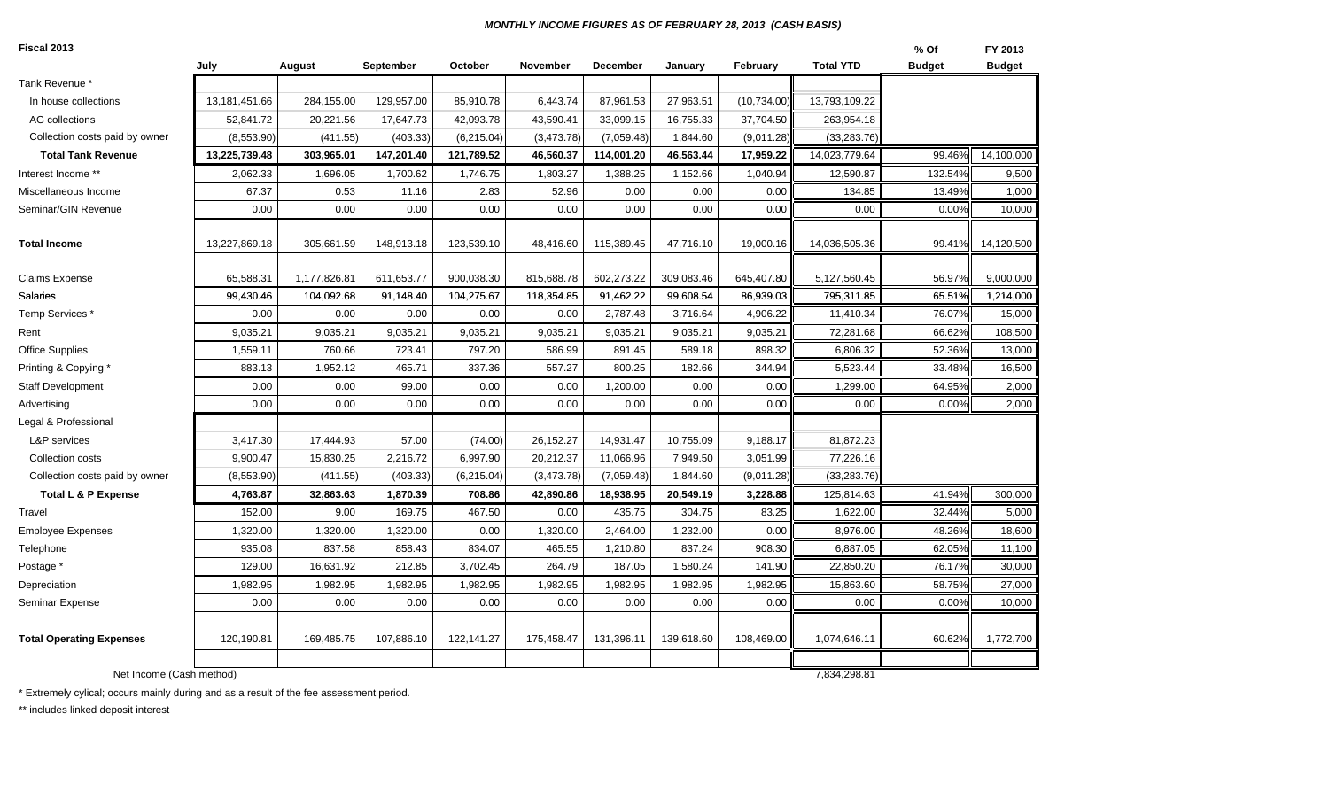***MONTHLY INCOME FIGURES AS OF FEBRUARY 28, 2013 (CASH BASIS)***

| **Fiscal 2013** | July | August | September | October | November | December | January | February | Total YTD | % Of Budget | FY 2013 Budget |
|---|---|---|---|---|---|---|---|---|---|---|---|
| Tank Revenue * | | | | | | | | | | | |
| In house collections | 13,181,451.66 | 284,155.00 | 129,957.00 | 85,910.78 | 6,443.74 | 87,961.53 | 27,963.51 | (10,734.00) | 13,793,109.22 | | |
| AG collections | 52,841.72 | 20,221.56 | 17,647.73 | 42,093.78 | 43,590.41 | 33,099.15 | 16,755.33 | 37,704.50 | 263,954.18 | | |
| Collection costs paid by owner | (8,553.90) | (411.55) | (403.33) | (6,215.04) | (3,473.78) | (7,059.48) | 1,844.60 | (9,011.28) | (33,283.76) | | |
| **Total Tank Revenue** | **13,225,739.48** | **303,965.01** | **147,201.40** | **121,789.52** | **46,560.37** | **114,001.20** | **46,563.44** | **17,959.22** | 14,023,779.64 | 99.46% | 14,100,000 |
| Interest Income ** | 2,062.33 | 1,696.05 | 1,700.62 | 1,746.75 | 1,803.27 | 1,388.25 | 1,152.66 | 1,040.94 | 12,590.87 | 132.54% | 9,500 |
| Miscellaneous Income | 67.37 | 0.53 | 11.16 | 2.83 | 52.96 | 0.00 | 0.00 | 0.00 | 134.85 | 13.49% | 1,000 |
| Seminar/GIN Revenue | 0.00 | 0.00 | 0.00 | 0.00 | 0.00 | 0.00 | 0.00 | 0.00 | 0.00 | 0.00% | 10,000 |
| **Total Income** | 13,227,869.18 | 305,661.59 | 148,913.18 | 123,539.10 | 48,416.60 | 115,389.45 | 47,716.10 | 19,000.16 | 14,036,505.36 | 99.41% | 14,120,500 |
| Claims Expense | 65,588.31 | 1,177,826.81 | 611,653.77 | 900,038.30 | 815,688.78 | 602,273.22 | 309,083.46 | 645,407.80 | 5,127,560.45 | 56.97% | 9,000,000 |
| Salaries | 99,430.46 | 104,092.68 | 91,148.40 | 104,275.67 | 118,354.85 | 91,462.22 | 99,608.54 | 86,939.03 | 795,311.85 | 65.51% | 1,214,000 |
| Temp Services * | 0.00 | 0.00 | 0.00 | 0.00 | 0.00 | 2,787.48 | 3,716.64 | 4,906.22 | 11,410.34 | 76.07% | 15,000 |
| Rent | 9,035.21 | 9,035.21 | 9,035.21 | 9,035.21 | 9,035.21 | 9,035.21 | 9,035.21 | 9,035.21 | 72,281.68 | 66.62% | 108,500 |
| Office Supplies | 1,559.11 | 760.66 | 723.41 | 797.20 | 586.99 | 891.45 | 589.18 | 898.32 | 6,806.32 | 52.36% | 13,000 |
| Printing & Copying * | 883.13 | 1,952.12 | 465.71 | 337.36 | 557.27 | 800.25 | 182.66 | 344.94 | 5,523.44 | 33.48% | 16,500 |
| Staff Development | 0.00 | 0.00 | 99.00 | 0.00 | 0.00 | 1,200.00 | 0.00 | 0.00 | 1,299.00 | 64.95% | 2,000 |
| Advertising | 0.00 | 0.00 | 0.00 | 0.00 | 0.00 | 0.00 | 0.00 | 0.00 | 0.00 | 0.00% | 2,000 |
| Legal & Professional | | | | | | | | | | | |
| L&P services | 3,417.30 | 17,444.93 | 57.00 | (74.00) | 26,152.27 | 14,931.47 | 10,755.09 | 9,188.17 | 81,872.23 | | |
| Collection costs | 9,900.47 | 15,830.25 | 2,216.72 | 6,997.90 | 20,212.37 | 11,066.96 | 7,949.50 | 3,051.99 | 77,226.16 | | |
| Collection costs paid by owner | (8,553.90) | (411.55) | (403.33) | (6,215.04) | (3,473.78) | (7,059.48) | 1,844.60 | (9,011.28) | (33,283.76) | | |
| **Total L & P Expense** | **4,763.87** | **32,863.63** | **1,870.39** | **708.86** | **42,890.86** | **18,938.95** | **20,549.19** | **3,228.88** | 125,814.63 | 41.94% | 300,000 |
| Travel | 152.00 | 9.00 | 169.75 | 467.50 | 0.00 | 435.75 | 304.75 | 83.25 | 1,622.00 | 32.44% | 5,000 |
| Employee Expenses | 1,320.00 | 1,320.00 | 1,320.00 | 0.00 | 1,320.00 | 2,464.00 | 1,232.00 | 0.00 | 8,976.00 | 48.26% | 18,600 |
| Telephone | 935.08 | 837.58 | 858.43 | 834.07 | 465.55 | 1,210.80 | 837.24 | 908.30 | 6,887.05 | 62.05% | 11,100 |
| Postage * | 129.00 | 16,631.92 | 212.85 | 3,702.45 | 264.79 | 187.05 | 1,580.24 | 141.90 | 22,850.20 | 76.17% | 30,000 |
| Depreciation | 1,982.95 | 1,982.95 | 1,982.95 | 1,982.95 | 1,982.95 | 1,982.95 | 1,982.95 | 1,982.95 | 15,863.60 | 58.75% | 27,000 |
| Seminar Expense | 0.00 | 0.00 | 0.00 | 0.00 | 0.00 | 0.00 | 0.00 | 0.00 | 0.00 | 0.00% | 10,000 |
| **Total Operating Expenses** | 120,190.81 | 169,485.75 | 107,886.10 | 122,141.27 | 175,458.47 | 131,396.11 | 139,618.60 | 108,469.00 | 1,074,646.11 | 60.62% | 1,772,700 |
| Net Income (Cash method) | | | | | | | | | 7,834,298.81 | | |

\* Extremely cylical; occurs mainly during and as a result of the fee assessment period.

** includes linked deposit interest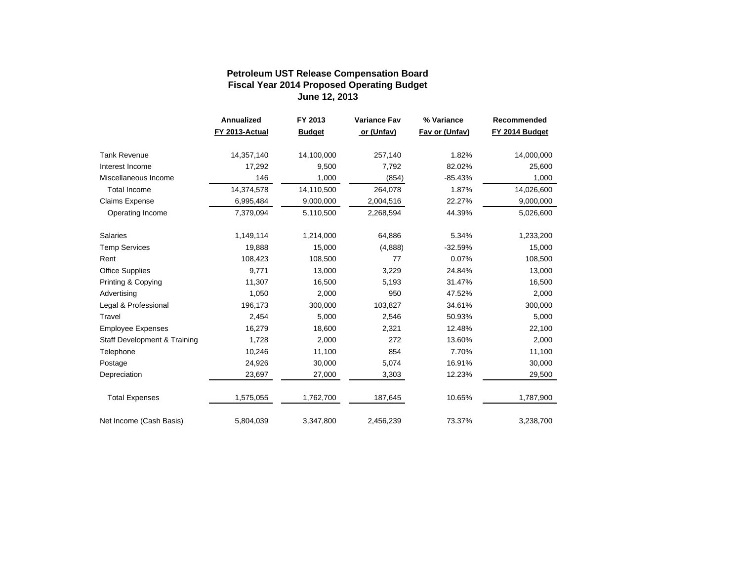**Petroleum UST Release Compensation Board**
**Fiscal Year 2014 Proposed Operating Budget**
**June 12, 2013**

| | Annualized FY 2013-Actual | FY 2013 Budget | Variance Fav or (Unfav) | % Variance Fav or (Unfav) | Recommended FY 2014 Budget |
|---|---|---|---|---|---|
| Tank Revenue | 14,357,140 | 14,100,000 | 257,140 | 1.82% | 14,000,000 |
| Interest Income | 17,292 | 9,500 | 7,792 | 82.02% | 25,600 |
| Miscellaneous Income | 146 | 1,000 | (854) | -85.43% | 1,000 |
| Total Income | 14,374,578 | 14,110,500 | 264,078 | 1.87% | 14,026,600 |
| Claims Expense | 6,995,484 | 9,000,000 | 2,004,516 | 22.27% | 9,000,000 |
| Operating Income | 7,379,094 | 5,110,500 | 2,268,594 | 44.39% | 5,026,600 |
| Salaries | 1,149,114 | 1,214,000 | 64,886 | 5.34% | 1,233,200 |
| Temp Services | 19,888 | 15,000 | (4,888) | -32.59% | 15,000 |
| Rent | 108,423 | 108,500 | 77 | 0.07% | 108,500 |
| Office Supplies | 9,771 | 13,000 | 3,229 | 24.84% | 13,000 |
| Printing & Copying | 11,307 | 16,500 | 5,193 | 31.47% | 16,500 |
| Advertising | 1,050 | 2,000 | 950 | 47.52% | 2,000 |
| Legal & Professional | 196,173 | 300,000 | 103,827 | 34.61% | 300,000 |
| Travel | 2,454 | 5,000 | 2,546 | 50.93% | 5,000 |
| Employee Expenses | 16,279 | 18,600 | 2,321 | 12.48% | 22,100 |
| Staff Development & Training | 1,728 | 2,000 | 272 | 13.60% | 2,000 |
| Telephone | 10,246 | 11,100 | 854 | 7.70% | 11,100 |
| Postage | 24,926 | 30,000 | 5,074 | 16.91% | 30,000 |
| Depreciation | 23,697 | 27,000 | 3,303 | 12.23% | 29,500 |
| Total Expenses | 1,575,055 | 1,762,700 | 187,645 | 10.65% | 1,787,900 |
| Net Income (Cash Basis) | 5,804,039 | 3,347,800 | 2,456,239 | 73.37% | 3,238,700 |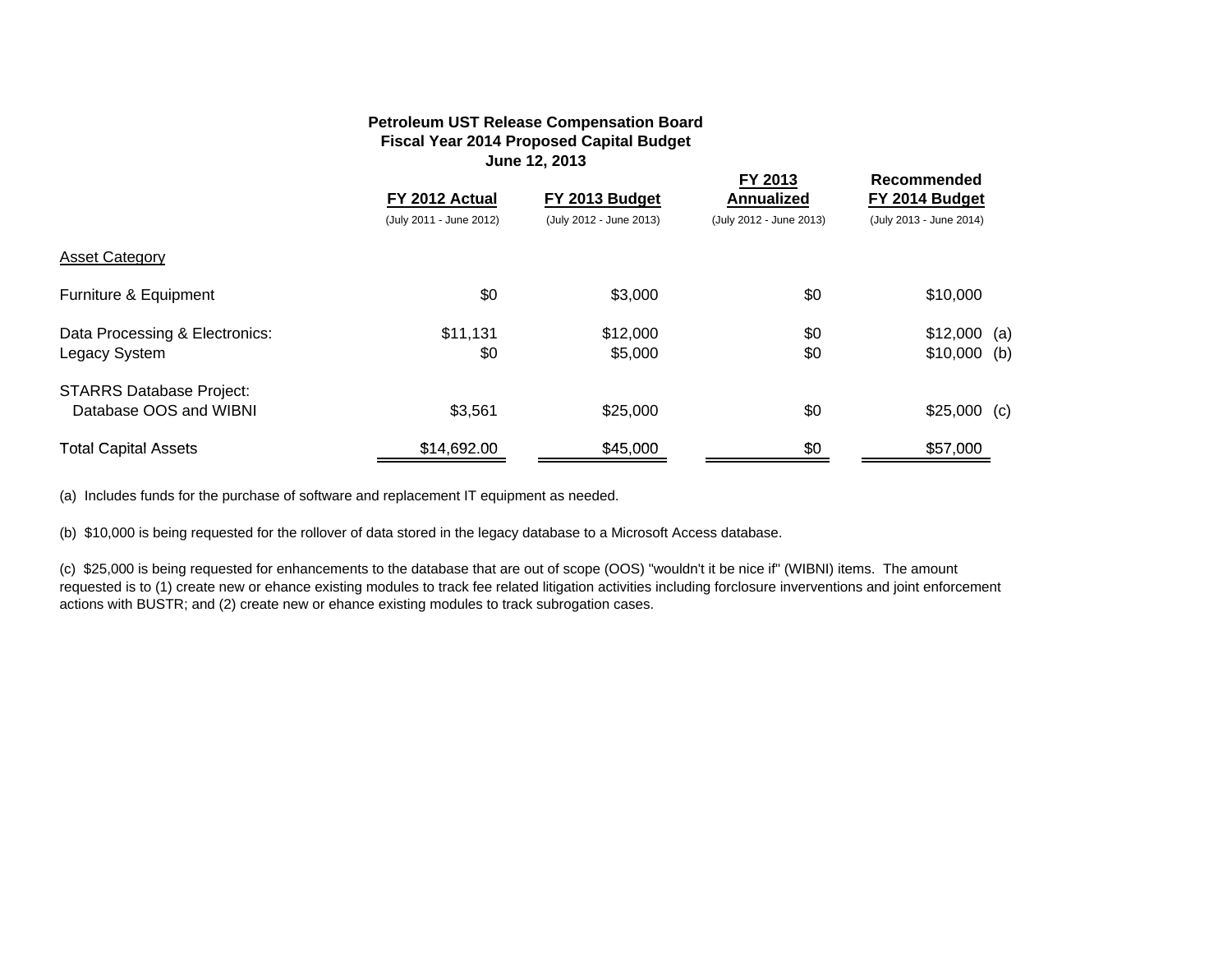# Petroleum UST Release Compensation Board
## Fiscal Year 2014 Proposed Capital Budget
### June 12, 2013

| Asset Category | FY 2012 Actual (July 2011 - June 2012) | FY 2013 Budget (July 2012 - June 2013) | FY 2013 Annualized (July 2012 - June 2013) | Recommended FY 2014 Budget (July 2013 - June 2014) |
|---|---|---|---|---|
| Furniture & Equipment | $0 | $3,000 | $0 | $10,000 |
| Data Processing & Electronics: | $11,131 | $12,000 | $0 | $12,000 (a) |
| Legacy System | $0 | $5,000 | $0 | $10,000 (b) |
| STARRS Database Project: | | | | |
| Database OOS and WIBNI | $3,561 | $25,000 | $0 | $25,000 (c) |
| Total Capital Assets | $14,692.00 | $45,000 | $0 | $57,000 |

(a) Includes funds for the purchase of software and replacement IT equipment as needed.

(b) $10,000 is being requested for the rollover of data stored in the legacy database to a Microsoft Access database.

(c) $25,000 is being requested for enhancements to the database that are out of scope (OOS) "wouldn't it be nice if" (WIBNI) items. The amount requested is to (1) create new or ehance existing modules to track fee related litigation activities including forclosure inverventions and joint enforcement actions with BUSTR; and (2) create new or ehance existing modules to track subrogation cases.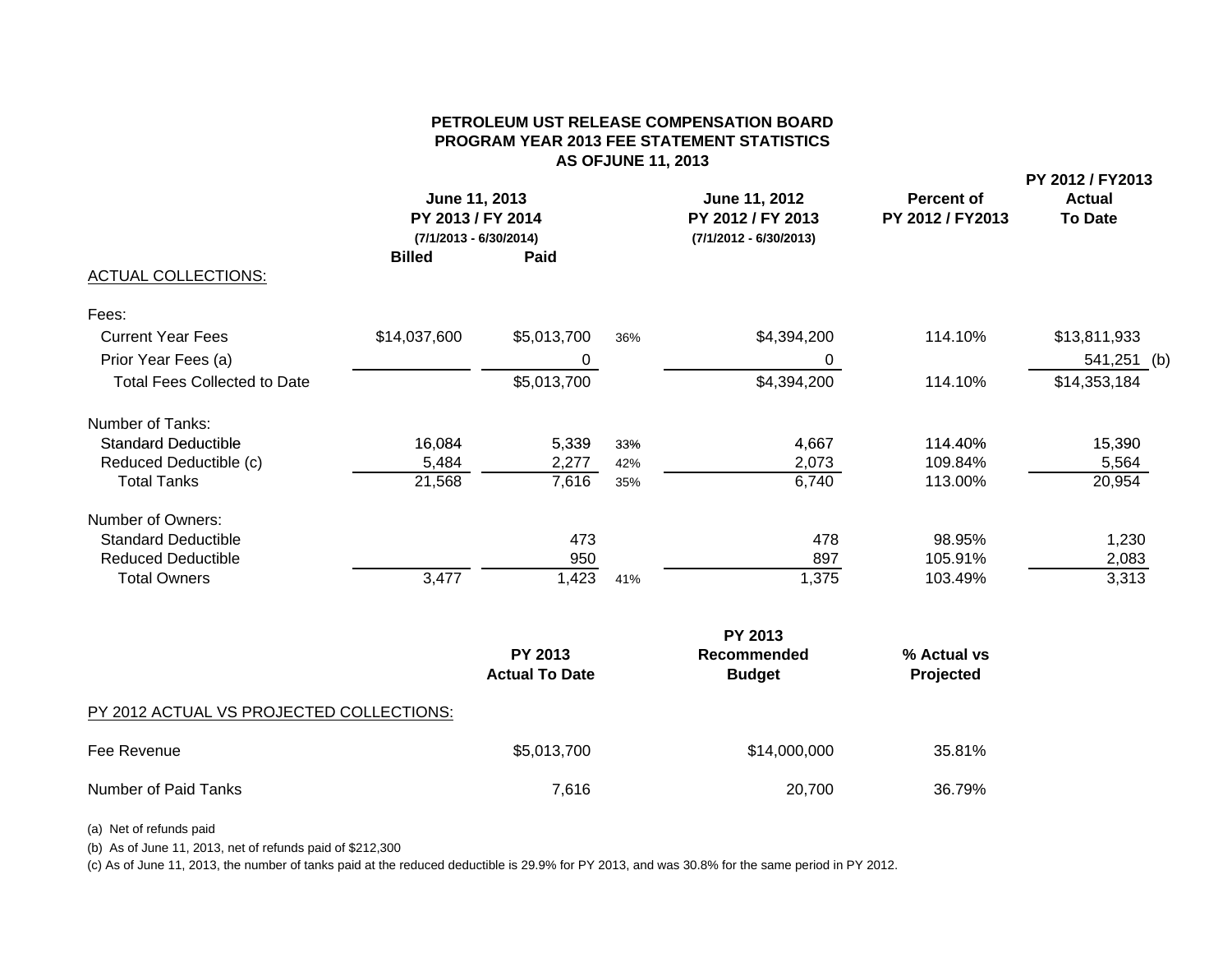# PETROLEUM UST RELEASE COMPENSATION BOARD
## PROGRAM YEAR 2013 FEE STATEMENT STATISTICS
## AS OFJUNE 11, 2013

| | June 11, 2013 PY 2013 / FY 2014 (7/1/2013 - 6/30/2014) Billed | Paid | | June 11, 2012 PY 2012 / FY 2013 (7/1/2012 - 6/30/2013) | Percent of PY 2012 / FY2013 | PY 2012 / FY2013 Actual To Date |
|---|---|---|---|---|---|---|
| ACTUAL COLLECTIONS: | | | | | | |
| Fees: | | | | | | |
| Current Year Fees | $14,037,600 | $5,013,700 | 36% | $4,394,200 | 114.10% | $13,811,933 |
| Prior Year Fees (a) | | 0 | | 0 | | 541,251 (b) |
| Total Fees Collected to Date | | $5,013,700 | | $4,394,200 | 114.10% | $14,353,184 |
| Number of Tanks: | | | | | | |
| Standard Deductible | 16,084 | 5,339 | 33% | 4,667 | 114.40% | 15,390 |
| Reduced Deductible (c) | 5,484 | 2,277 | 42% | 2,073 | 109.84% | 5,564 |
| Total Tanks | 21,568 | 7,616 | 35% | 6,740 | 113.00% | 20,954 |
| Number of Owners: | | | | | | |
| Standard Deductible | | 473 | | 478 | 98.95% | 1,230 |
| Reduced Deductible | | 950 | | 897 | 105.91% | 2,083 |
| Total Owners | 3,477 | 1,423 | 41% | 1,375 | 103.49% | 3,313 |

| | PY 2013 Actual To Date | PY 2013 Recommended Budget | % Actual vs Projected |
|---|---|---|---|
| PY 2012 ACTUAL VS PROJECTED COLLECTIONS: | | | |
| Fee Revenue | $5,013,700 | $14,000,000 | 35.81% |
| Number of Paid Tanks | 7,616 | 20,700 | 36.79% |

(a) Net of refunds paid

(b) As of June 11, 2013, net of refunds paid of $212,300

(c) As of June 11, 2013, the number of tanks paid at the reduced deductible is 29.9% for PY 2013, and was 30.8% for the same period in PY 2012.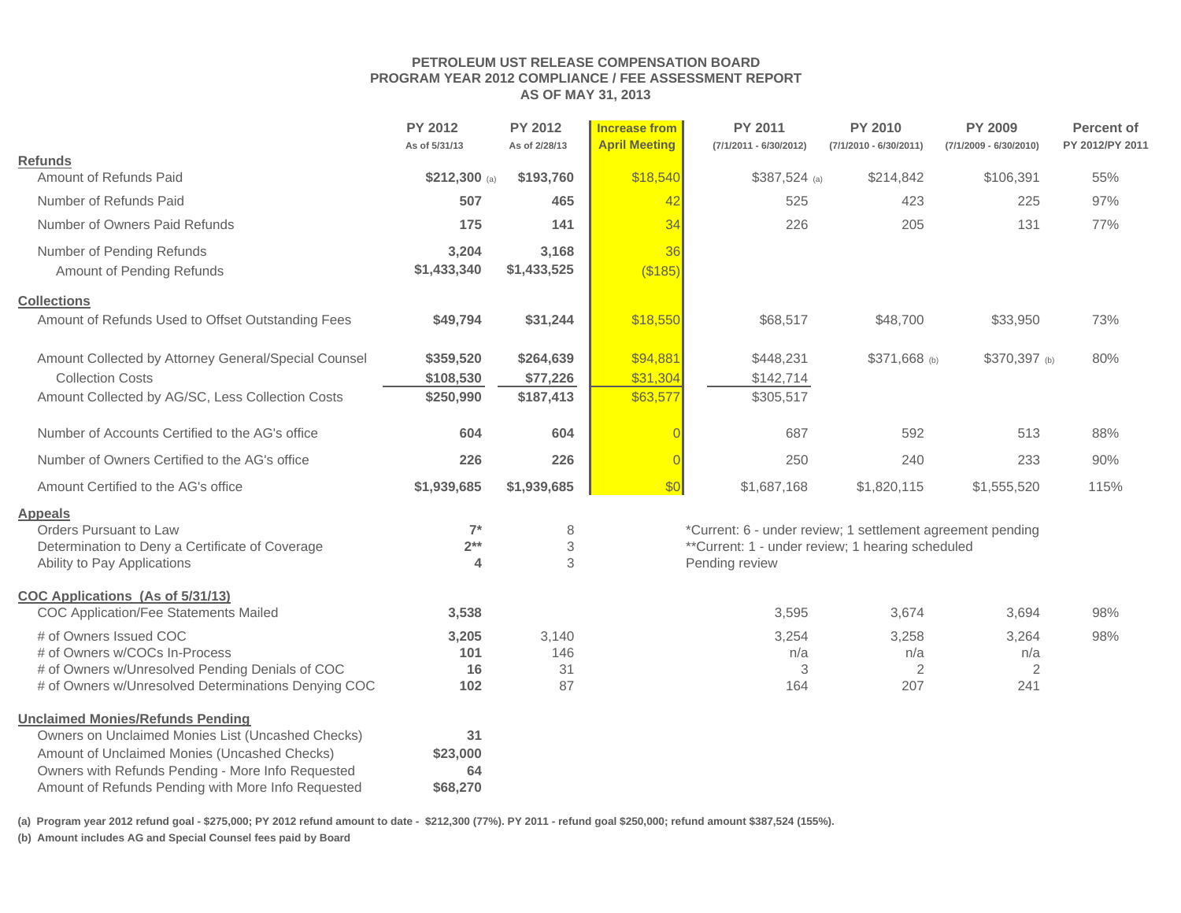# PETROLEUM UST RELEASE COMPENSATION BOARD
## PROGRAM YEAR 2012 COMPLIANCE / FEE ASSESSMENT REPORT
### AS OF MAY 31, 2013

| | PY 2012 As of 5/31/13 | PY 2012 As of 2/28/13 | Increase from April Meeting | PY 2011 (7/1/2011 - 6/30/2012) | PY 2010 (7/1/2010 - 6/30/2011) | PY 2009 (7/1/2009 - 6/30/2010) | Percent of PY 2012/PY 2011 |
|---|---|---|---|---|---|---|---|
| **Refunds** | | | | | | | |
| Amount of Refunds Paid | **$212,300** (a) | **$193,760** | $18,540 | $387,524 (a) | $214,842 | $106,391 | 55% |
| Number of Refunds Paid | **507** | **465** | 42 | 525 | 423 | 225 | 97% |
| Number of Owners Paid Refunds | **175** | **141** | 34 | 226 | 205 | 131 | 77% |
| Number of Pending Refunds | **3,204** | **3,168** | 36 | | | | |
| Amount of Pending Refunds | **$1,433,340** | **$1,433,525** | ($185) | | | | |
| **Collections** | | | | | | | |
| Amount of Refunds Used to Offset Outstanding Fees | **$49,794** | **$31,244** | $18,550 | $68,517 | $48,700 | $33,950 | 73% |
| Amount Collected by Attorney General/Special Counsel | **$359,520** | **$264,639** | $94,881 | $448,231 | $371,668 (b) | $370,397 (b) | 80% |
| Collection Costs | **$108,530** | **$77,226** | $31,304 | $142,714 | | | |
| Amount Collected by AG/SC, Less Collection Costs | **$250,990** | **$187,413** | $63,577 | $305,517 | | | |
| Number of Accounts Certified to the AG's office | **604** | **604** | 0 | 687 | 592 | 513 | 88% |
| Number of Owners Certified to the AG's office | **226** | **226** | 0 | 250 | 240 | 233 | 90% |
| Amount Certified to the AG's office | **$1,939,685** | **$1,939,685** | $0 | $1,687,168 | $1,820,115 | $1,555,520 | 115% |
| **Appeals** | | | | | | | |
| Orders Pursuant to Law | **7*** | 8 | | *Current: 6 - under review; 1 settlement agreement pending | | | |
| Determination to Deny a Certificate of Coverage | **2**** | 3 | | **Current: 1 - under review; 1 hearing scheduled | | | |
| Ability to Pay Applications | **4** | 3 | | Pending review | | | |
| **COC Applications (As of 5/31/13)** | | | | | | | |
| COC Application/Fee Statements Mailed | **3,538** | | | 3,595 | 3,674 | 3,694 | 98% |
| # of Owners Issued COC | **3,205** | 3,140 | | 3,254 | 3,258 | 3,264 | 98% |
| # of Owners w/COCs In-Process | **101** | 146 | | n/a | n/a | n/a | |
| # of Owners w/Unresolved Pending Denials of COC | **16** | 31 | | 3 | 2 | 2 | |
| # of Owners w/Unresolved Determinations Denying COC | **102** | 87 | | 164 | 207 | 241 | |
| **Unclaimed Monies/Refunds Pending** | | | | | | | |
| Owners on Unclaimed Monies List (Uncashed Checks) | **31** | | | | | | |
| Amount of Unclaimed Monies (Uncashed Checks) | **$23,000** | | | | | | |
| Owners with Refunds Pending - More Info Requested | **64** | | | | | | |
| Amount of Refunds Pending with More Info Requested | **$68,270** | | | | | | |

**(a) Program year 2012 refund goal - $275,000; PY 2012 refund amount to date - $212,300 (77%). PY 2011 - refund goal $250,000; refund amount $387,524 (155%).**

**(b) Amount includes AG and Special Counsel fees paid by Board**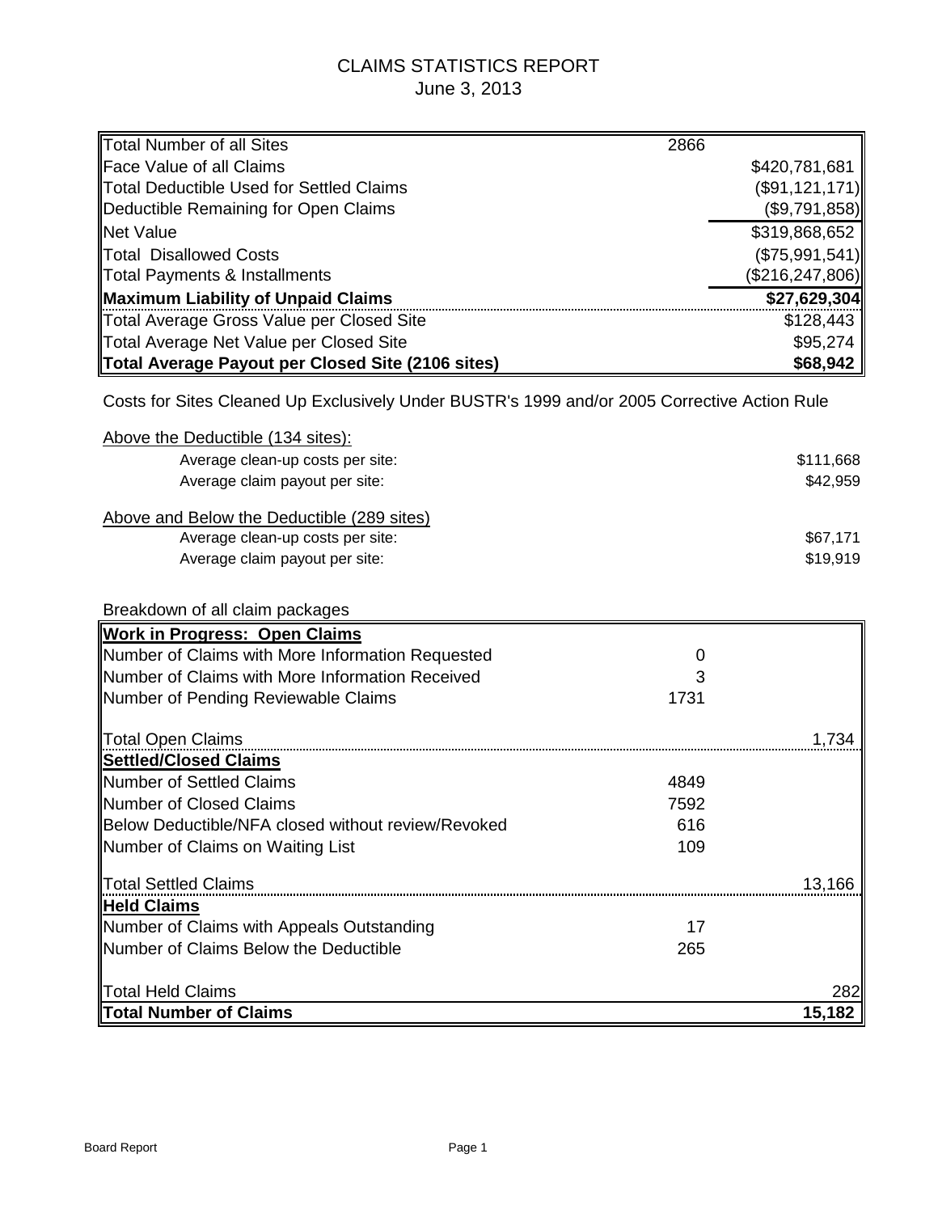# CLAIMS STATISTICS REPORT

June 3, 2013

| | | |
|---|---|---|
| Total Number of all Sites | 2866 | |
| Face Value of all Claims | | $420,781,681 |
| Total Deductible Used for Settled Claims | | ($91,121,171) |
| Deductible Remaining for Open Claims | | ($9,791,858) |
| Net Value | | $319,868,652 |
| Total Disallowed Costs | | ($75,991,541) |
| Total Payments & Installments | | ($216,247,806) |
| **Maximum Liability of Unpaid Claims** | | **$27,629,304** |
| Total Average Gross Value per Closed Site | | $128,443 |
| Total Average Net Value per Closed Site | | $95,274 |
| **Total Average Payout per Closed Site (2106 sites)** | | **$68,942** |

Costs for Sites Cleaned Up Exclusively Under BUSTR's 1999 and/or 2005 Corrective Action Rule

Above the Deductible (134 sites):

| | |
|---|---|
| Average clean-up costs per site: | $111,668 |
| Average claim payout per site: | $42,959 |

Above and Below the Deductible (289 sites)

| | |
|---|---|
| Average clean-up costs per site: | $67,171 |
| Average claim payout per site: | $19,919 |

Breakdown of all claim packages

| | | |
|---|---|---|
| **Work in Progress: Open Claims** | | |
| Number of Claims with More Information Requested | 0 | |
| Number of Claims with More Information Received | 3 | |
| Number of Pending Reviewable Claims | 1731 | |
| Total Open Claims | | 1,734 |
| **Settled/Closed Claims** | | |
| Number of Settled Claims | 4849 | |
| Number of Closed Claims | 7592 | |
| Below Deductible/NFA closed without review/Revoked | 616 | |
| Number of Claims on Waiting List | 109 | |
| Total Settled Claims | | 13,166 |
| **Held Claims** | | |
| Number of Claims with Appeals Outstanding | 17 | |
| Number of Claims Below the Deductible | 265 | |
| Total Held Claims | | 282 |
| **Total Number of Claims** | | **15,182** |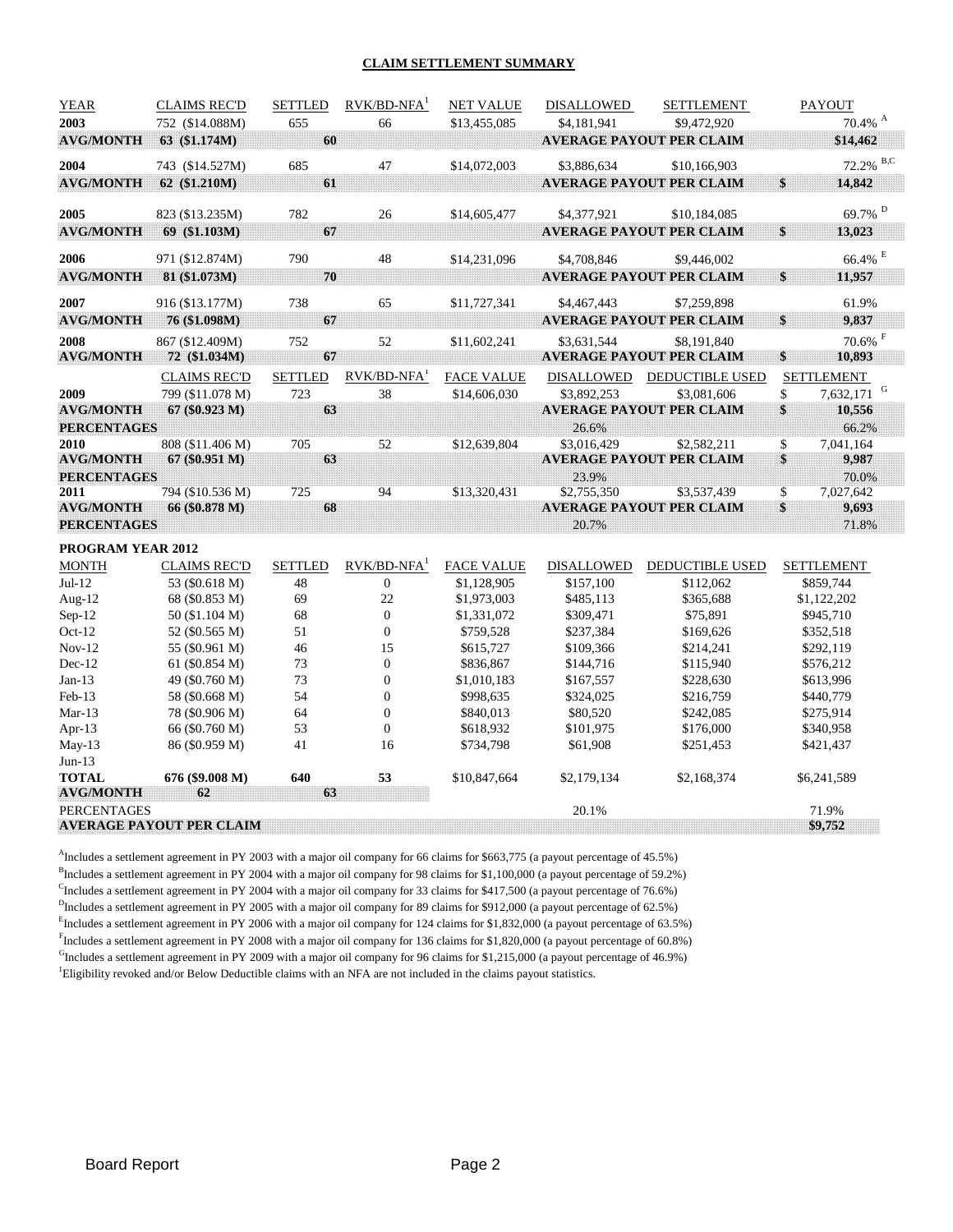## CLAIM SETTLEMENT SUMMARY

| YEAR | CLAIMS REC'D | SETTLED | RVK/BD-NFA[1] | NET VALUE | DISALLOWED | SETTLEMENT | PAYOUT |
|---|---|---|---|---|---|---|---|
| **2003** | 752 ($14.088M) | 655 | 66 | $13,455,085 | $4,181,941 | $9,472,920 | 70.4% [A] |
| **AVG/MONTH** | **63 ($1.174M)** | **60** | | | **AVERAGE PAYOUT PER CLAIM** | | **$14,462** |
| **2004** | 743 ($14.527M) | 685 | 47 | $14,072,003 | $3,886,634 | $10,166,903 | 72.2% [B,C] |
| **AVG/MONTH** | **62 ($1.210M)** | **61** | | | **AVERAGE PAYOUT PER CLAIM** | | **$ 14,842** |
| **2005** | 823 ($13.235M) | 782 | 26 | $14,605,477 | $4,377,921 | $10,184,085 | 69.7% [D] |
| **AVG/MONTH** | **69 ($1.103M)** | **67** | | | **AVERAGE PAYOUT PER CLAIM** | | **$ 13,023** |
| **2006** | 971 ($12.874M) | 790 | 48 | $14,231,096 | $4,708,846 | $9,446,002 | 66.4% [E] |
| **AVG/MONTH** | **81 ($1.073M)** | **70** | | | **AVERAGE PAYOUT PER CLAIM** | | **$ 11,957** |
| **2007** | 916 ($13.177M) | 738 | 65 | $11,727,341 | $4,467,443 | $7,259,898 | 61.9% |
| **AVG/MONTH** | **76 ($1.098M)** | **67** | | | **AVERAGE PAYOUT PER CLAIM** | | **$ 9,837** |
| **2008** | 867 ($12.409M) | 752 | 52 | $11,602,241 | $3,631,544 | $8,191,840 | 70.6% [F] |
| **AVG/MONTH** | **72 ($1.034M)** | **67** | | | **AVERAGE PAYOUT PER CLAIM** | | **$ 10,893** |

| | CLAIMS REC'D | SETTLED | RVK/BD-NFA[1] | FACE VALUE | DISALLOWED | DEDUCTIBLE USED | SETTLEMENT |
|---|---|---|---|---|---|---|---|
| **2009** | 799 ($11.078 M) | 723 | 38 | $14,606,030 | $3,892,253 | $3,081,606 | $ 7,632,171 [G] |
| **AVG/MONTH** | **67 ($0.923 M)** | **63** | | | **AVERAGE PAYOUT PER CLAIM** | | **$ 10,556** |
| **PERCENTAGES** | | | | | 26.6% | | 66.2% |
| **2010** | 808 ($11.406 M) | 705 | 52 | $12,639,804 | $3,016,429 | $2,582,211 | $ 7,041,164 |
| **AVG/MONTH** | **67 ($0.951 M)** | **63** | | | **AVERAGE PAYOUT PER CLAIM** | | **$ 9,987** |
| **PERCENTAGES** | | | | | 23.9% | | 70.0% |
| **2011** | 794 ($10.536 M) | 725 | 94 | $13,320,431 | $2,755,350 | $3,537,439 | $ 7,027,642 |
| **AVG/MONTH** | **66 ($0.878 M)** | **68** | | | **AVERAGE PAYOUT PER CLAIM** | | **$ 9,693** |
| **PERCENTAGES** | | | | | 20.7% | | 71.8% |

**PROGRAM YEAR 2012**

| MONTH | CLAIMS REC'D | SETTLED | RVK/BD-NFA[1] | FACE VALUE | DISALLOWED | DEDUCTIBLE USED | SETTLEMENT |
|---|---|---|---|---|---|---|---|
| Jul-12 | 53 ($0.618 M) | 48 | 0 | $1,128,905 | $157,100 | $112,062 | $859,744 |
| Aug-12 | 68 ($0.853 M) | 69 | 22 | $1,973,003 | $485,113 | $365,688 | $1,122,202 |
| Sep-12 | 50 ($1.104 M) | 68 | 0 | $1,331,072 | $309,471 | $75,891 | $945,710 |
| Oct-12 | 52 ($0.565 M) | 51 | 0 | $759,528 | $237,384 | $169,626 | $352,518 |
| Nov-12 | 55 ($0.961 M) | 46 | 15 | $615,727 | $109,366 | $214,241 | $292,119 |
| Dec-12 | 61 ($0.854 M) | 73 | 0 | $836,867 | $144,716 | $115,940 | $576,212 |
| Jan-13 | 49 ($0.760 M) | 73 | 0 | $1,010,183 | $167,557 | $228,630 | $613,996 |
| Feb-13 | 58 ($0.668 M) | 54 | 0 | $998,635 | $324,025 | $216,759 | $440,779 |
| Mar-13 | 78 ($0.906 M) | 64 | 0 | $840,013 | $80,520 | $242,085 | $275,914 |
| Apr-13 | 66 ($0.760 M) | 53 | 0 | $618,932 | $101,975 | $176,000 | $340,958 |
| May-13 | 86 ($0.959 M) | 41 | 16 | $734,798 | $61,908 | $251,453 | $421,437 |
| Jun-13 | | | | | | | |
| **TOTAL** | **676 ($9.008 M)** | **640** | **53** | $10,847,664 | $2,179,134 | $2,168,374 | $6,241,589 |
| **AVG/MONTH** | **62** | **63** | | | | | |
| PERCENTAGES | | | | | 20.1% | | 71.9% |
| **AVERAGE PAYOUT PER CLAIM** | | | | | | | **$9,752** |

[A]Includes a settlement agreement in PY 2003 with a major oil company for 66 claims for $663,775 (a payout percentage of 45.5%)
[B]Includes a settlement agreement in PY 2004 with a major oil company for 98 claims for $1,100,000 (a payout percentage of 59.2%)
[C]Includes a settlement agreement in PY 2004 with a major oil company for 33 claims for $417,500 (a payout percentage of 76.6%)
[D]Includes a settlement agreement in PY 2005 with a major oil company for 89 claims for $912,000 (a payout percentage of 62.5%)
[E]Includes a settlement agreement in PY 2006 with a major oil company for 124 claims for $1,832,000 (a payout percentage of 63.5%)
[F]Includes a settlement agreement in PY 2008 with a major oil company for 136 claims for $1,820,000 (a payout percentage of 60.8%)
[G]Includes a settlement agreement in PY 2009 with a major oil company for 96 claims for $1,215,000 (a payout percentage of 46.9%)
[1]Eligibility revoked and/or Below Deductible claims with an NFA are not included in the claims payout statistics.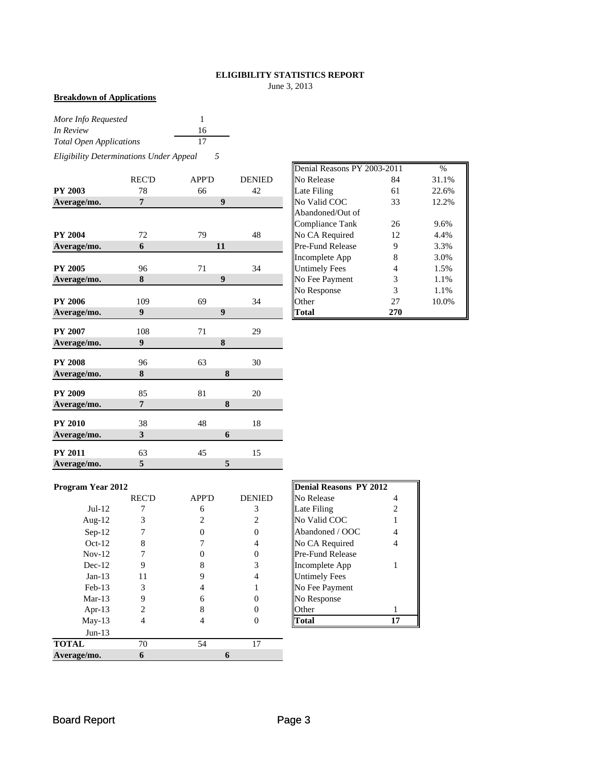# ELIGIBILITY STATISTICS REPORT

June 3, 2013

**Breakdown of Applications**

| | |
|---|---|
| *More Info Requested* | 1 |
| *In Review* | 16 |
| *Total Open Applications* | 17 |

*Eligibility Determinations Under Appeal* *5*

| | REC'D | APP'D | DENIED |
|---|---|---|---|
| **PY 2003** | 78 | 66 | 42 |
| **Average/mo.** | **7** | **9** | |
| **PY 2004** | 72 | 79 | 48 |
| **Average/mo.** | **6** | **11** | |
| **PY 2005** | 96 | 71 | 34 |
| **Average/mo.** | **8** | **9** | |
| **PY 2006** | 109 | 69 | 34 |
| **Average/mo.** | **9** | **9** | |
| **PY 2007** | 108 | 71 | 29 |
| **Average/mo.** | **9** | **8** | |
| **PY 2008** | 96 | 63 | 30 |
| **Average/mo.** | **8** | **8** | |
| **PY 2009** | 85 | 81 | 20 |
| **Average/mo.** | **7** | **8** | |
| **PY 2010** | 38 | 48 | 18 |
| **Average/mo.** | **3** | **6** | |
| **PY 2011** | 63 | 45 | 15 |
| **Average/mo.** | **5** | **5** | |

| Denial Reasons PY 2003-2011 | | % |
|---|---|---|
| No Release | 84 | 31.1% |
| Late Filing | 61 | 22.6% |
| No Valid COC | 33 | 12.2% |
| Abandoned/Out of Compliance Tank | 26 | 9.6% |
| No CA Required | 12 | 4.4% |
| Pre-Fund Release | 9 | 3.3% |
| Incomplete App | 8 | 3.0% |
| Untimely Fees | 4 | 1.5% |
| No Fee Payment | 3 | 1.1% |
| No Response | 3 | 1.1% |
| Other | 27 | 10.0% |
| **Total** | **270** | |

**Program Year 2012**

| | REC'D | APP'D | DENIED |
|---|---|---|---|
| Jul-12 | 7 | 6 | 3 |
| Aug-12 | 3 | 2 | 2 |
| Sep-12 | 7 | 0 | 0 |
| Oct-12 | 8 | 7 | 4 |
| Nov-12 | 7 | 0 | 0 |
| Dec-12 | 9 | 8 | 3 |
| Jan-13 | 11 | 9 | 4 |
| Feb-13 | 3 | 4 | 1 |
| Mar-13 | 9 | 6 | 0 |
| Apr-13 | 2 | 8 | 0 |
| May-13 | 4 | 4 | 0 |
| Jun-13 | | | |
| **TOTAL** | 70 | 54 | 17 |
| **Average/mo.** | **6** | **6** | |

| **Denial Reasons PY 2012** | |
|---|---|
| No Release | 4 |
| Late Filing | 2 |
| No Valid COC | 1 |
| Abandoned / OOC | 4 |
| No CA Required | 4 |
| Pre-Fund Release | |
| Incomplete App | 1 |
| Untimely Fees | |
| No Fee Payment | |
| No Response | |
| Other | 1 |
| **Total** | **17** |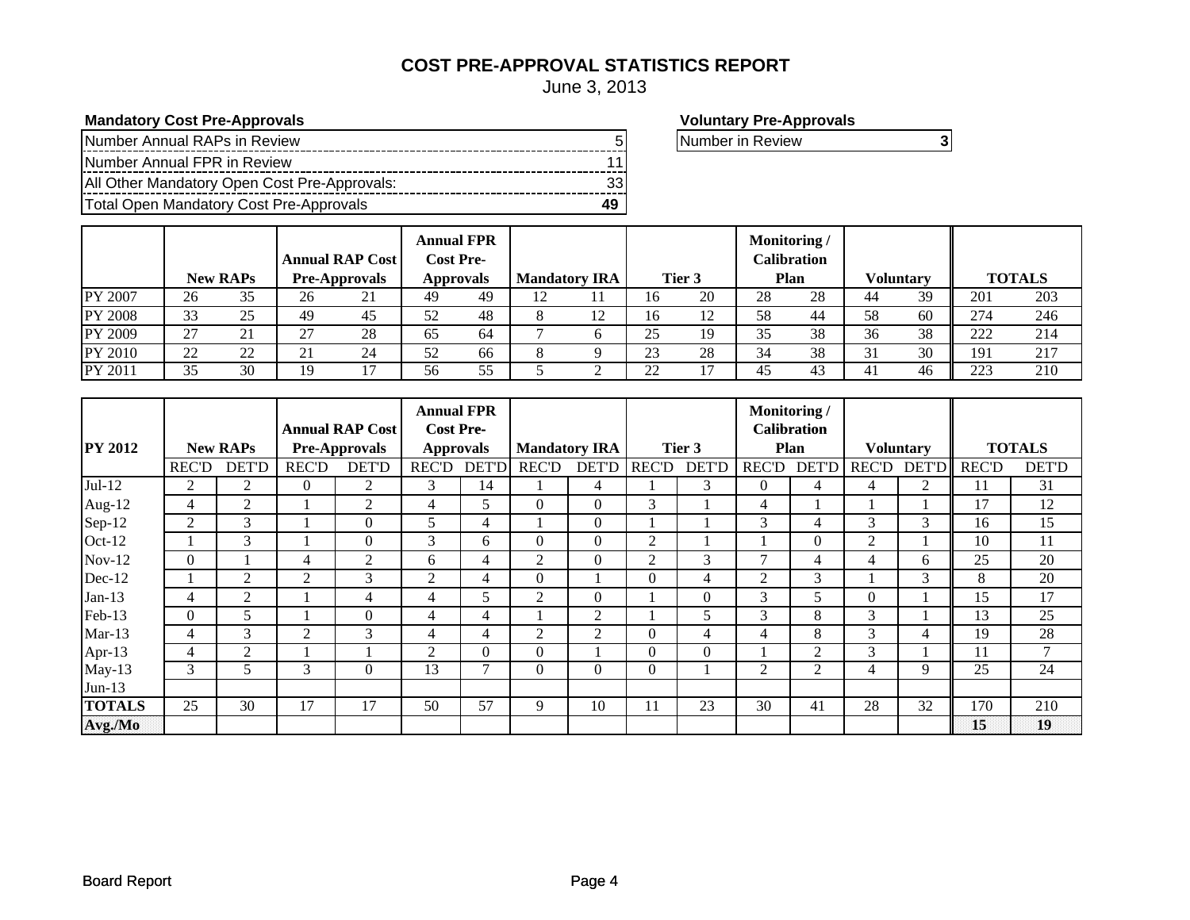# COST PRE-APPROVAL STATISTICS REPORT

June 3, 2013

**Mandatory Cost Pre-Approvals**

| | |
|---|---|
| Number Annual RAPs in Review | 5 |
| Number Annual FPR in Review | 11 |
| All Other Mandatory Open Cost Pre-Approvals: | 33 |
| Total Open Mandatory Cost Pre-Approvals | **49** |

**Voluntary Pre-Approvals**

| | |
|---|---|
| Number in Review | **3** |

| | New RAPs | | Annual RAP Cost Pre-Approvals | | Annual FPR Cost Pre-Approvals | | Mandatory IRA | | Tier 3 | | Monitoring / Calibration Plan | | Voluntary | | TOTALS | |
|---|---|---|---|---|---|---|---|---|---|---|---|---|---|---|---|---|
| PY 2007 | 26 | 35 | 26 | 21 | 49 | 49 | 12 | 11 | 16 | 20 | 28 | 28 | 44 | 39 | 201 | 203 |
| PY 2008 | 33 | 25 | 49 | 45 | 52 | 48 | 8 | 12 | 16 | 12 | 58 | 44 | 58 | 60 | 274 | 246 |
| PY 2009 | 27 | 21 | 27 | 28 | 65 | 64 | 7 | 6 | 25 | 19 | 35 | 38 | 36 | 38 | 222 | 214 |
| PY 2010 | 22 | 22 | 21 | 24 | 52 | 66 | 8 | 9 | 23 | 28 | 34 | 38 | 31 | 30 | 191 | 217 |
| PY 2011 | 35 | 30 | 19 | 17 | 56 | 55 | 5 | 2 | 22 | 17 | 45 | 43 | 41 | 46 | 223 | 210 |

| PY 2012 | New RAPs | | Annual RAP Cost Pre-Approvals | | Annual FPR Cost Pre-Approvals | | Mandatory IRA | | Tier 3 | | Monitoring / Calibration Plan | | Voluntary | | TOTALS | |
|---|---|---|---|---|---|---|---|---|---|---|---|---|---|---|---|---|
| | REC'D | DET'D | REC'D | DET'D | REC'D | DET'D | REC'D | DET'D | REC'D | DET'D | REC'D | DET'D | REC'D | DET'D | REC'D | DET'D |
| Jul-12 | 2 | 2 | 0 | 2 | 3 | 14 | 1 | 4 | 1 | 3 | 0 | 4 | 4 | 2 | 11 | 31 |
| Aug-12 | 4 | 2 | 1 | 2 | 4 | 5 | 0 | 0 | 3 | 1 | 4 | 1 | 1 | 1 | 17 | 12 |
| Sep-12 | 2 | 3 | 1 | 0 | 5 | 4 | 1 | 0 | 1 | 1 | 3 | 4 | 3 | 3 | 16 | 15 |
| Oct-12 | 1 | 3 | 1 | 0 | 3 | 6 | 0 | 0 | 2 | 1 | 1 | 0 | 2 | 1 | 10 | 11 |
| Nov-12 | 0 | 1 | 4 | 2 | 6 | 4 | 2 | 0 | 2 | 3 | 7 | 4 | 4 | 6 | 25 | 20 |
| Dec-12 | 1 | 2 | 2 | 3 | 2 | 4 | 0 | 1 | 0 | 4 | 2 | 3 | 1 | 3 | 8 | 20 |
| Jan-13 | 4 | 2 | 1 | 4 | 4 | 5 | 2 | 0 | 1 | 0 | 3 | 5 | 0 | 1 | 15 | 17 |
| Feb-13 | 0 | 5 | 1 | 0 | 4 | 4 | 1 | 2 | 1 | 5 | 3 | 8 | 3 | 1 | 13 | 25 |
| Mar-13 | 4 | 3 | 2 | 3 | 4 | 4 | 2 | 2 | 0 | 4 | 4 | 8 | 3 | 4 | 19 | 28 |
| Apr-13 | 4 | 2 | 1 | 1 | 2 | 0 | 0 | 1 | 0 | 0 | 1 | 2 | 3 | 1 | 11 | 7 |
| May-13 | 3 | 5 | 3 | 0 | 13 | 7 | 0 | 0 | 0 | 1 | 2 | 2 | 4 | 9 | 25 | 24 |
| Jun-13 | | | | | | | | | | | | | | | | |
| **TOTALS** | 25 | 30 | 17 | 17 | 50 | 57 | 9 | 10 | 11 | 23 | 30 | 41 | 28 | 32 | 170 | 210 |
| **Avg./Mo** | | | | | | | | | | | | | | | **15** | **19** |

Board Report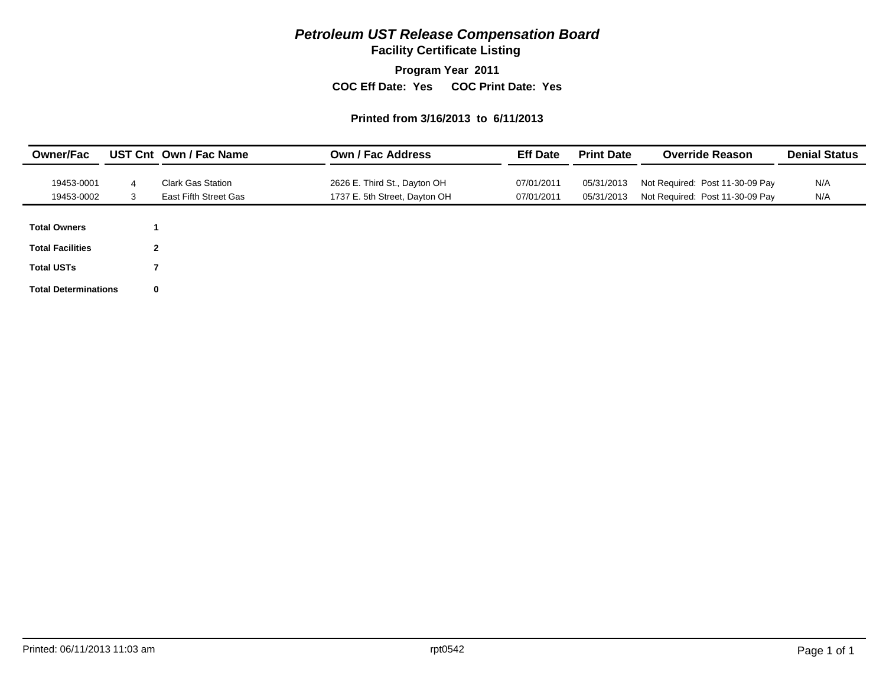# *Petroleum UST Release Compensation Board*

## Facility Certificate Listing

**Program Year 2011**

**COC Eff Date: Yes COC Print Date: Yes**

**Printed from 3/16/2013 to 6/11/2013**

| Owner/Fac | UST Cnt | Own / Fac Name | Own / Fac Address | Eff Date | Print Date | Override Reason | Denial Status |
|---|---|---|---|---|---|---|---|
| 19453-0001 | 4 | Clark Gas Station | 2626 E. Third St., Dayton OH | 07/01/2011 | 05/31/2013 | Not Required: Post 11-30-09 Pay | N/A |
| 19453-0002 | 3 | East Fifth Street Gas | 1737 E. 5th Street, Dayton OH | 07/01/2011 | 05/31/2013 | Not Required: Post 11-30-09 Pay | N/A |

| | |
|---|---|
| **Total Owners** | **1** |
| **Total Facilities** | **2** |
| **Total USTs** | **7** |
| **Total Determinations** | **0** |

Printed: 06/11/2013 11:03 am rpt0542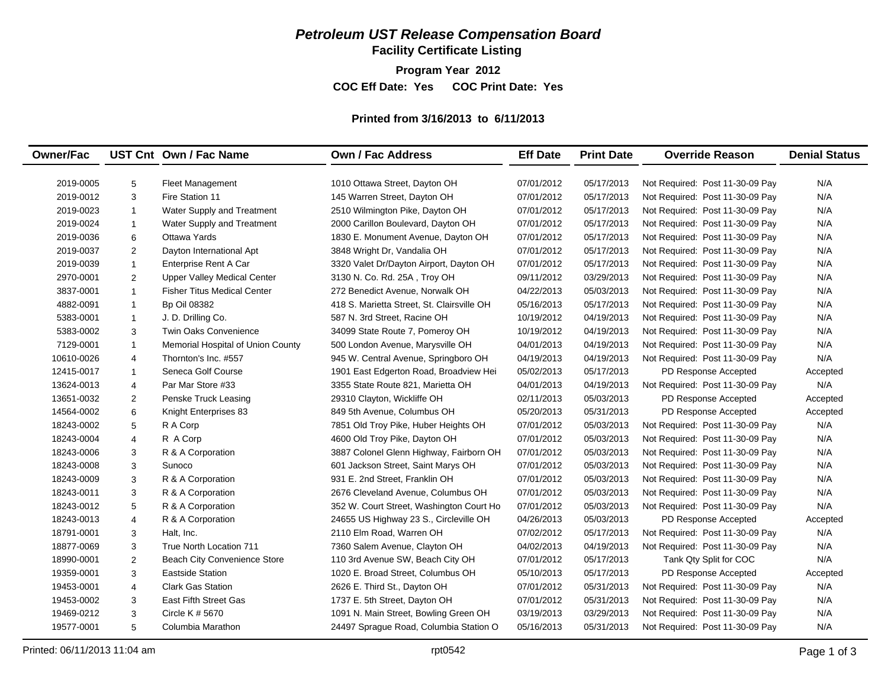# *Petroleum UST Release Compensation Board*

## Facility Certificate Listing

**Program Year 2012**

**COC Eff Date: Yes COC Print Date: Yes**

**Printed from 3/16/2013 to 6/11/2013**

| Owner/Fac | UST Cnt | Own / Fac Name | Own / Fac Address | Eff Date | Print Date | Override Reason | Denial Status |
|---|---|---|---|---|---|---|---|
| 2019-0005 | 5 | Fleet Management | 1010 Ottawa Street, Dayton OH | 07/01/2012 | 05/17/2013 | Not Required: Post 11-30-09 Pay | N/A |
| 2019-0012 | 3 | Fire Station 11 | 145 Warren Street, Dayton OH | 07/01/2012 | 05/17/2013 | Not Required: Post 11-30-09 Pay | N/A |
| 2019-0023 | 1 | Water Supply and Treatment | 2510 Wilmington Pike, Dayton OH | 07/01/2012 | 05/17/2013 | Not Required: Post 11-30-09 Pay | N/A |
| 2019-0024 | 1 | Water Supply and Treatment | 2000 Carillon Boulevard, Dayton OH | 07/01/2012 | 05/17/2013 | Not Required: Post 11-30-09 Pay | N/A |
| 2019-0036 | 6 | Ottawa Yards | 1830 E. Monument Avenue, Dayton OH | 07/01/2012 | 05/17/2013 | Not Required: Post 11-30-09 Pay | N/A |
| 2019-0037 | 2 | Dayton International Apt | 3848 Wright Dr, Vandalia OH | 07/01/2012 | 05/17/2013 | Not Required: Post 11-30-09 Pay | N/A |
| 2019-0039 | 1 | Enterprise Rent A Car | 3320 Valet Dr/Dayton Airport, Dayton OH | 07/01/2012 | 05/17/2013 | Not Required: Post 11-30-09 Pay | N/A |
| 2970-0001 | 2 | Upper Valley Medical Center | 3130 N. Co. Rd. 25A , Troy OH | 09/11/2012 | 03/29/2013 | Not Required: Post 11-30-09 Pay | N/A |
| 3837-0001 | 1 | Fisher Titus Medical Center | 272 Benedict Avenue, Norwalk OH | 04/22/2013 | 05/03/2013 | Not Required: Post 11-30-09 Pay | N/A |
| 4882-0091 | 1 | Bp Oil 08382 | 418 S. Marietta Street, St. Clairsville OH | 05/16/2013 | 05/17/2013 | Not Required: Post 11-30-09 Pay | N/A |
| 5383-0001 | 1 | J. D. Drilling Co. | 587 N. 3rd Street, Racine OH | 10/19/2012 | 04/19/2013 | Not Required: Post 11-30-09 Pay | N/A |
| 5383-0002 | 3 | Twin Oaks Convenience | 34099 State Route 7, Pomeroy OH | 10/19/2012 | 04/19/2013 | Not Required: Post 11-30-09 Pay | N/A |
| 7129-0001 | 1 | Memorial Hospital of Union County | 500 London Avenue, Marysville OH | 04/01/2013 | 04/19/2013 | Not Required: Post 11-30-09 Pay | N/A |
| 10610-0026 | 4 | Thornton's Inc. #557 | 945 W. Central Avenue, Springboro OH | 04/19/2013 | 04/19/2013 | Not Required: Post 11-30-09 Pay | N/A |
| 12415-0017 | 1 | Seneca Golf Course | 1901 East Edgerton Road, Broadview Hei | 05/02/2013 | 05/17/2013 | PD Response Accepted | Accepted |
| 13624-0013 | 4 | Par Mar Store #33 | 3355 State Route 821, Marietta OH | 04/01/2013 | 04/19/2013 | Not Required: Post 11-30-09 Pay | N/A |
| 13651-0032 | 2 | Penske Truck Leasing | 29310 Clayton, Wickliffe OH | 02/11/2013 | 05/03/2013 | PD Response Accepted | Accepted |
| 14564-0002 | 6 | Knight Enterprises 83 | 849 5th Avenue, Columbus OH | 05/20/2013 | 05/31/2013 | PD Response Accepted | Accepted |
| 18243-0002 | 5 | R A Corp | 7851 Old Troy Pike, Huber Heights OH | 07/01/2012 | 05/03/2013 | Not Required: Post 11-30-09 Pay | N/A |
| 18243-0004 | 4 | R A Corp | 4600 Old Troy Pike, Dayton OH | 07/01/2012 | 05/03/2013 | Not Required: Post 11-30-09 Pay | N/A |
| 18243-0006 | 3 | R & A Corporation | 3887 Colonel Glenn Highway, Fairborn OH | 07/01/2012 | 05/03/2013 | Not Required: Post 11-30-09 Pay | N/A |
| 18243-0008 | 3 | Sunoco | 601 Jackson Street, Saint Marys OH | 07/01/2012 | 05/03/2013 | Not Required: Post 11-30-09 Pay | N/A |
| 18243-0009 | 3 | R & A Corporation | 931 E. 2nd Street, Franklin OH | 07/01/2012 | 05/03/2013 | Not Required: Post 11-30-09 Pay | N/A |
| 18243-0011 | 3 | R & A Corporation | 2676 Cleveland Avenue, Columbus OH | 07/01/2012 | 05/03/2013 | Not Required: Post 11-30-09 Pay | N/A |
| 18243-0012 | 5 | R & A Corporation | 352 W. Court Street, Washington Court Ho | 07/01/2012 | 05/03/2013 | Not Required: Post 11-30-09 Pay | N/A |
| 18243-0013 | 4 | R & A Corporation | 24655 US Highway 23 S., Circleville OH | 04/26/2013 | 05/03/2013 | PD Response Accepted | Accepted |
| 18791-0001 | 3 | Halt, Inc. | 2110 Elm Road, Warren OH | 07/02/2012 | 05/17/2013 | Not Required: Post 11-30-09 Pay | N/A |
| 18877-0069 | 3 | True North Location 711 | 7360 Salem Avenue, Clayton OH | 04/02/2013 | 04/19/2013 | Not Required: Post 11-30-09 Pay | N/A |
| 18990-0001 | 2 | Beach City Convenience Store | 110 3rd Avenue SW, Beach City OH | 07/01/2012 | 05/17/2013 | Tank Qty Split for COC | N/A |
| 19359-0001 | 3 | Eastside Station | 1020 E. Broad Street, Columbus OH | 05/10/2013 | 05/17/2013 | PD Response Accepted | Accepted |
| 19453-0001 | 4 | Clark Gas Station | 2626 E. Third St., Dayton OH | 07/01/2012 | 05/31/2013 | Not Required: Post 11-30-09 Pay | N/A |
| 19453-0002 | 3 | East Fifth Street Gas | 1737 E. 5th Street, Dayton OH | 07/01/2012 | 05/31/2013 | Not Required: Post 11-30-09 Pay | N/A |
| 19469-0212 | 3 | Circle K # 5670 | 1091 N. Main Street, Bowling Green OH | 03/19/2013 | 03/29/2013 | Not Required: Post 11-30-09 Pay | N/A |
| 19577-0001 | 5 | Columbia Marathon | 24497 Sprague Road, Columbia Station O | 05/16/2013 | 05/31/2013 | Not Required: Post 11-30-09 Pay | N/A |

Printed: 06/11/2013 11:04 am rpt0542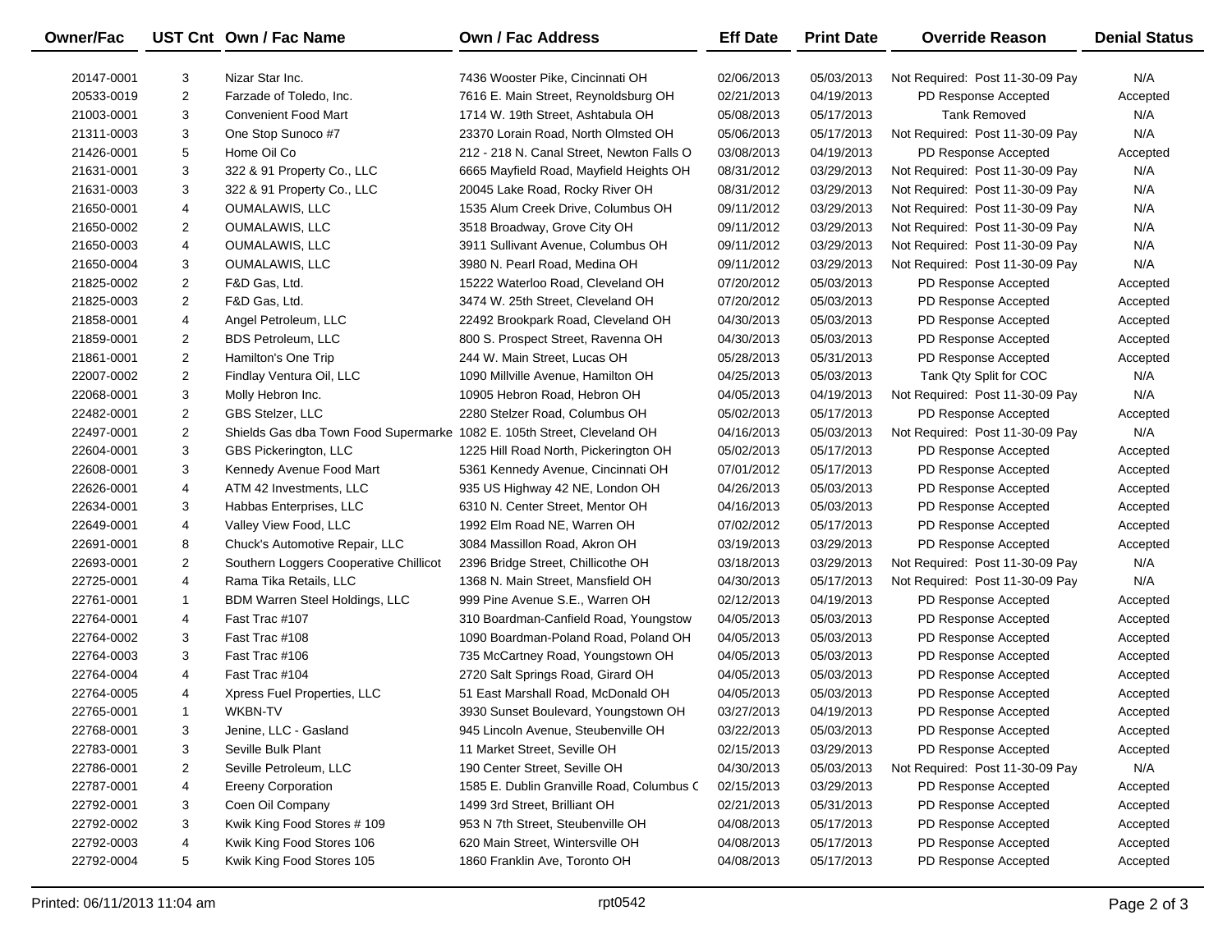| Owner/Fac | UST Cnt | Own / Fac Name | Own / Fac Address | Eff Date | Print Date | Override Reason | Denial Status |
|---|---|---|---|---|---|---|---|
| 20147-0001 | 3 | Nizar Star Inc. | 7436 Wooster Pike, Cincinnati OH | 02/06/2013 | 05/03/2013 | Not Required: Post 11-30-09 Pay | N/A |
| 20533-0019 | 2 | Farzade of Toledo, Inc. | 7616 E. Main Street, Reynoldsburg OH | 02/21/2013 | 04/19/2013 | PD Response Accepted | Accepted |
| 21003-0001 | 3 | Convenient Food Mart | 1714 W. 19th Street, Ashtabula OH | 05/08/2013 | 05/17/2013 | Tank Removed | N/A |
| 21311-0003 | 3 | One Stop Sunoco #7 | 23370 Lorain Road, North Olmsted OH | 05/06/2013 | 05/17/2013 | Not Required: Post 11-30-09 Pay | N/A |
| 21426-0001 | 5 | Home Oil Co | 212 - 218 N. Canal Street, Newton Falls O | 03/08/2013 | 04/19/2013 | PD Response Accepted | Accepted |
| 21631-0001 | 3 | 322 & 91 Property Co., LLC | 6665 Mayfield Road, Mayfield Heights OH | 08/31/2012 | 03/29/2013 | Not Required: Post 11-30-09 Pay | N/A |
| 21631-0003 | 3 | 322 & 91 Property Co., LLC | 20045 Lake Road, Rocky River OH | 08/31/2012 | 03/29/2013 | Not Required: Post 11-30-09 Pay | N/A |
| 21650-0001 | 4 | OUMALAWIS, LLC | 1535 Alum Creek Drive, Columbus OH | 09/11/2012 | 03/29/2013 | Not Required: Post 11-30-09 Pay | N/A |
| 21650-0002 | 2 | OUMALAWIS, LLC | 3518 Broadway, Grove City OH | 09/11/2012 | 03/29/2013 | Not Required: Post 11-30-09 Pay | N/A |
| 21650-0003 | 4 | OUMALAWIS, LLC | 3911 Sullivant Avenue, Columbus OH | 09/11/2012 | 03/29/2013 | Not Required: Post 11-30-09 Pay | N/A |
| 21650-0004 | 3 | OUMALAWIS, LLC | 3980 N. Pearl Road, Medina OH | 09/11/2012 | 03/29/2013 | Not Required: Post 11-30-09 Pay | N/A |
| 21825-0002 | 2 | F&D Gas, Ltd. | 15222 Waterloo Road, Cleveland OH | 07/20/2012 | 05/03/2013 | PD Response Accepted | Accepted |
| 21825-0003 | 2 | F&D Gas, Ltd. | 3474 W. 25th Street, Cleveland OH | 07/20/2012 | 05/03/2013 | PD Response Accepted | Accepted |
| 21858-0001 | 4 | Angel Petroleum, LLC | 22492 Brookpark Road, Cleveland OH | 04/30/2013 | 05/03/2013 | PD Response Accepted | Accepted |
| 21859-0001 | 2 | BDS Petroleum, LLC | 800 S. Prospect Street, Ravenna OH | 04/30/2013 | 05/03/2013 | PD Response Accepted | Accepted |
| 21861-0001 | 2 | Hamilton's One Trip | 244 W. Main Street, Lucas OH | 05/28/2013 | 05/31/2013 | PD Response Accepted | Accepted |
| 22007-0002 | 2 | Findlay Ventura Oil, LLC | 1090 Millville Avenue, Hamilton OH | 04/25/2013 | 05/03/2013 | Tank Qty Split for COC | N/A |
| 22068-0001 | 3 | Molly Hebron Inc. | 10905 Hebron Road, Hebron OH | 04/05/2013 | 04/19/2013 | Not Required: Post 11-30-09 Pay | N/A |
| 22482-0001 | 2 | GBS Stelzer, LLC | 2280 Stelzer Road, Columbus OH | 05/02/2013 | 05/17/2013 | PD Response Accepted | Accepted |
| 22497-0001 | 2 | Shields Gas dba Town Food Supermarke | 1082 E. 105th Street, Cleveland OH | 04/16/2013 | 05/03/2013 | Not Required: Post 11-30-09 Pay | N/A |
| 22604-0001 | 3 | GBS Pickerington, LLC | 1225 Hill Road North, Pickerington OH | 05/02/2013 | 05/17/2013 | PD Response Accepted | Accepted |
| 22608-0001 | 3 | Kennedy Avenue Food Mart | 5361 Kennedy Avenue, Cincinnati OH | 07/01/2012 | 05/17/2013 | PD Response Accepted | Accepted |
| 22626-0001 | 4 | ATM 42 Investments, LLC | 935 US Highway 42 NE, London OH | 04/26/2013 | 05/03/2013 | PD Response Accepted | Accepted |
| 22634-0001 | 3 | Habbas Enterprises, LLC | 6310 N. Center Street, Mentor OH | 04/16/2013 | 05/03/2013 | PD Response Accepted | Accepted |
| 22649-0001 | 4 | Valley View Food, LLC | 1992 Elm Road NE, Warren OH | 07/02/2012 | 05/17/2013 | PD Response Accepted | Accepted |
| 22691-0001 | 8 | Chuck's Automotive Repair, LLC | 3084 Massillon Road, Akron OH | 03/19/2013 | 03/29/2013 | PD Response Accepted | Accepted |
| 22693-0001 | 2 | Southern Loggers Cooperative Chillicot | 2396 Bridge Street, Chillicothe OH | 03/18/2013 | 03/29/2013 | Not Required: Post 11-30-09 Pay | N/A |
| 22725-0001 | 4 | Rama Tika Retails, LLC | 1368 N. Main Street, Mansfield OH | 04/30/2013 | 05/17/2013 | Not Required: Post 11-30-09 Pay | N/A |
| 22761-0001 | 1 | BDM Warren Steel Holdings, LLC | 999 Pine Avenue S.E., Warren OH | 02/12/2013 | 04/19/2013 | PD Response Accepted | Accepted |
| 22764-0001 | 4 | Fast Trac #107 | 310 Boardman-Canfield Road, Youngstow | 04/05/2013 | 05/03/2013 | PD Response Accepted | Accepted |
| 22764-0002 | 3 | Fast Trac #108 | 1090 Boardman-Poland Road, Poland OH | 04/05/2013 | 05/03/2013 | PD Response Accepted | Accepted |
| 22764-0003 | 3 | Fast Trac #106 | 735 McCartney Road, Youngstown OH | 04/05/2013 | 05/03/2013 | PD Response Accepted | Accepted |
| 22764-0004 | 4 | Fast Trac #104 | 2720 Salt Springs Road, Girard OH | 04/05/2013 | 05/03/2013 | PD Response Accepted | Accepted |
| 22764-0005 | 4 | Xpress Fuel Properties, LLC | 51 East Marshall Road, McDonald OH | 04/05/2013 | 05/03/2013 | PD Response Accepted | Accepted |
| 22765-0001 | 1 | WKBN-TV | 3930 Sunset Boulevard, Youngstown OH | 03/27/2013 | 04/19/2013 | PD Response Accepted | Accepted |
| 22768-0001 | 3 | Jenine, LLC - Gasland | 945 Lincoln Avenue, Steubenville OH | 03/22/2013 | 05/03/2013 | PD Response Accepted | Accepted |
| 22783-0001 | 3 | Seville Bulk Plant | 11 Market Street, Seville OH | 02/15/2013 | 03/29/2013 | PD Response Accepted | Accepted |
| 22786-0001 | 2 | Seville Petroleum, LLC | 190 Center Street, Seville OH | 04/30/2013 | 05/03/2013 | Not Required: Post 11-30-09 Pay | N/A |
| 22787-0001 | 4 | Ereeny Corporation | 1585 E. Dublin Granville Road, Columbus C | 02/15/2013 | 03/29/2013 | PD Response Accepted | Accepted |
| 22792-0001 | 3 | Coen Oil Company | 1499 3rd Street, Brilliant OH | 02/21/2013 | 05/31/2013 | PD Response Accepted | Accepted |
| 22792-0002 | 3 | Kwik King Food Stores # 109 | 953 N 7th Street, Steubenville OH | 04/08/2013 | 05/17/2013 | PD Response Accepted | Accepted |
| 22792-0003 | 4 | Kwik King Food Stores 106 | 620 Main Street, Wintersville OH | 04/08/2013 | 05/17/2013 | PD Response Accepted | Accepted |
| 22792-0004 | 5 | Kwik King Food Stores 105 | 1860 Franklin Ave, Toronto OH | 04/08/2013 | 05/17/2013 | PD Response Accepted | Accepted |

Printed: 06/11/2013 11:04 am rpt0542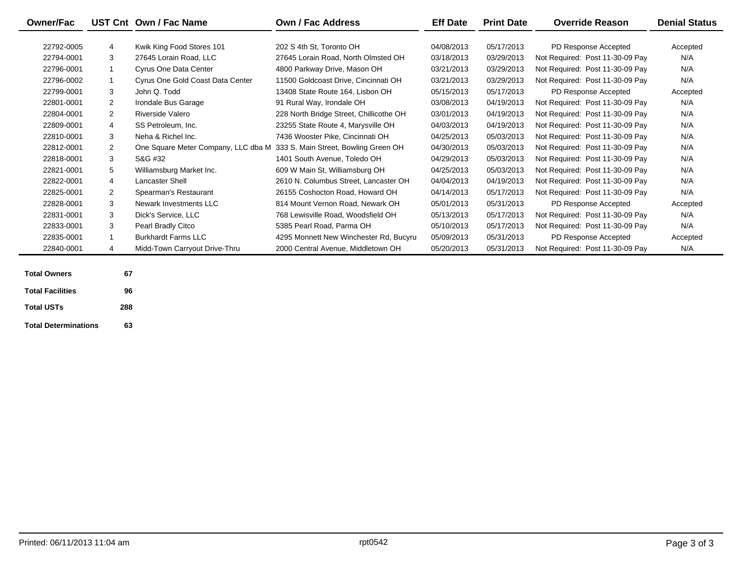| Owner/Fac | UST Cnt | Own / Fac Name | Own / Fac Address | Eff Date | Print Date | Override Reason | Denial Status |
|---|---|---|---|---|---|---|---|
| 22792-0005 | 4 | Kwik King Food Stores 101 | 202 S 4th St, Toronto OH | 04/08/2013 | 05/17/2013 | PD Response Accepted | Accepted |
| 22794-0001 | 3 | 27645 Lorain Road, LLC | 27645 Lorain Road, North Olmsted OH | 03/18/2013 | 03/29/2013 | Not Required: Post 11-30-09 Pay | N/A |
| 22796-0001 | 1 | Cyrus One Data Center | 4800 Parkway Drive, Mason OH | 03/21/2013 | 03/29/2013 | Not Required: Post 11-30-09 Pay | N/A |
| 22796-0002 | 1 | Cyrus One Gold Coast Data Center | 11500 Goldcoast Drive, Cincinnati OH | 03/21/2013 | 03/29/2013 | Not Required: Post 11-30-09 Pay | N/A |
| 22799-0001 | 3 | John Q. Todd | 13408 State Route 164, Lisbon OH | 05/15/2013 | 05/17/2013 | PD Response Accepted | Accepted |
| 22801-0001 | 2 | Irondale Bus Garage | 91 Rural Way, Irondale OH | 03/08/2013 | 04/19/2013 | Not Required: Post 11-30-09 Pay | N/A |
| 22804-0001 | 2 | Riverside Valero | 228 North Bridge Street, Chillicothe OH | 03/01/2013 | 04/19/2013 | Not Required: Post 11-30-09 Pay | N/A |
| 22809-0001 | 4 | SS Petroleum, Inc. | 23255 State Route 4, Marysville OH | 04/03/2013 | 04/19/2013 | Not Required: Post 11-30-09 Pay | N/A |
| 22810-0001 | 3 | Neha & Richel Inc. | 7436 Wooster Pike, Cincinnati OH | 04/25/2013 | 05/03/2013 | Not Required: Post 11-30-09 Pay | N/A |
| 22812-0001 | 2 | One Square Meter Company, LLC dba M | 333 S. Main Street, Bowling Green OH | 04/30/2013 | 05/03/2013 | Not Required: Post 11-30-09 Pay | N/A |
| 22818-0001 | 3 | S&G #32 | 1401 South Avenue, Toledo OH | 04/29/2013 | 05/03/2013 | Not Required: Post 11-30-09 Pay | N/A |
| 22821-0001 | 5 | Williamsburg Market Inc. | 609 W Main St, Williamsburg OH | 04/25/2013 | 05/03/2013 | Not Required: Post 11-30-09 Pay | N/A |
| 22822-0001 | 4 | Lancaster Shell | 2610 N. Columbus Street, Lancaster OH | 04/04/2013 | 04/19/2013 | Not Required: Post 11-30-09 Pay | N/A |
| 22825-0001 | 2 | Spearman's Restaurant | 26155 Coshocton Road, Howard OH | 04/14/2013 | 05/17/2013 | Not Required: Post 11-30-09 Pay | N/A |
| 22828-0001 | 3 | Newark Investments LLC | 814 Mount Vernon Road, Newark OH | 05/01/2013 | 05/31/2013 | PD Response Accepted | Accepted |
| 22831-0001 | 3 | Dick's Service, LLC | 768 Lewisville Road, Woodsfield OH | 05/13/2013 | 05/17/2013 | Not Required: Post 11-30-09 Pay | N/A |
| 22833-0001 | 3 | Pearl Bradly Citco | 5385 Pearl Road, Parma OH | 05/10/2013 | 05/17/2013 | Not Required: Post 11-30-09 Pay | N/A |
| 22835-0001 | 1 | Burkhardt Farms LLC | 4295 Monnett New Winchester Rd, Bucyru | 05/09/2013 | 05/31/2013 | PD Response Accepted | Accepted |
| 22840-0001 | 4 | Midd-Town Carryout Drive-Thru | 2000 Central Avenue, Middletown OH | 05/20/2013 | 05/31/2013 | Not Required: Post 11-30-09 Pay | N/A |

| | |
|---|---|
| **Total Owners** | **67** |
| **Total Facilities** | **96** |
| **Total USTs** | **288** |
| **Total Determinations** | **63** |

Printed: 06/11/2013 11:04 am rpt0542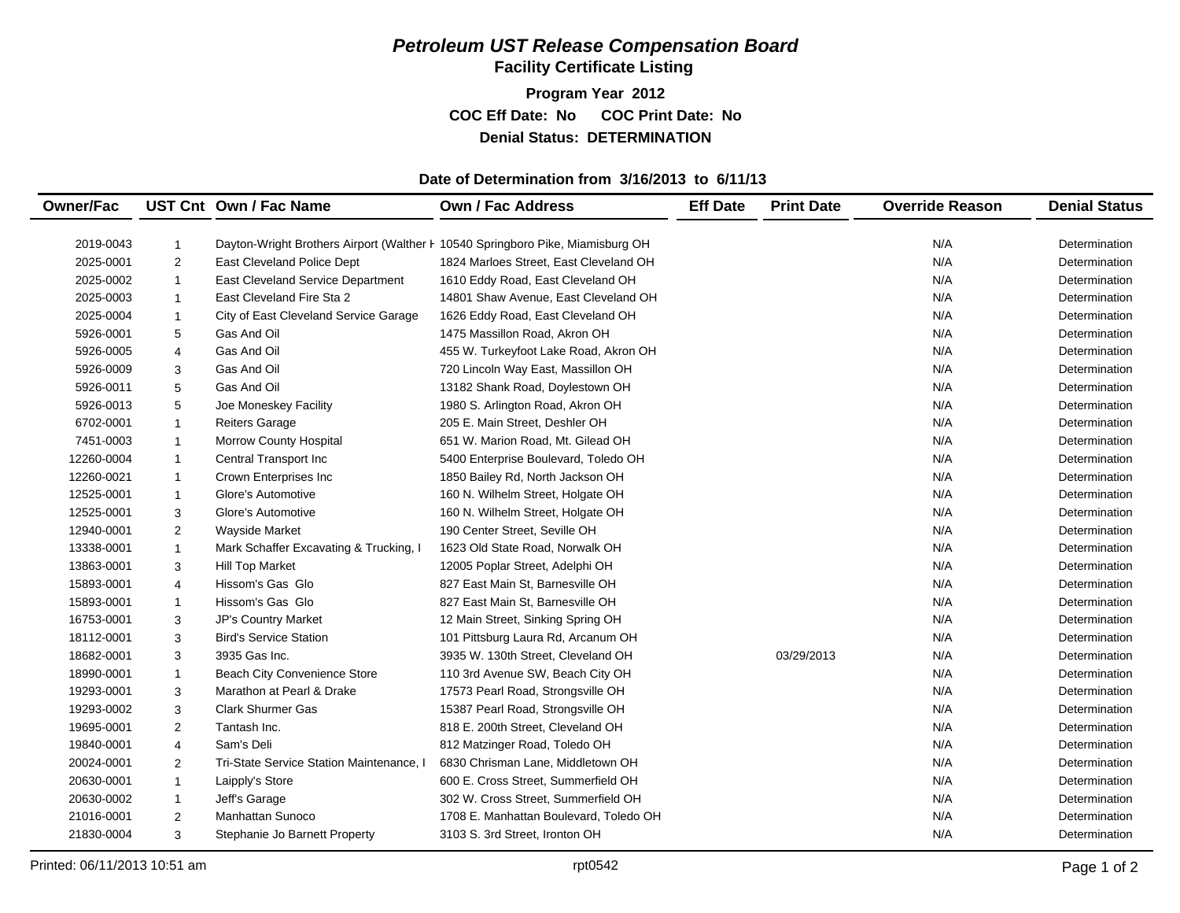# *Petroleum UST Release Compensation Board*

## Facility Certificate Listing

**Program Year 2012**

**COC Eff Date: No  COC Print Date: No**

**Denial Status: DETERMINATION**

**Date of Determination from 3/16/2013 to 6/11/13**

| Owner/Fac | UST Cnt | Own / Fac Name | Own / Fac Address | Eff Date | Print Date | Override Reason | Denial Status |
|---|---|---|---|---|---|---|---|
| 2019-0043 | 1 | Dayton-Wright Brothers Airport (Walther H | 10540 Springboro Pike, Miamisburg OH | | | N/A | Determination |
| 2025-0001 | 2 | East Cleveland Police Dept | 1824 Marloes Street, East Cleveland OH | | | N/A | Determination |
| 2025-0002 | 1 | East Cleveland Service Department | 1610 Eddy Road, East Cleveland OH | | | N/A | Determination |
| 2025-0003 | 1 | East Cleveland Fire Sta 2 | 14801 Shaw Avenue, East Cleveland OH | | | N/A | Determination |
| 2025-0004 | 1 | City of East Cleveland Service Garage | 1626 Eddy Road, East Cleveland OH | | | N/A | Determination |
| 5926-0001 | 5 | Gas And Oil | 1475 Massillon Road, Akron OH | | | N/A | Determination |
| 5926-0005 | 4 | Gas And Oil | 455 W. Turkeyfoot Lake Road, Akron OH | | | N/A | Determination |
| 5926-0009 | 3 | Gas And Oil | 720 Lincoln Way East, Massillon OH | | | N/A | Determination |
| 5926-0011 | 5 | Gas And Oil | 13182 Shank Road, Doylestown OH | | | N/A | Determination |
| 5926-0013 | 5 | Joe Moneskey Facility | 1980 S. Arlington Road, Akron OH | | | N/A | Determination |
| 6702-0001 | 1 | Reiters Garage | 205 E. Main Street, Deshler OH | | | N/A | Determination |
| 7451-0003 | 1 | Morrow County Hospital | 651 W. Marion Road, Mt. Gilead OH | | | N/A | Determination |
| 12260-0004 | 1 | Central Transport Inc | 5400 Enterprise Boulevard, Toledo OH | | | N/A | Determination |
| 12260-0021 | 1 | Crown Enterprises Inc | 1850 Bailey Rd, North Jackson OH | | | N/A | Determination |
| 12525-0001 | 1 | Glore's Automotive | 160 N. Wilhelm Street, Holgate OH | | | N/A | Determination |
| 12525-0001 | 3 | Glore's Automotive | 160 N. Wilhelm Street, Holgate OH | | | N/A | Determination |
| 12940-0001 | 2 | Wayside Market | 190 Center Street, Seville OH | | | N/A | Determination |
| 13338-0001 | 1 | Mark Schaffer Excavating & Trucking, I | 1623 Old State Road, Norwalk OH | | | N/A | Determination |
| 13863-0001 | 3 | Hill Top Market | 12005 Poplar Street, Adelphi OH | | | N/A | Determination |
| 15893-0001 | 4 | Hissom's Gas Glo | 827 East Main St, Barnesville OH | | | N/A | Determination |
| 15893-0001 | 1 | Hissom's Gas Glo | 827 East Main St, Barnesville OH | | | N/A | Determination |
| 16753-0001 | 3 | JP's Country Market | 12 Main Street, Sinking Spring OH | | | N/A | Determination |
| 18112-0001 | 3 | Bird's Service Station | 101 Pittsburg Laura Rd, Arcanum OH | | | N/A | Determination |
| 18682-0001 | 3 | 3935 Gas Inc. | 3935 W. 130th Street, Cleveland OH | | 03/29/2013 | N/A | Determination |
| 18990-0001 | 1 | Beach City Convenience Store | 110 3rd Avenue SW, Beach City OH | | | N/A | Determination |
| 19293-0001 | 3 | Marathon at Pearl & Drake | 17573 Pearl Road, Strongsville OH | | | N/A | Determination |
| 19293-0002 | 3 | Clark Shurmer Gas | 15387 Pearl Road, Strongsville OH | | | N/A | Determination |
| 19695-0001 | 2 | Tantash Inc. | 818 E. 200th Street, Cleveland OH | | | N/A | Determination |
| 19840-0001 | 4 | Sam's Deli | 812 Matzinger Road, Toledo OH | | | N/A | Determination |
| 20024-0001 | 2 | Tri-State Service Station Maintenance, I | 6830 Chrisman Lane, Middletown OH | | | N/A | Determination |
| 20630-0001 | 1 | Laipply's Store | 600 E. Cross Street, Summerfield OH | | | N/A | Determination |
| 20630-0002 | 1 | Jeff's Garage | 302 W. Cross Street, Summerfield OH | | | N/A | Determination |
| 21016-0001 | 2 | Manhattan Sunoco | 1708 E. Manhattan Boulevard, Toledo OH | | | N/A | Determination |
| 21830-0004 | 3 | Stephanie Jo Barnett Property | 3103 S. 3rd Street, Ironton OH | | | N/A | Determination |

Printed: 06/11/2013 10:51 am    rpt0542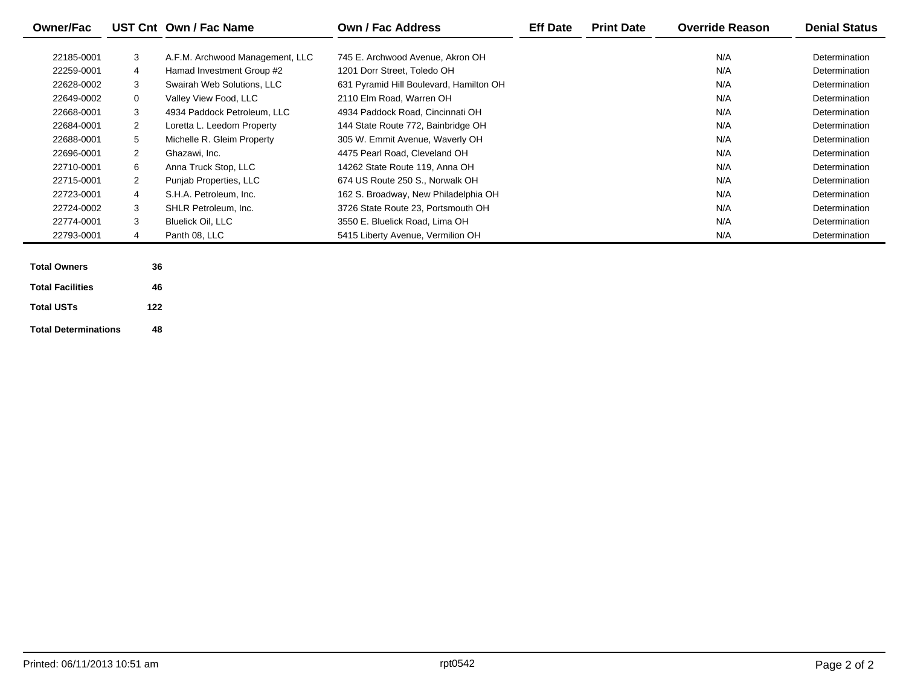| Owner/Fac | UST Cnt | Own / Fac Name | Own / Fac Address | Eff Date | Print Date | Override Reason | Denial Status |
|---|---|---|---|---|---|---|---|
| 22185-0001 | 3 | A.F.M. Archwood Management, LLC | 745 E. Archwood Avenue, Akron OH | | | N/A | Determination |
| 22259-0001 | 4 | Hamad Investment Group #2 | 1201 Dorr Street, Toledo OH | | | N/A | Determination |
| 22628-0002 | 3 | Swairah Web Solutions, LLC | 631 Pyramid Hill Boulevard, Hamilton OH | | | N/A | Determination |
| 22649-0002 | 0 | Valley View Food, LLC | 2110 Elm Road, Warren OH | | | N/A | Determination |
| 22668-0001 | 3 | 4934 Paddock Petroleum, LLC | 4934 Paddock Road, Cincinnati OH | | | N/A | Determination |
| 22684-0001 | 2 | Loretta L. Leedom Property | 144 State Route 772, Bainbridge OH | | | N/A | Determination |
| 22688-0001 | 5 | Michelle R. Gleim Property | 305 W. Emmit Avenue, Waverly OH | | | N/A | Determination |
| 22696-0001 | 2 | Ghazawi, Inc. | 4475 Pearl Road, Cleveland OH | | | N/A | Determination |
| 22710-0001 | 6 | Anna Truck Stop, LLC | 14262 State Route 119, Anna OH | | | N/A | Determination |
| 22715-0001 | 2 | Punjab Properties, LLC | 674 US Route 250 S., Norwalk OH | | | N/A | Determination |
| 22723-0001 | 4 | S.H.A. Petroleum, Inc. | 162 S. Broadway, New Philadelphia OH | | | N/A | Determination |
| 22724-0002 | 3 | SHLR Petroleum, Inc. | 3726 State Route 23, Portsmouth OH | | | N/A | Determination |
| 22774-0001 | 3 | Bluelick Oil, LLC | 3550 E. Bluelick Road, Lima OH | | | N/A | Determination |
| 22793-0001 | 4 | Panth 08, LLC | 5415 Liberty Avenue, Vermilion OH | | | N/A | Determination |

| | |
|---|---|
| **Total Owners** | **36** |
| **Total Facilities** | **46** |
| **Total USTs** | **122** |
| **Total Determinations** | **48** |

Printed: 06/11/2013 10:51 am rpt0542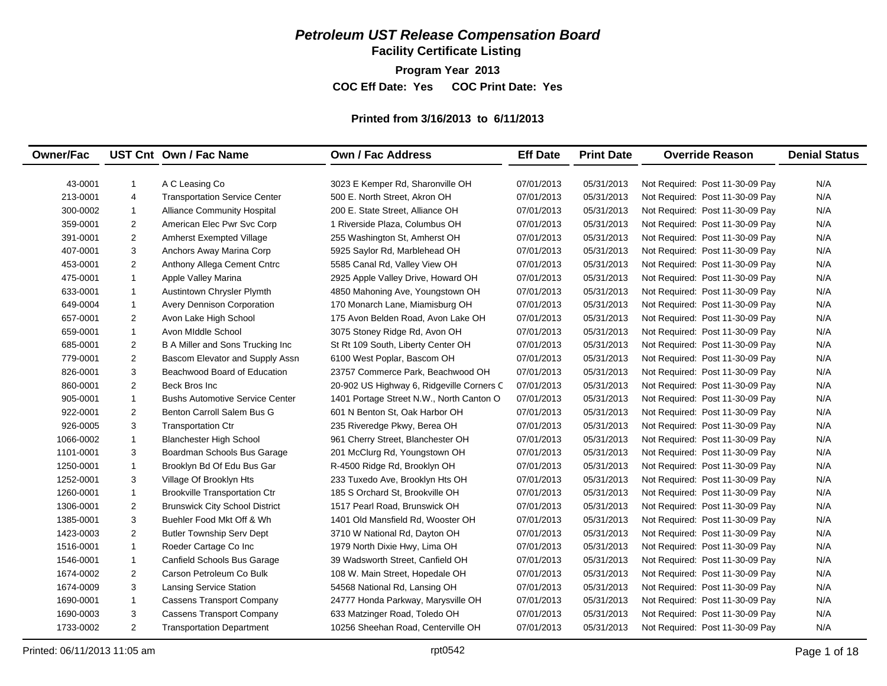# *Petroleum UST Release Compensation Board*

## Facility Certificate Listing

**Program Year 2013**

**COC Eff Date: Yes COC Print Date: Yes**

**Printed from 3/16/2013 to 6/11/2013**

| Owner/Fac | UST Cnt | Own / Fac Name | Own / Fac Address | Eff Date | Print Date | Override Reason | Denial Status |
|---|---|---|---|---|---|---|---|
| 43-0001 | 1 | A C Leasing Co | 3023 E Kemper Rd, Sharonville OH | 07/01/2013 | 05/31/2013 | Not Required: Post 11-30-09 Pay | N/A |
| 213-0001 | 4 | Transportation Service Center | 500 E. North Street, Akron OH | 07/01/2013 | 05/31/2013 | Not Required: Post 11-30-09 Pay | N/A |
| 300-0002 | 1 | Alliance Community Hospital | 200 E. State Street, Alliance OH | 07/01/2013 | 05/31/2013 | Not Required: Post 11-30-09 Pay | N/A |
| 359-0001 | 2 | American Elec Pwr Svc Corp | 1 Riverside Plaza, Columbus OH | 07/01/2013 | 05/31/2013 | Not Required: Post 11-30-09 Pay | N/A |
| 391-0001 | 2 | Amherst Exempted Village | 255 Washington St, Amherst OH | 07/01/2013 | 05/31/2013 | Not Required: Post 11-30-09 Pay | N/A |
| 407-0001 | 3 | Anchors Away Marina Corp | 5925 Saylor Rd, Marblehead OH | 07/01/2013 | 05/31/2013 | Not Required: Post 11-30-09 Pay | N/A |
| 453-0001 | 2 | Anthony Allega Cement Cntrc | 5585 Canal Rd, Valley View OH | 07/01/2013 | 05/31/2013 | Not Required: Post 11-30-09 Pay | N/A |
| 475-0001 | 1 | Apple Valley Marina | 2925 Apple Valley Drive, Howard OH | 07/01/2013 | 05/31/2013 | Not Required: Post 11-30-09 Pay | N/A |
| 633-0001 | 1 | Austintown Chrysler Plymth | 4850 Mahoning Ave, Youngstown OH | 07/01/2013 | 05/31/2013 | Not Required: Post 11-30-09 Pay | N/A |
| 649-0004 | 1 | Avery Dennison Corporation | 170 Monarch Lane, Miamisburg OH | 07/01/2013 | 05/31/2013 | Not Required: Post 11-30-09 Pay | N/A |
| 657-0001 | 2 | Avon Lake High School | 175 Avon Belden Road, Avon Lake OH | 07/01/2013 | 05/31/2013 | Not Required: Post 11-30-09 Pay | N/A |
| 659-0001 | 1 | Avon MIddle School | 3075 Stoney Ridge Rd, Avon OH | 07/01/2013 | 05/31/2013 | Not Required: Post 11-30-09 Pay | N/A |
| 685-0001 | 2 | B A Miller and Sons Trucking Inc | St Rt 109 South, Liberty Center OH | 07/01/2013 | 05/31/2013 | Not Required: Post 11-30-09 Pay | N/A |
| 779-0001 | 2 | Bascom Elevator and Supply Assn | 6100 West Poplar, Bascom OH | 07/01/2013 | 05/31/2013 | Not Required: Post 11-30-09 Pay | N/A |
| 826-0001 | 3 | Beachwood Board of Education | 23757 Commerce Park, Beachwood OH | 07/01/2013 | 05/31/2013 | Not Required: Post 11-30-09 Pay | N/A |
| 860-0001 | 2 | Beck Bros Inc | 20-902 US Highway 6, Ridgeville Corners C | 07/01/2013 | 05/31/2013 | Not Required: Post 11-30-09 Pay | N/A |
| 905-0001 | 1 | Bushs Automotive Service Center | 1401 Portage Street N.W., North Canton O | 07/01/2013 | 05/31/2013 | Not Required: Post 11-30-09 Pay | N/A |
| 922-0001 | 2 | Benton Carroll Salem Bus G | 601 N Benton St, Oak Harbor OH | 07/01/2013 | 05/31/2013 | Not Required: Post 11-30-09 Pay | N/A |
| 926-0005 | 3 | Transportation Ctr | 235 Riveredge Pkwy, Berea OH | 07/01/2013 | 05/31/2013 | Not Required: Post 11-30-09 Pay | N/A |
| 1066-0002 | 1 | Blanchester High School | 961 Cherry Street, Blanchester OH | 07/01/2013 | 05/31/2013 | Not Required: Post 11-30-09 Pay | N/A |
| 1101-0001 | 3 | Boardman Schools Bus Garage | 201 McClurg Rd, Youngstown OH | 07/01/2013 | 05/31/2013 | Not Required: Post 11-30-09 Pay | N/A |
| 1250-0001 | 1 | Brooklyn Bd Of Edu Bus Gar | R-4500 Ridge Rd, Brooklyn OH | 07/01/2013 | 05/31/2013 | Not Required: Post 11-30-09 Pay | N/A |
| 1252-0001 | 3 | Village Of Brooklyn Hts | 233 Tuxedo Ave, Brooklyn Hts OH | 07/01/2013 | 05/31/2013 | Not Required: Post 11-30-09 Pay | N/A |
| 1260-0001 | 1 | Brookville Transportation Ctr | 185 S Orchard St, Brookville OH | 07/01/2013 | 05/31/2013 | Not Required: Post 11-30-09 Pay | N/A |
| 1306-0001 | 2 | Brunswick City School District | 1517 Pearl Road, Brunswick OH | 07/01/2013 | 05/31/2013 | Not Required: Post 11-30-09 Pay | N/A |
| 1385-0001 | 3 | Buehler Food Mkt Off & Wh | 1401 Old Mansfield Rd, Wooster OH | 07/01/2013 | 05/31/2013 | Not Required: Post 11-30-09 Pay | N/A |
| 1423-0003 | 2 | Butler Township Serv Dept | 3710 W National Rd, Dayton OH | 07/01/2013 | 05/31/2013 | Not Required: Post 11-30-09 Pay | N/A |
| 1516-0001 | 1 | Roeder Cartage Co Inc | 1979 North Dixie Hwy, Lima OH | 07/01/2013 | 05/31/2013 | Not Required: Post 11-30-09 Pay | N/A |
| 1546-0001 | 1 | Canfield Schools Bus Garage | 39 Wadsworth Street, Canfield OH | 07/01/2013 | 05/31/2013 | Not Required: Post 11-30-09 Pay | N/A |
| 1674-0002 | 2 | Carson Petroleum Co Bulk | 108 W. Main Street, Hopedale OH | 07/01/2013 | 05/31/2013 | Not Required: Post 11-30-09 Pay | N/A |
| 1674-0009 | 3 | Lansing Service Station | 54568 National Rd, Lansing OH | 07/01/2013 | 05/31/2013 | Not Required: Post 11-30-09 Pay | N/A |
| 1690-0001 | 1 | Cassens Transport Company | 24777 Honda Parkway, Marysville OH | 07/01/2013 | 05/31/2013 | Not Required: Post 11-30-09 Pay | N/A |
| 1690-0003 | 3 | Cassens Transport Company | 633 Matzinger Road, Toledo OH | 07/01/2013 | 05/31/2013 | Not Required: Post 11-30-09 Pay | N/A |
| 1733-0002 | 2 | Transportation Department | 10256 Sheehan Road, Centerville OH | 07/01/2013 | 05/31/2013 | Not Required: Post 11-30-09 Pay | N/A |

Printed: 06/11/2013 11:05 am rpt0542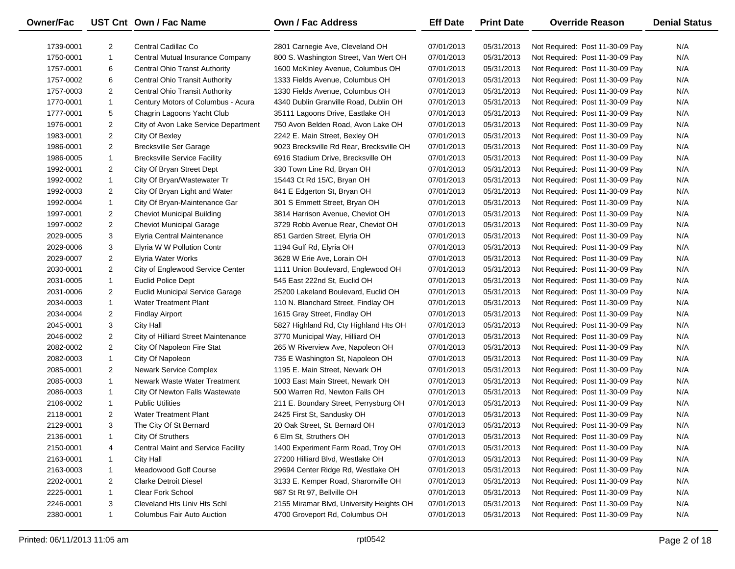| Owner/Fac | UST Cnt | Own / Fac Name | Own / Fac Address | Eff Date | Print Date | Override Reason | Denial Status |
|---|---|---|---|---|---|---|---|
| 1739-0001 | 2 | Central Cadillac Co | 2801 Carnegie Ave, Cleveland OH | 07/01/2013 | 05/31/2013 | Not Required: Post 11-30-09 Pay | N/A |
| 1750-0001 | 1 | Central Mutual Insurance Company | 800 S. Washington Street, Van Wert OH | 07/01/2013 | 05/31/2013 | Not Required: Post 11-30-09 Pay | N/A |
| 1757-0001 | 6 | Central Ohio Transt Authority | 1600 McKinley Avenue, Columbus OH | 07/01/2013 | 05/31/2013 | Not Required: Post 11-30-09 Pay | N/A |
| 1757-0002 | 6 | Central Ohio Transit Authority | 1333 Fields Avenue, Columbus OH | 07/01/2013 | 05/31/2013 | Not Required: Post 11-30-09 Pay | N/A |
| 1757-0003 | 2 | Central Ohio Transit Authority | 1330 Fields Avenue, Columbus OH | 07/01/2013 | 05/31/2013 | Not Required: Post 11-30-09 Pay | N/A |
| 1770-0001 | 1 | Century Motors of Columbus - Acura | 4340 Dublin Granville Road, Dublin OH | 07/01/2013 | 05/31/2013 | Not Required: Post 11-30-09 Pay | N/A |
| 1777-0001 | 5 | Chagrin Lagoons Yacht Club | 35111 Lagoons Drive, Eastlake OH | 07/01/2013 | 05/31/2013 | Not Required: Post 11-30-09 Pay | N/A |
| 1976-0001 | 2 | City of Avon Lake Service Department | 750 Avon Belden Road, Avon Lake OH | 07/01/2013 | 05/31/2013 | Not Required: Post 11-30-09 Pay | N/A |
| 1983-0001 | 2 | City Of Bexley | 2242 E. Main Street, Bexley OH | 07/01/2013 | 05/31/2013 | Not Required: Post 11-30-09 Pay | N/A |
| 1986-0001 | 2 | Brecksville Ser Garage | 9023 Brecksville Rd Rear, Brecksville OH | 07/01/2013 | 05/31/2013 | Not Required: Post 11-30-09 Pay | N/A |
| 1986-0005 | 1 | Brecksville Service Facility | 6916 Stadium Drive, Brecksville OH | 07/01/2013 | 05/31/2013 | Not Required: Post 11-30-09 Pay | N/A |
| 1992-0001 | 2 | City Of Bryan Street Dept | 330 Town Line Rd, Bryan OH | 07/01/2013 | 05/31/2013 | Not Required: Post 11-30-09 Pay | N/A |
| 1992-0002 | 1 | City Of Bryan/Wastewater Tr | 15443 Ct Rd 15/C, Bryan OH | 07/01/2013 | 05/31/2013 | Not Required: Post 11-30-09 Pay | N/A |
| 1992-0003 | 2 | City Of Bryan Light and Water | 841 E Edgerton St, Bryan OH | 07/01/2013 | 05/31/2013 | Not Required: Post 11-30-09 Pay | N/A |
| 1992-0004 | 1 | City Of Bryan-Maintenance Gar | 301 S Emmett Street, Bryan OH | 07/01/2013 | 05/31/2013 | Not Required: Post 11-30-09 Pay | N/A |
| 1997-0001 | 2 | Cheviot Municipal Building | 3814 Harrison Avenue, Cheviot OH | 07/01/2013 | 05/31/2013 | Not Required: Post 11-30-09 Pay | N/A |
| 1997-0002 | 2 | Cheviot Municipal Garage | 3729 Robb Avenue Rear, Cheviot OH | 07/01/2013 | 05/31/2013 | Not Required: Post 11-30-09 Pay | N/A |
| 2029-0005 | 3 | Elyria Central Maintenance | 851 Garden Street, Elyria OH | 07/01/2013 | 05/31/2013 | Not Required: Post 11-30-09 Pay | N/A |
| 2029-0006 | 3 | Elyria W W Pollution Contr | 1194 Gulf Rd, Elyria OH | 07/01/2013 | 05/31/2013 | Not Required: Post 11-30-09 Pay | N/A |
| 2029-0007 | 2 | Elyria Water Works | 3628 W Erie Ave, Lorain OH | 07/01/2013 | 05/31/2013 | Not Required: Post 11-30-09 Pay | N/A |
| 2030-0001 | 2 | City of Englewood Service Center | 1111 Union Boulevard, Englewood OH | 07/01/2013 | 05/31/2013 | Not Required: Post 11-30-09 Pay | N/A |
| 2031-0005 | 1 | Euclid Police Dept | 545 East 222nd St, Euclid OH | 07/01/2013 | 05/31/2013 | Not Required: Post 11-30-09 Pay | N/A |
| 2031-0006 | 2 | Euclid Municipal Service Garage | 25200 Lakeland Boulevard, Euclid OH | 07/01/2013 | 05/31/2013 | Not Required: Post 11-30-09 Pay | N/A |
| 2034-0003 | 1 | Water Treatment Plant | 110 N. Blanchard Street, Findlay OH | 07/01/2013 | 05/31/2013 | Not Required: Post 11-30-09 Pay | N/A |
| 2034-0004 | 2 | Findlay Airport | 1615 Gray Street, Findlay OH | 07/01/2013 | 05/31/2013 | Not Required: Post 11-30-09 Pay | N/A |
| 2045-0001 | 3 | City Hall | 5827 Highland Rd, Cty Highland Hts OH | 07/01/2013 | 05/31/2013 | Not Required: Post 11-30-09 Pay | N/A |
| 2046-0002 | 2 | City of Hilliard Street Maintenance | 3770 Municipal Way, Hilliard OH | 07/01/2013 | 05/31/2013 | Not Required: Post 11-30-09 Pay | N/A |
| 2082-0002 | 2 | City Of Napoleon Fire Stat | 265 W Riverview Ave, Napoleon OH | 07/01/2013 | 05/31/2013 | Not Required: Post 11-30-09 Pay | N/A |
| 2082-0003 | 1 | City Of Napoleon | 735 E Washington St, Napoleon OH | 07/01/2013 | 05/31/2013 | Not Required: Post 11-30-09 Pay | N/A |
| 2085-0001 | 2 | Newark Service Complex | 1195 E. Main Street, Newark OH | 07/01/2013 | 05/31/2013 | Not Required: Post 11-30-09 Pay | N/A |
| 2085-0003 | 1 | Newark Waste Water Treatment | 1003 East Main Street, Newark OH | 07/01/2013 | 05/31/2013 | Not Required: Post 11-30-09 Pay | N/A |
| 2086-0003 | 1 | City Of Newton Falls Wastewate | 500 Warren Rd, Newton Falls OH | 07/01/2013 | 05/31/2013 | Not Required: Post 11-30-09 Pay | N/A |
| 2106-0002 | 1 | Public Utilities | 211 E. Boundary Street, Perrysburg OH | 07/01/2013 | 05/31/2013 | Not Required: Post 11-30-09 Pay | N/A |
| 2118-0001 | 2 | Water Treatment Plant | 2425 First St, Sandusky OH | 07/01/2013 | 05/31/2013 | Not Required: Post 11-30-09 Pay | N/A |
| 2129-0001 | 3 | The City Of St Bernard | 20 Oak Street, St. Bernard OH | 07/01/2013 | 05/31/2013 | Not Required: Post 11-30-09 Pay | N/A |
| 2136-0001 | 1 | City Of Struthers | 6 Elm St, Struthers OH | 07/01/2013 | 05/31/2013 | Not Required: Post 11-30-09 Pay | N/A |
| 2150-0001 | 4 | Central Maint and Service Facility | 1400 Experiment Farm Road, Troy OH | 07/01/2013 | 05/31/2013 | Not Required: Post 11-30-09 Pay | N/A |
| 2163-0001 | 1 | City Hall | 27200 Hilliard Blvd, Westlake OH | 07/01/2013 | 05/31/2013 | Not Required: Post 11-30-09 Pay | N/A |
| 2163-0003 | 1 | Meadowood Golf Course | 29694 Center Ridge Rd, Westlake OH | 07/01/2013 | 05/31/2013 | Not Required: Post 11-30-09 Pay | N/A |
| 2202-0001 | 2 | Clarke Detroit Diesel | 3133 E. Kemper Road, Sharonville OH | 07/01/2013 | 05/31/2013 | Not Required: Post 11-30-09 Pay | N/A |
| 2225-0001 | 1 | Clear Fork School | 987 St Rt 97, Bellville OH | 07/01/2013 | 05/31/2013 | Not Required: Post 11-30-09 Pay | N/A |
| 2246-0001 | 3 | Cleveland Hts Univ Hts Schl | 2155 Miramar Blvd, University Heights OH | 07/01/2013 | 05/31/2013 | Not Required: Post 11-30-09 Pay | N/A |
| 2380-0001 | 1 | Columbus Fair Auto Auction | 4700 Groveport Rd, Columbus OH | 07/01/2013 | 05/31/2013 | Not Required: Post 11-30-09 Pay | N/A |

Printed: 06/11/2013 11:05 am rpt0542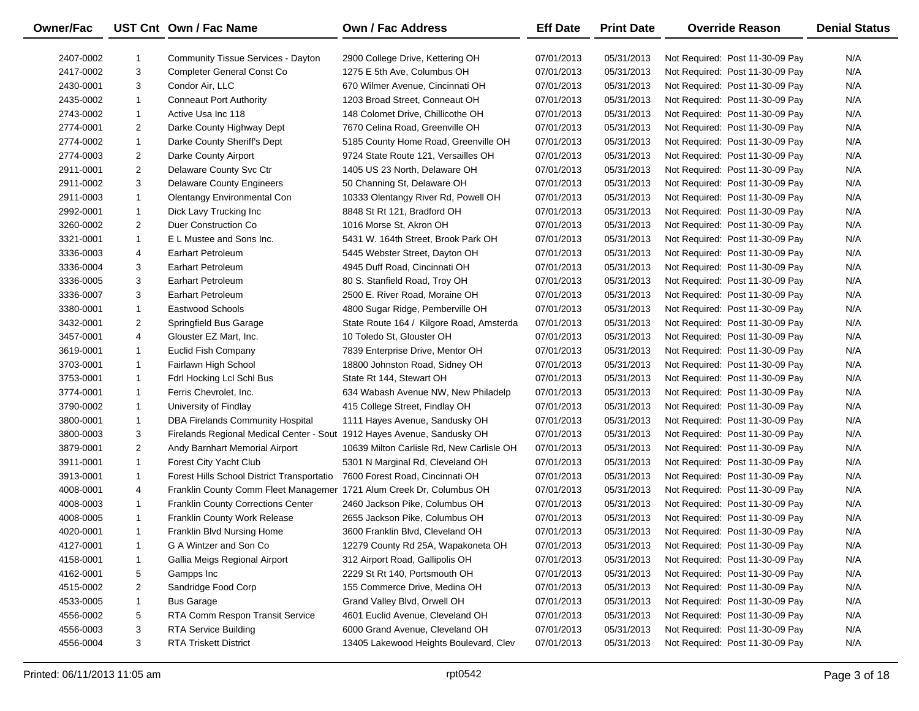| Owner/Fac | UST Cnt | Own / Fac Name | Own / Fac Address | Eff Date | Print Date | Override Reason | Denial Status |
|---|---|---|---|---|---|---|---|
| 2407-0002 | 1 | Community Tissue Services - Dayton | 2900 College Drive, Kettering OH | 07/01/2013 | 05/31/2013 | Not Required: Post 11-30-09 Pay | N/A |
| 2417-0002 | 3 | Completer General Const Co | 1275 E 5th Ave, Columbus OH | 07/01/2013 | 05/31/2013 | Not Required: Post 11-30-09 Pay | N/A |
| 2430-0001 | 3 | Condor Air, LLC | 670 Wilmer Avenue, Cincinnati OH | 07/01/2013 | 05/31/2013 | Not Required: Post 11-30-09 Pay | N/A |
| 2435-0002 | 1 | Conneaut Port Authority | 1203 Broad Street, Conneaut OH | 07/01/2013 | 05/31/2013 | Not Required: Post 11-30-09 Pay | N/A |
| 2743-0002 | 1 | Active Usa Inc 118 | 148 Colomet Drive, Chillicothe OH | 07/01/2013 | 05/31/2013 | Not Required: Post 11-30-09 Pay | N/A |
| 2774-0001 | 2 | Darke County Highway Dept | 7670 Celina Road, Greenville OH | 07/01/2013 | 05/31/2013 | Not Required: Post 11-30-09 Pay | N/A |
| 2774-0002 | 1 | Darke County Sheriff's Dept | 5185 County Home Road, Greenville OH | 07/01/2013 | 05/31/2013 | Not Required: Post 11-30-09 Pay | N/A |
| 2774-0003 | 2 | Darke County Airport | 9724 State Route 121, Versailles OH | 07/01/2013 | 05/31/2013 | Not Required: Post 11-30-09 Pay | N/A |
| 2911-0001 | 2 | Delaware County Svc Ctr | 1405 US 23 North, Delaware OH | 07/01/2013 | 05/31/2013 | Not Required: Post 11-30-09 Pay | N/A |
| 2911-0002 | 3 | Delaware County Engineers | 50 Channing St, Delaware OH | 07/01/2013 | 05/31/2013 | Not Required: Post 11-30-09 Pay | N/A |
| 2911-0003 | 1 | Olentangy Environmental Con | 10333 Olentangy River Rd, Powell OH | 07/01/2013 | 05/31/2013 | Not Required: Post 11-30-09 Pay | N/A |
| 2992-0001 | 1 | Dick Lavy Trucking Inc | 8848 St Rt 121, Bradford OH | 07/01/2013 | 05/31/2013 | Not Required: Post 11-30-09 Pay | N/A |
| 3260-0002 | 2 | Duer Construction Co | 1016 Morse St, Akron OH | 07/01/2013 | 05/31/2013 | Not Required: Post 11-30-09 Pay | N/A |
| 3321-0001 | 1 | E L Mustee and Sons Inc. | 5431 W. 164th Street, Brook Park OH | 07/01/2013 | 05/31/2013 | Not Required: Post 11-30-09 Pay | N/A |
| 3336-0003 | 4 | Earhart Petroleum | 5445 Webster Street, Dayton OH | 07/01/2013 | 05/31/2013 | Not Required: Post 11-30-09 Pay | N/A |
| 3336-0004 | 3 | Earhart Petroleum | 4945 Duff Road, Cincinnati OH | 07/01/2013 | 05/31/2013 | Not Required: Post 11-30-09 Pay | N/A |
| 3336-0005 | 3 | Earhart Petroleum | 80 S. Stanfield Road, Troy OH | 07/01/2013 | 05/31/2013 | Not Required: Post 11-30-09 Pay | N/A |
| 3336-0007 | 3 | Earhart Petroleum | 2500 E. River Road, Moraine OH | 07/01/2013 | 05/31/2013 | Not Required: Post 11-30-09 Pay | N/A |
| 3380-0001 | 1 | Eastwood Schools | 4800 Sugar Ridge, Pemberville OH | 07/01/2013 | 05/31/2013 | Not Required: Post 11-30-09 Pay | N/A |
| 3432-0001 | 2 | Springfield Bus Garage | State Route 164 / Kilgore Road, Amsterda | 07/01/2013 | 05/31/2013 | Not Required: Post 11-30-09 Pay | N/A |
| 3457-0001 | 4 | Glouster EZ Mart, Inc. | 10 Toledo St, Glouster OH | 07/01/2013 | 05/31/2013 | Not Required: Post 11-30-09 Pay | N/A |
| 3619-0001 | 1 | Euclid Fish Company | 7839 Enterprise Drive, Mentor OH | 07/01/2013 | 05/31/2013 | Not Required: Post 11-30-09 Pay | N/A |
| 3703-0001 | 1 | Fairlawn High School | 18800 Johnston Road, Sidney OH | 07/01/2013 | 05/31/2013 | Not Required: Post 11-30-09 Pay | N/A |
| 3753-0001 | 1 | Fdrl Hocking Lcl Schl Bus | State Rt 144, Stewart OH | 07/01/2013 | 05/31/2013 | Not Required: Post 11-30-09 Pay | N/A |
| 3774-0001 | 1 | Ferris Chevrolet, Inc. | 634 Wabash Avenue NW, New Philadelp | 07/01/2013 | 05/31/2013 | Not Required: Post 11-30-09 Pay | N/A |
| 3790-0002 | 1 | University of Findlay | 415 College Street, Findlay OH | 07/01/2013 | 05/31/2013 | Not Required: Post 11-30-09 Pay | N/A |
| 3800-0001 | 1 | DBA Firelands Community Hospital | 1111 Hayes Avenue, Sandusky OH | 07/01/2013 | 05/31/2013 | Not Required: Post 11-30-09 Pay | N/A |
| 3800-0003 | 3 | Firelands Regional Medical Center - Sout | 1912 Hayes Avenue, Sandusky OH | 07/01/2013 | 05/31/2013 | Not Required: Post 11-30-09 Pay | N/A |
| 3879-0001 | 2 | Andy Barnhart Memorial Airport | 10639 Milton Carlisle Rd, New Carlisle OH | 07/01/2013 | 05/31/2013 | Not Required: Post 11-30-09 Pay | N/A |
| 3911-0001 | 1 | Forest City Yacht Club | 5301 N Marginal Rd, Cleveland OH | 07/01/2013 | 05/31/2013 | Not Required: Post 11-30-09 Pay | N/A |
| 3913-0001 | 1 | Forest Hills School District Transportatio | 7600 Forest Road, Cincinnati OH | 07/01/2013 | 05/31/2013 | Not Required: Post 11-30-09 Pay | N/A |
| 4008-0001 | 4 | Franklin County Comm Fleet Managemer | 1721 Alum Creek Dr, Columbus OH | 07/01/2013 | 05/31/2013 | Not Required: Post 11-30-09 Pay | N/A |
| 4008-0003 | 1 | Franklin County Corrections Center | 2460 Jackson Pike, Columbus OH | 07/01/2013 | 05/31/2013 | Not Required: Post 11-30-09 Pay | N/A |
| 4008-0005 | 1 | Franklin County Work Release | 2655 Jackson Pike, Columbus OH | 07/01/2013 | 05/31/2013 | Not Required: Post 11-30-09 Pay | N/A |
| 4020-0001 | 1 | Franklin Blvd Nursing Home | 3600 Franklin Blvd, Cleveland OH | 07/01/2013 | 05/31/2013 | Not Required: Post 11-30-09 Pay | N/A |
| 4127-0001 | 1 | G A Wintzer and Son Co | 12279 County Rd 25A, Wapakoneta OH | 07/01/2013 | 05/31/2013 | Not Required: Post 11-30-09 Pay | N/A |
| 4158-0001 | 1 | Gallia Meigs Regional Airport | 312 Airport Road, Gallipolis OH | 07/01/2013 | 05/31/2013 | Not Required: Post 11-30-09 Pay | N/A |
| 4162-0001 | 5 | Gampps Inc | 2229 St Rt 140, Portsmouth OH | 07/01/2013 | 05/31/2013 | Not Required: Post 11-30-09 Pay | N/A |
| 4515-0002 | 2 | Sandridge Food Corp | 155 Commerce Drive, Medina OH | 07/01/2013 | 05/31/2013 | Not Required: Post 11-30-09 Pay | N/A |
| 4533-0005 | 1 | Bus Garage | Grand Valley Blvd, Orwell OH | 07/01/2013 | 05/31/2013 | Not Required: Post 11-30-09 Pay | N/A |
| 4556-0002 | 5 | RTA Comm Respon Transit Service | 4601 Euclid Avenue, Cleveland OH | 07/01/2013 | 05/31/2013 | Not Required: Post 11-30-09 Pay | N/A |
| 4556-0003 | 3 | RTA Service Building | 6000 Grand Avenue, Cleveland OH | 07/01/2013 | 05/31/2013 | Not Required: Post 11-30-09 Pay | N/A |
| 4556-0004 | 3 | RTA Triskett District | 13405 Lakewood Heights Boulevard, Clev | 07/01/2013 | 05/31/2013 | Not Required: Post 11-30-09 Pay | N/A |

Printed: 06/11/2013 11:05 am rpt0542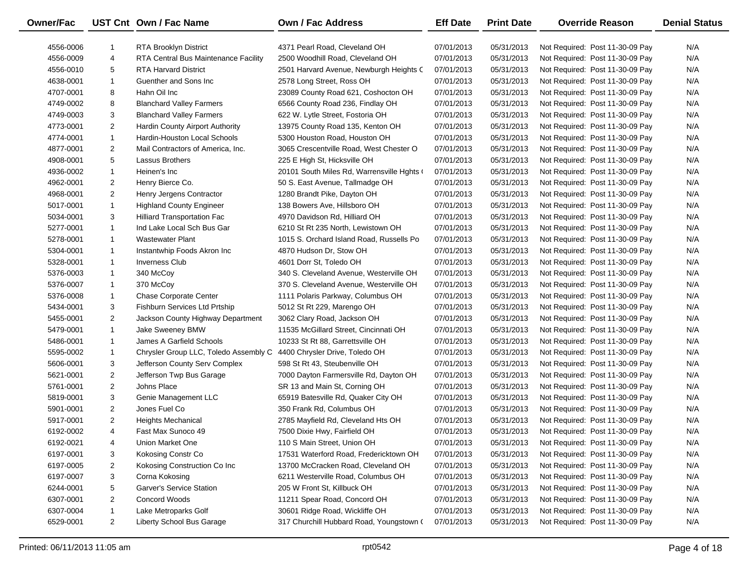| Owner/Fac | UST Cnt | Own / Fac Name | Own / Fac Address | Eff Date | Print Date | Override Reason | Denial Status |
|---|---|---|---|---|---|---|---|
| 4556-0006 | 1 | RTA Brooklyn District | 4371 Pearl Road, Cleveland OH | 07/01/2013 | 05/31/2013 | Not Required: Post 11-30-09 Pay | N/A |
| 4556-0009 | 4 | RTA Central Bus Maintenance Facility | 2500 Woodhill Road, Cleveland OH | 07/01/2013 | 05/31/2013 | Not Required: Post 11-30-09 Pay | N/A |
| 4556-0010 | 5 | RTA Harvard District | 2501 Harvard Avenue, Newburgh Heights C | 07/01/2013 | 05/31/2013 | Not Required: Post 11-30-09 Pay | N/A |
| 4638-0001 | 1 | Guenther and Sons Inc | 2578 Long Street, Ross OH | 07/01/2013 | 05/31/2013 | Not Required: Post 11-30-09 Pay | N/A |
| 4707-0001 | 8 | Hahn Oil Inc | 23089 County Road 621, Coshocton OH | 07/01/2013 | 05/31/2013 | Not Required: Post 11-30-09 Pay | N/A |
| 4749-0002 | 8 | Blanchard Valley Farmers | 6566 County Road 236, Findlay OH | 07/01/2013 | 05/31/2013 | Not Required: Post 11-30-09 Pay | N/A |
| 4749-0003 | 3 | Blanchard Valley Farmers | 622 W. Lytle Street, Fostoria OH | 07/01/2013 | 05/31/2013 | Not Required: Post 11-30-09 Pay | N/A |
| 4773-0001 | 2 | Hardin County Airport Authority | 13975 County Road 135, Kenton OH | 07/01/2013 | 05/31/2013 | Not Required: Post 11-30-09 Pay | N/A |
| 4774-0001 | 1 | Hardin-Houston Local Schools | 5300 Houston Road, Houston OH | 07/01/2013 | 05/31/2013 | Not Required: Post 11-30-09 Pay | N/A |
| 4877-0001 | 2 | Mail Contractors of America, Inc. | 3065 Crescentville Road, West Chester O | 07/01/2013 | 05/31/2013 | Not Required: Post 11-30-09 Pay | N/A |
| 4908-0001 | 5 | Lassus Brothers | 225 E High St, Hicksville OH | 07/01/2013 | 05/31/2013 | Not Required: Post 11-30-09 Pay | N/A |
| 4936-0002 | 1 | Heinen's Inc | 20101 South Miles Rd, Warrensville Hghts ( | 07/01/2013 | 05/31/2013 | Not Required: Post 11-30-09 Pay | N/A |
| 4962-0001 | 2 | Henry Bierce Co. | 50 S. East Avenue, Tallmadge OH | 07/01/2013 | 05/31/2013 | Not Required: Post 11-30-09 Pay | N/A |
| 4968-0001 | 2 | Henry Jergens Contractor | 1280 Brandt Pike, Dayton OH | 07/01/2013 | 05/31/2013 | Not Required: Post 11-30-09 Pay | N/A |
| 5017-0001 | 1 | Highland County Engineer | 138 Bowers Ave, Hillsboro OH | 07/01/2013 | 05/31/2013 | Not Required: Post 11-30-09 Pay | N/A |
| 5034-0001 | 3 | Hilliard Transportation Fac | 4970 Davidson Rd, Hilliard OH | 07/01/2013 | 05/31/2013 | Not Required: Post 11-30-09 Pay | N/A |
| 5277-0001 | 1 | Ind Lake Local Sch Bus Gar | 6210 St Rt 235 North, Lewistown OH | 07/01/2013 | 05/31/2013 | Not Required: Post 11-30-09 Pay | N/A |
| 5278-0001 | 1 | Wastewater Plant | 1015 S. Orchard Island Road, Russells Po | 07/01/2013 | 05/31/2013 | Not Required: Post 11-30-09 Pay | N/A |
| 5304-0001 | 1 | Instantwhip Foods Akron Inc | 4870 Hudson Dr, Stow OH | 07/01/2013 | 05/31/2013 | Not Required: Post 11-30-09 Pay | N/A |
| 5328-0001 | 1 | Inverness Club | 4601 Dorr St, Toledo OH | 07/01/2013 | 05/31/2013 | Not Required: Post 11-30-09 Pay | N/A |
| 5376-0003 | 1 | 340 McCoy | 340 S. Cleveland Avenue, Westerville OH | 07/01/2013 | 05/31/2013 | Not Required: Post 11-30-09 Pay | N/A |
| 5376-0007 | 1 | 370 McCoy | 370 S. Cleveland Avenue, Westerville OH | 07/01/2013 | 05/31/2013 | Not Required: Post 11-30-09 Pay | N/A |
| 5376-0008 | 1 | Chase Corporate Center | 1111 Polaris Parkway, Columbus OH | 07/01/2013 | 05/31/2013 | Not Required: Post 11-30-09 Pay | N/A |
| 5434-0001 | 3 | Fishburn Services Ltd Prtship | 5012 St Rt 229, Marengo OH | 07/01/2013 | 05/31/2013 | Not Required: Post 11-30-09 Pay | N/A |
| 5455-0001 | 2 | Jackson County Highway Department | 3062 Clary Road, Jackson OH | 07/01/2013 | 05/31/2013 | Not Required: Post 11-30-09 Pay | N/A |
| 5479-0001 | 1 | Jake Sweeney BMW | 11535 McGillard Street, Cincinnati OH | 07/01/2013 | 05/31/2013 | Not Required: Post 11-30-09 Pay | N/A |
| 5486-0001 | 1 | James A Garfield Schools | 10233 St Rt 88, Garrettsville OH | 07/01/2013 | 05/31/2013 | Not Required: Post 11-30-09 Pay | N/A |
| 5595-0002 | 1 | Chrysler Group LLC, Toledo Assembly C | 4400 Chrysler Drive, Toledo OH | 07/01/2013 | 05/31/2013 | Not Required: Post 11-30-09 Pay | N/A |
| 5606-0001 | 3 | Jefferson County Serv Complex | 598 St Rt 43, Steubenville OH | 07/01/2013 | 05/31/2013 | Not Required: Post 11-30-09 Pay | N/A |
| 5621-0001 | 2 | Jefferson Twp Bus Garage | 7000 Dayton Farmersville Rd, Dayton OH | 07/01/2013 | 05/31/2013 | Not Required: Post 11-30-09 Pay | N/A |
| 5761-0001 | 2 | Johns Place | SR 13 and Main St, Corning OH | 07/01/2013 | 05/31/2013 | Not Required: Post 11-30-09 Pay | N/A |
| 5819-0001 | 3 | Genie Management LLC | 65919 Batesville Rd, Quaker City OH | 07/01/2013 | 05/31/2013 | Not Required: Post 11-30-09 Pay | N/A |
| 5901-0001 | 2 | Jones Fuel Co | 350 Frank Rd, Columbus OH | 07/01/2013 | 05/31/2013 | Not Required: Post 11-30-09 Pay | N/A |
| 5917-0001 | 2 | Heights Mechanical | 2785 Mayfield Rd, Cleveland Hts OH | 07/01/2013 | 05/31/2013 | Not Required: Post 11-30-09 Pay | N/A |
| 6192-0002 | 4 | Fast Max Sunoco 49 | 7500 Dixie Hwy, Fairfield OH | 07/01/2013 | 05/31/2013 | Not Required: Post 11-30-09 Pay | N/A |
| 6192-0021 | 4 | Union Market One | 110 S Main Street, Union OH | 07/01/2013 | 05/31/2013 | Not Required: Post 11-30-09 Pay | N/A |
| 6197-0001 | 3 | Kokosing Constr Co | 17531 Waterford Road, Fredericktown OH | 07/01/2013 | 05/31/2013 | Not Required: Post 11-30-09 Pay | N/A |
| 6197-0005 | 2 | Kokosing Construction Co Inc | 13700 McCracken Road, Cleveland OH | 07/01/2013 | 05/31/2013 | Not Required: Post 11-30-09 Pay | N/A |
| 6197-0007 | 3 | Corna Kokosing | 6211 Westerville Road, Columbus OH | 07/01/2013 | 05/31/2013 | Not Required: Post 11-30-09 Pay | N/A |
| 6244-0001 | 5 | Garver's Service Station | 205 W Front St, Killbuck OH | 07/01/2013 | 05/31/2013 | Not Required: Post 11-30-09 Pay | N/A |
| 6307-0001 | 2 | Concord Woods | 11211 Spear Road, Concord OH | 07/01/2013 | 05/31/2013 | Not Required: Post 11-30-09 Pay | N/A |
| 6307-0004 | 1 | Lake Metroparks Golf | 30601 Ridge Road, Wickliffe OH | 07/01/2013 | 05/31/2013 | Not Required: Post 11-30-09 Pay | N/A |
| 6529-0001 | 2 | Liberty School Bus Garage | 317 Churchill Hubbard Road, Youngstown ( | 07/01/2013 | 05/31/2013 | Not Required: Post 11-30-09 Pay | N/A |

Printed: 06/11/2013 11:05 am rpt0542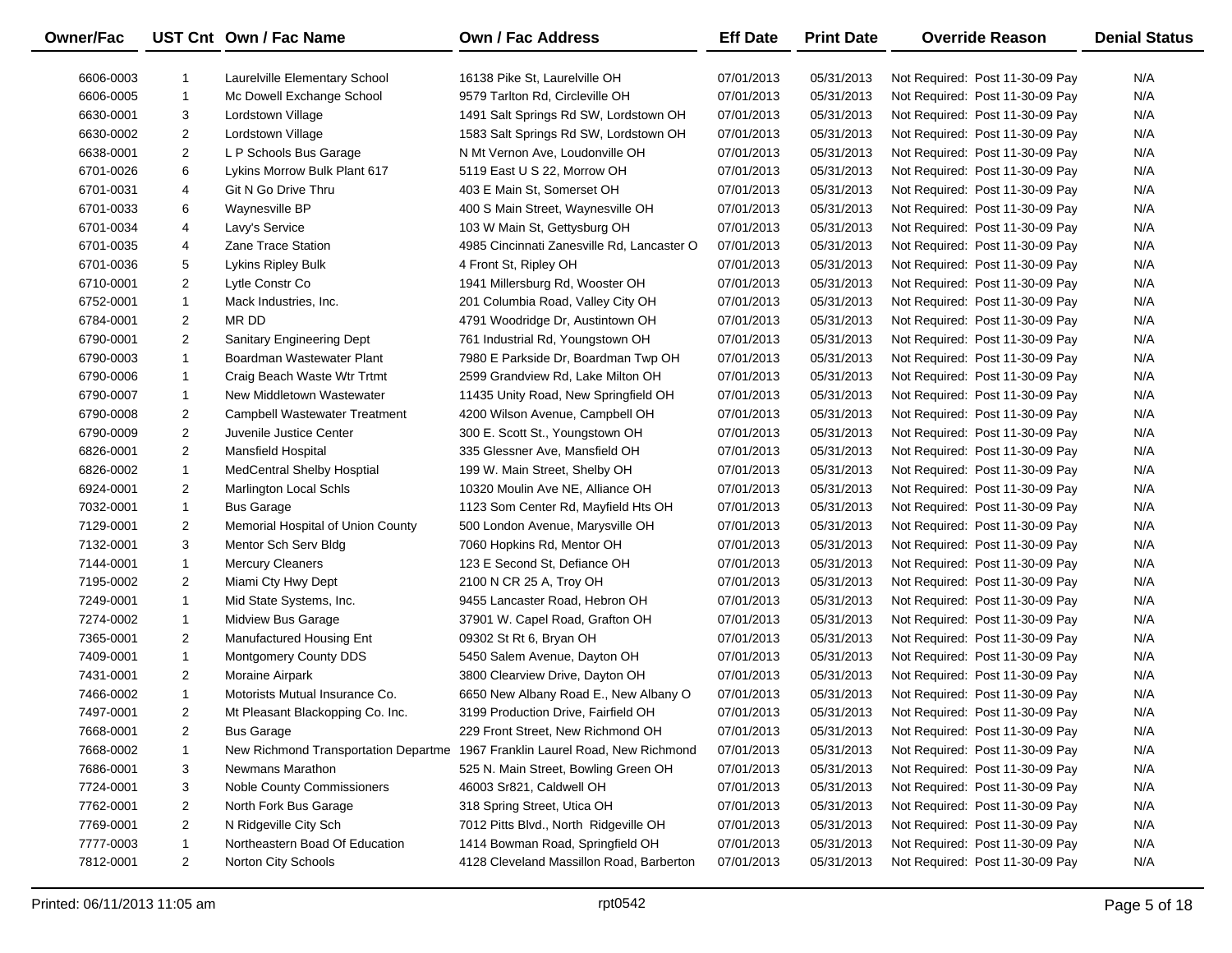| Owner/Fac | UST Cnt | Own / Fac Name | Own / Fac Address | Eff Date | Print Date | Override Reason | Denial Status |
|---|---|---|---|---|---|---|---|
| 6606-0003 | 1 | Laurelville Elementary School | 16138 Pike St, Laurelville OH | 07/01/2013 | 05/31/2013 | Not Required: Post 11-30-09 Pay | N/A |
| 6606-0005 | 1 | Mc Dowell Exchange School | 9579 Tarlton Rd, Circleville OH | 07/01/2013 | 05/31/2013 | Not Required: Post 11-30-09 Pay | N/A |
| 6630-0001 | 3 | Lordstown Village | 1491 Salt Springs Rd SW, Lordstown OH | 07/01/2013 | 05/31/2013 | Not Required: Post 11-30-09 Pay | N/A |
| 6630-0002 | 2 | Lordstown Village | 1583 Salt Springs Rd SW, Lordstown OH | 07/01/2013 | 05/31/2013 | Not Required: Post 11-30-09 Pay | N/A |
| 6638-0001 | 2 | L P Schools Bus Garage | N Mt Vernon Ave, Loudonville OH | 07/01/2013 | 05/31/2013 | Not Required: Post 11-30-09 Pay | N/A |
| 6701-0026 | 6 | Lykins Morrow Bulk Plant 617 | 5119 East U S 22, Morrow OH | 07/01/2013 | 05/31/2013 | Not Required: Post 11-30-09 Pay | N/A |
| 6701-0031 | 4 | Git N Go Drive Thru | 403 E Main St, Somerset OH | 07/01/2013 | 05/31/2013 | Not Required: Post 11-30-09 Pay | N/A |
| 6701-0033 | 6 | Waynesville BP | 400 S Main Street, Waynesville OH | 07/01/2013 | 05/31/2013 | Not Required: Post 11-30-09 Pay | N/A |
| 6701-0034 | 4 | Lavy's Service | 103 W Main St, Gettysburg OH | 07/01/2013 | 05/31/2013 | Not Required: Post 11-30-09 Pay | N/A |
| 6701-0035 | 4 | Zane Trace Station | 4985 Cincinnati Zanesville Rd, Lancaster O | 07/01/2013 | 05/31/2013 | Not Required: Post 11-30-09 Pay | N/A |
| 6701-0036 | 5 | Lykins Ripley Bulk | 4 Front St, Ripley OH | 07/01/2013 | 05/31/2013 | Not Required: Post 11-30-09 Pay | N/A |
| 6710-0001 | 2 | Lytle Constr Co | 1941 Millersburg Rd, Wooster OH | 07/01/2013 | 05/31/2013 | Not Required: Post 11-30-09 Pay | N/A |
| 6752-0001 | 1 | Mack Industries, Inc. | 201 Columbia Road, Valley City OH | 07/01/2013 | 05/31/2013 | Not Required: Post 11-30-09 Pay | N/A |
| 6784-0001 | 2 | MR DD | 4791 Woodridge Dr, Austintown OH | 07/01/2013 | 05/31/2013 | Not Required: Post 11-30-09 Pay | N/A |
| 6790-0001 | 2 | Sanitary Engineering Dept | 761 Industrial Rd, Youngstown OH | 07/01/2013 | 05/31/2013 | Not Required: Post 11-30-09 Pay | N/A |
| 6790-0003 | 1 | Boardman Wastewater Plant | 7980 E Parkside Dr, Boardman Twp OH | 07/01/2013 | 05/31/2013 | Not Required: Post 11-30-09 Pay | N/A |
| 6790-0006 | 1 | Craig Beach Waste Wtr Trtmt | 2599 Grandview Rd, Lake Milton OH | 07/01/2013 | 05/31/2013 | Not Required: Post 11-30-09 Pay | N/A |
| 6790-0007 | 1 | New Middletown Wastewater | 11435 Unity Road, New Springfield OH | 07/01/2013 | 05/31/2013 | Not Required: Post 11-30-09 Pay | N/A |
| 6790-0008 | 2 | Campbell Wastewater Treatment | 4200 Wilson Avenue, Campbell OH | 07/01/2013 | 05/31/2013 | Not Required: Post 11-30-09 Pay | N/A |
| 6790-0009 | 2 | Juvenile Justice Center | 300 E. Scott St., Youngstown OH | 07/01/2013 | 05/31/2013 | Not Required: Post 11-30-09 Pay | N/A |
| 6826-0001 | 2 | Mansfield Hospital | 335 Glessner Ave, Mansfield OH | 07/01/2013 | 05/31/2013 | Not Required: Post 11-30-09 Pay | N/A |
| 6826-0002 | 1 | MedCentral Shelby Hosptial | 199 W. Main Street, Shelby OH | 07/01/2013 | 05/31/2013 | Not Required: Post 11-30-09 Pay | N/A |
| 6924-0001 | 2 | Marlington Local Schls | 10320 Moulin Ave NE, Alliance OH | 07/01/2013 | 05/31/2013 | Not Required: Post 11-30-09 Pay | N/A |
| 7032-0001 | 1 | Bus Garage | 1123 Som Center Rd, Mayfield Hts OH | 07/01/2013 | 05/31/2013 | Not Required: Post 11-30-09 Pay | N/A |
| 7129-0001 | 2 | Memorial Hospital of Union County | 500 London Avenue, Marysville OH | 07/01/2013 | 05/31/2013 | Not Required: Post 11-30-09 Pay | N/A |
| 7132-0001 | 3 | Mentor Sch Serv Bldg | 7060 Hopkins Rd, Mentor OH | 07/01/2013 | 05/31/2013 | Not Required: Post 11-30-09 Pay | N/A |
| 7144-0001 | 1 | Mercury Cleaners | 123 E Second St, Defiance OH | 07/01/2013 | 05/31/2013 | Not Required: Post 11-30-09 Pay | N/A |
| 7195-0002 | 2 | Miami Cty Hwy Dept | 2100 N CR 25 A, Troy OH | 07/01/2013 | 05/31/2013 | Not Required: Post 11-30-09 Pay | N/A |
| 7249-0001 | 1 | Mid State Systems, Inc. | 9455 Lancaster Road, Hebron OH | 07/01/2013 | 05/31/2013 | Not Required: Post 11-30-09 Pay | N/A |
| 7274-0002 | 1 | Midview Bus Garage | 37901 W. Capel Road, Grafton OH | 07/01/2013 | 05/31/2013 | Not Required: Post 11-30-09 Pay | N/A |
| 7365-0001 | 2 | Manufactured Housing Ent | 09302 St Rt 6, Bryan OH | 07/01/2013 | 05/31/2013 | Not Required: Post 11-30-09 Pay | N/A |
| 7409-0001 | 1 | Montgomery County DDS | 5450 Salem Avenue, Dayton OH | 07/01/2013 | 05/31/2013 | Not Required: Post 11-30-09 Pay | N/A |
| 7431-0001 | 2 | Moraine Airpark | 3800 Clearview Drive, Dayton OH | 07/01/2013 | 05/31/2013 | Not Required: Post 11-30-09 Pay | N/A |
| 7466-0002 | 1 | Motorists Mutual Insurance Co. | 6650 New Albany Road E., New Albany O | 07/01/2013 | 05/31/2013 | Not Required: Post 11-30-09 Pay | N/A |
| 7497-0001 | 2 | Mt Pleasant Blackopping Co. Inc. | 3199 Production Drive, Fairfield OH | 07/01/2013 | 05/31/2013 | Not Required: Post 11-30-09 Pay | N/A |
| 7668-0001 | 2 | Bus Garage | 229 Front Street, New Richmond OH | 07/01/2013 | 05/31/2013 | Not Required: Post 11-30-09 Pay | N/A |
| 7668-0002 | 1 | New Richmond Transportation Departme | 1967 Franklin Laurel Road, New Richmond | 07/01/2013 | 05/31/2013 | Not Required: Post 11-30-09 Pay | N/A |
| 7686-0001 | 3 | Newmans Marathon | 525 N. Main Street, Bowling Green OH | 07/01/2013 | 05/31/2013 | Not Required: Post 11-30-09 Pay | N/A |
| 7724-0001 | 3 | Noble County Commissioners | 46003 Sr821, Caldwell OH | 07/01/2013 | 05/31/2013 | Not Required: Post 11-30-09 Pay | N/A |
| 7762-0001 | 2 | North Fork Bus Garage | 318 Spring Street, Utica OH | 07/01/2013 | 05/31/2013 | Not Required: Post 11-30-09 Pay | N/A |
| 7769-0001 | 2 | N Ridgeville City Sch | 7012 Pitts Blvd., North Ridgeville OH | 07/01/2013 | 05/31/2013 | Not Required: Post 11-30-09 Pay | N/A |
| 7777-0003 | 1 | Northeastern Boad Of Education | 1414 Bowman Road, Springfield OH | 07/01/2013 | 05/31/2013 | Not Required: Post 11-30-09 Pay | N/A |
| 7812-0001 | 2 | Norton City Schools | 4128 Cleveland Massillon Road, Barberton | 07/01/2013 | 05/31/2013 | Not Required: Post 11-30-09 Pay | N/A |

Printed: 06/11/2013 11:05 am rpt0542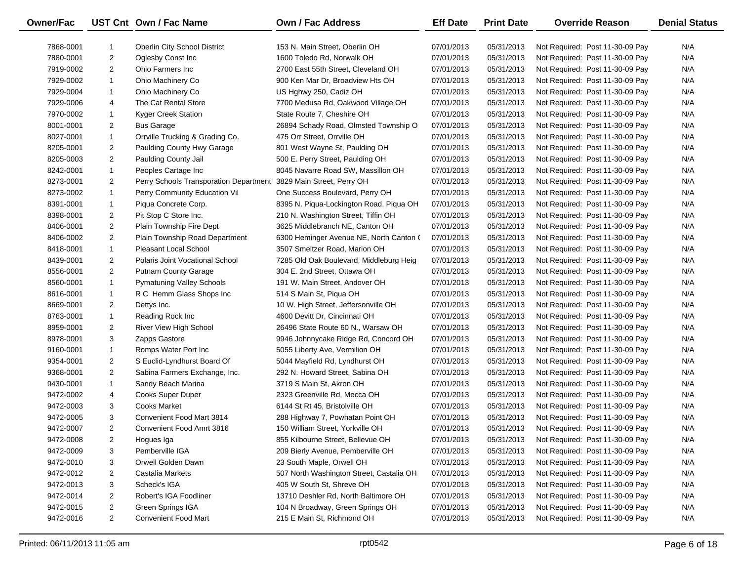| Owner/Fac | UST Cnt | Own / Fac Name | Own / Fac Address | Eff Date | Print Date | Override Reason | Denial Status |
|---|---|---|---|---|---|---|---|
| 7868-0001 | 1 | Oberlin City School District | 153 N. Main Street, Oberlin OH | 07/01/2013 | 05/31/2013 | Not Required: Post 11-30-09 Pay | N/A |
| 7880-0001 | 2 | Oglesby Const Inc | 1600 Toledo Rd, Norwalk OH | 07/01/2013 | 05/31/2013 | Not Required: Post 11-30-09 Pay | N/A |
| 7919-0002 | 2 | Ohio Farmers Inc | 2700 East 55th Street, Cleveland OH | 07/01/2013 | 05/31/2013 | Not Required: Post 11-30-09 Pay | N/A |
| 7929-0002 | 1 | Ohio Machinery Co | 900 Ken Mar Dr, Broadview Hts OH | 07/01/2013 | 05/31/2013 | Not Required: Post 11-30-09 Pay | N/A |
| 7929-0004 | 1 | Ohio Machinery Co | US Hghwy 250, Cadiz OH | 07/01/2013 | 05/31/2013 | Not Required: Post 11-30-09 Pay | N/A |
| 7929-0006 | 4 | The Cat Rental Store | 7700 Medusa Rd, Oakwood Village OH | 07/01/2013 | 05/31/2013 | Not Required: Post 11-30-09 Pay | N/A |
| 7970-0002 | 1 | Kyger Creek Station | State Route 7, Cheshire OH | 07/01/2013 | 05/31/2013 | Not Required: Post 11-30-09 Pay | N/A |
| 8001-0001 | 2 | Bus Garage | 26894 Schady Road, Olmsted Township O | 07/01/2013 | 05/31/2013 | Not Required: Post 11-30-09 Pay | N/A |
| 8027-0001 | 1 | Orrville Trucking & Grading Co. | 475 Orr Street, Orrville OH | 07/01/2013 | 05/31/2013 | Not Required: Post 11-30-09 Pay | N/A |
| 8205-0001 | 2 | Paulding County Hwy Garage | 801 West Wayne St, Paulding OH | 07/01/2013 | 05/31/2013 | Not Required: Post 11-30-09 Pay | N/A |
| 8205-0003 | 2 | Paulding County Jail | 500 E. Perry Street, Paulding OH | 07/01/2013 | 05/31/2013 | Not Required: Post 11-30-09 Pay | N/A |
| 8242-0001 | 1 | Peoples Cartage Inc | 8045 Navarre Road SW, Massillon OH | 07/01/2013 | 05/31/2013 | Not Required: Post 11-30-09 Pay | N/A |
| 8273-0001 | 2 | Perry Schools Transporation Department | 3829 Main Street, Perry OH | 07/01/2013 | 05/31/2013 | Not Required: Post 11-30-09 Pay | N/A |
| 8273-0002 | 1 | Perry Community Education Vil | One Success Boulevard, Perry OH | 07/01/2013 | 05/31/2013 | Not Required: Post 11-30-09 Pay | N/A |
| 8391-0001 | 1 | Piqua Concrete Corp. | 8395 N. Piqua-Lockington Road, Piqua OH | 07/01/2013 | 05/31/2013 | Not Required: Post 11-30-09 Pay | N/A |
| 8398-0001 | 2 | Pit Stop C Store Inc. | 210 N. Washington Street, Tiffin OH | 07/01/2013 | 05/31/2013 | Not Required: Post 11-30-09 Pay | N/A |
| 8406-0001 | 2 | Plain Township Fire Dept | 3625 Middlebranch NE, Canton OH | 07/01/2013 | 05/31/2013 | Not Required: Post 11-30-09 Pay | N/A |
| 8406-0002 | 2 | Plain Township Road Department | 6300 Heminger Avenue NE, North Canton ( | 07/01/2013 | 05/31/2013 | Not Required: Post 11-30-09 Pay | N/A |
| 8418-0001 | 1 | Pleasant Local School | 3507 Smeltzer Road, Marion OH | 07/01/2013 | 05/31/2013 | Not Required: Post 11-30-09 Pay | N/A |
| 8439-0001 | 2 | Polaris Joint Vocational School | 7285 Old Oak Boulevard, Middleburg Heig | 07/01/2013 | 05/31/2013 | Not Required: Post 11-30-09 Pay | N/A |
| 8556-0001 | 2 | Putnam County Garage | 304 E. 2nd Street, Ottawa OH | 07/01/2013 | 05/31/2013 | Not Required: Post 11-30-09 Pay | N/A |
| 8560-0001 | 1 | Pymatuning Valley Schools | 191 W. Main Street, Andover OH | 07/01/2013 | 05/31/2013 | Not Required: Post 11-30-09 Pay | N/A |
| 8616-0001 | 1 | R C Hemm Glass Shops Inc | 514 S Main St, Piqua OH | 07/01/2013 | 05/31/2013 | Not Required: Post 11-30-09 Pay | N/A |
| 8669-0001 | 2 | Dettys Inc. | 10 W. High Street, Jeffersonville OH | 07/01/2013 | 05/31/2013 | Not Required: Post 11-30-09 Pay | N/A |
| 8763-0001 | 1 | Reading Rock Inc | 4600 Devitt Dr, Cincinnati OH | 07/01/2013 | 05/31/2013 | Not Required: Post 11-30-09 Pay | N/A |
| 8959-0001 | 2 | River View High School | 26496 State Route 60 N., Warsaw OH | 07/01/2013 | 05/31/2013 | Not Required: Post 11-30-09 Pay | N/A |
| 8978-0001 | 3 | Zapps Gastore | 9946 Johnnycake Ridge Rd, Concord OH | 07/01/2013 | 05/31/2013 | Not Required: Post 11-30-09 Pay | N/A |
| 9160-0001 | 1 | Romps Water Port Inc | 5055 Liberty Ave, Vermilion OH | 07/01/2013 | 05/31/2013 | Not Required: Post 11-30-09 Pay | N/A |
| 9354-0001 | 2 | S Euclid-Lyndhurst Board Of | 5044 Mayfield Rd, Lyndhurst OH | 07/01/2013 | 05/31/2013 | Not Required: Post 11-30-09 Pay | N/A |
| 9368-0001 | 2 | Sabina Farmers Exchange, Inc. | 292 N. Howard Street, Sabina OH | 07/01/2013 | 05/31/2013 | Not Required: Post 11-30-09 Pay | N/A |
| 9430-0001 | 1 | Sandy Beach Marina | 3719 S Main St, Akron OH | 07/01/2013 | 05/31/2013 | Not Required: Post 11-30-09 Pay | N/A |
| 9472-0002 | 4 | Cooks Super Duper | 2323 Greenville Rd, Mecca OH | 07/01/2013 | 05/31/2013 | Not Required: Post 11-30-09 Pay | N/A |
| 9472-0003 | 3 | Cooks Market | 6144 St Rt 45, Bristolville OH | 07/01/2013 | 05/31/2013 | Not Required: Post 11-30-09 Pay | N/A |
| 9472-0005 | 3 | Convenient Food Mart 3814 | 288 Highway 7, Powhatan Point OH | 07/01/2013 | 05/31/2013 | Not Required: Post 11-30-09 Pay | N/A |
| 9472-0007 | 2 | Convenient Food Amrt 3816 | 150 William Street, Yorkville OH | 07/01/2013 | 05/31/2013 | Not Required: Post 11-30-09 Pay | N/A |
| 9472-0008 | 2 | Hogues Iga | 855 Kilbourne Street, Bellevue OH | 07/01/2013 | 05/31/2013 | Not Required: Post 11-30-09 Pay | N/A |
| 9472-0009 | 3 | Pemberville IGA | 209 Bierly Avenue, Pemberville OH | 07/01/2013 | 05/31/2013 | Not Required: Post 11-30-09 Pay | N/A |
| 9472-0010 | 3 | Orwell Golden Dawn | 23 South Maple, Orwell OH | 07/01/2013 | 05/31/2013 | Not Required: Post 11-30-09 Pay | N/A |
| 9472-0012 | 2 | Castalia Markets | 507 North Washington Street, Castalia OH | 07/01/2013 | 05/31/2013 | Not Required: Post 11-30-09 Pay | N/A |
| 9472-0013 | 3 | Scheck's IGA | 405 W South St, Shreve OH | 07/01/2013 | 05/31/2013 | Not Required: Post 11-30-09 Pay | N/A |
| 9472-0014 | 2 | Robert's IGA Foodliner | 13710 Deshler Rd, North Baltimore OH | 07/01/2013 | 05/31/2013 | Not Required: Post 11-30-09 Pay | N/A |
| 9472-0015 | 2 | Green Springs IGA | 104 N Broadway, Green Springs OH | 07/01/2013 | 05/31/2013 | Not Required: Post 11-30-09 Pay | N/A |
| 9472-0016 | 2 | Convenient Food Mart | 215 E Main St, Richmond OH | 07/01/2013 | 05/31/2013 | Not Required: Post 11-30-09 Pay | N/A |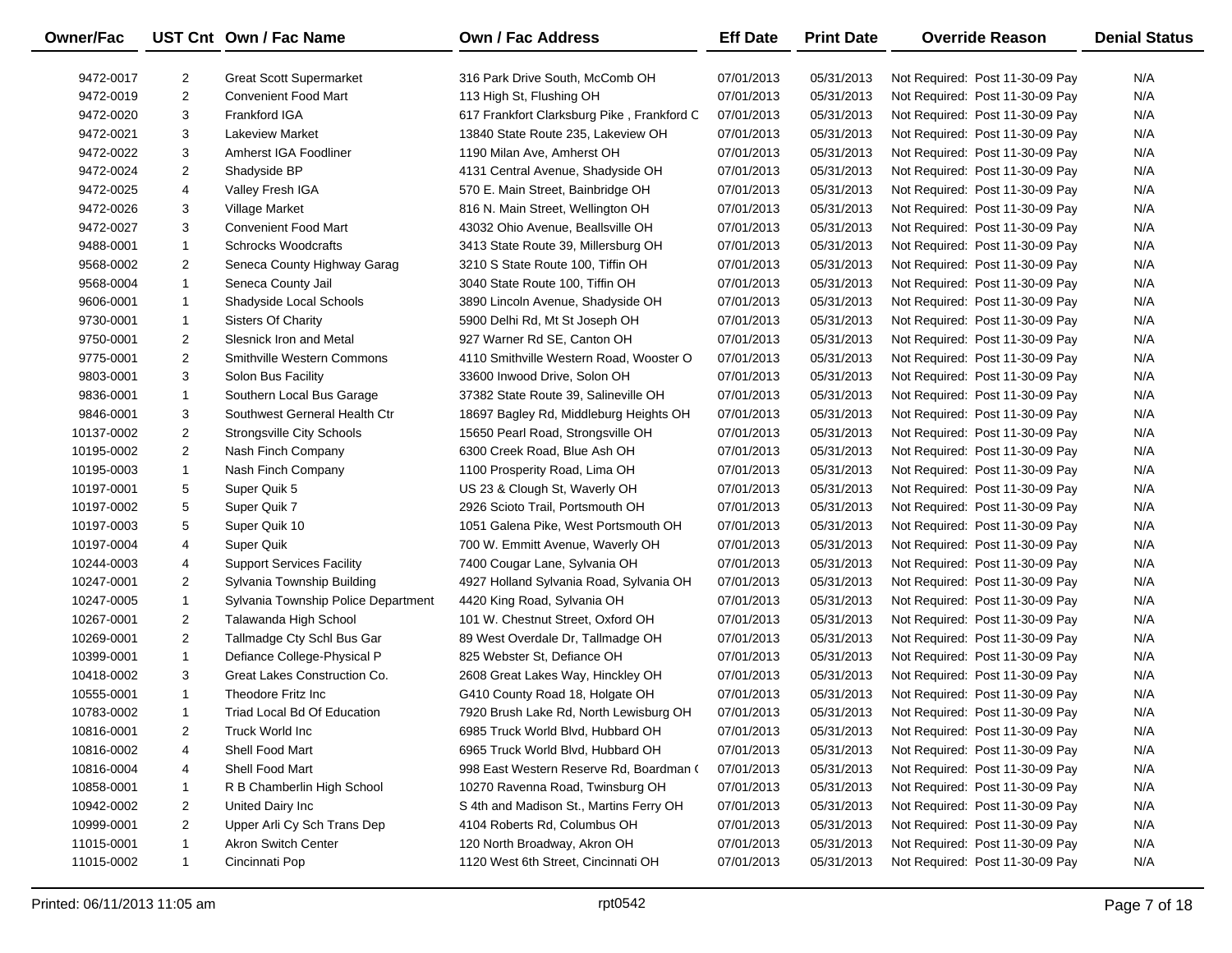| Owner/Fac | UST Cnt | Own / Fac Name | Own / Fac Address | Eff Date | Print Date | Override Reason | Denial Status |
|---|---|---|---|---|---|---|---|
| 9472-0017 | 2 | Great Scott Supermarket | 316 Park Drive South, McComb OH | 07/01/2013 | 05/31/2013 | Not Required: Post 11-30-09 Pay | N/A |
| 9472-0019 | 2 | Convenient Food Mart | 113 High St, Flushing OH | 07/01/2013 | 05/31/2013 | Not Required: Post 11-30-09 Pay | N/A |
| 9472-0020 | 3 | Frankford IGA | 617 Frankfort Clarksburg Pike , Frankford C | 07/01/2013 | 05/31/2013 | Not Required: Post 11-30-09 Pay | N/A |
| 9472-0021 | 3 | Lakeview Market | 13840 State Route 235, Lakeview OH | 07/01/2013 | 05/31/2013 | Not Required: Post 11-30-09 Pay | N/A |
| 9472-0022 | 3 | Amherst IGA Foodliner | 1190 Milan Ave, Amherst OH | 07/01/2013 | 05/31/2013 | Not Required: Post 11-30-09 Pay | N/A |
| 9472-0024 | 2 | Shadyside BP | 4131 Central Avenue, Shadyside OH | 07/01/2013 | 05/31/2013 | Not Required: Post 11-30-09 Pay | N/A |
| 9472-0025 | 4 | Valley Fresh IGA | 570 E. Main Street, Bainbridge OH | 07/01/2013 | 05/31/2013 | Not Required: Post 11-30-09 Pay | N/A |
| 9472-0026 | 3 | Village Market | 816 N. Main Street, Wellington OH | 07/01/2013 | 05/31/2013 | Not Required: Post 11-30-09 Pay | N/A |
| 9472-0027 | 3 | Convenient Food Mart | 43032 Ohio Avenue, Beallsville OH | 07/01/2013 | 05/31/2013 | Not Required: Post 11-30-09 Pay | N/A |
| 9488-0001 | 1 | Schrocks Woodcrafts | 3413 State Route 39, Millersburg OH | 07/01/2013 | 05/31/2013 | Not Required: Post 11-30-09 Pay | N/A |
| 9568-0002 | 2 | Seneca County Highway Garag | 3210 S State Route 100, Tiffin OH | 07/01/2013 | 05/31/2013 | Not Required: Post 11-30-09 Pay | N/A |
| 9568-0004 | 1 | Seneca County Jail | 3040 State Route 100, Tiffin OH | 07/01/2013 | 05/31/2013 | Not Required: Post 11-30-09 Pay | N/A |
| 9606-0001 | 1 | Shadyside Local Schools | 3890 Lincoln Avenue, Shadyside OH | 07/01/2013 | 05/31/2013 | Not Required: Post 11-30-09 Pay | N/A |
| 9730-0001 | 1 | Sisters Of Charity | 5900 Delhi Rd, Mt St Joseph OH | 07/01/2013 | 05/31/2013 | Not Required: Post 11-30-09 Pay | N/A |
| 9750-0001 | 2 | Slesnick Iron and Metal | 927 Warner Rd SE, Canton OH | 07/01/2013 | 05/31/2013 | Not Required: Post 11-30-09 Pay | N/A |
| 9775-0001 | 2 | Smithville Western Commons | 4110 Smithville Western Road, Wooster O | 07/01/2013 | 05/31/2013 | Not Required: Post 11-30-09 Pay | N/A |
| 9803-0001 | 3 | Solon Bus Facility | 33600 Inwood Drive, Solon OH | 07/01/2013 | 05/31/2013 | Not Required: Post 11-30-09 Pay | N/A |
| 9836-0001 | 1 | Southern Local Bus Garage | 37382 State Route 39, Salineville OH | 07/01/2013 | 05/31/2013 | Not Required: Post 11-30-09 Pay | N/A |
| 9846-0001 | 3 | Southwest Gerneral Health Ctr | 18697 Bagley Rd, Middleburg Heights OH | 07/01/2013 | 05/31/2013 | Not Required: Post 11-30-09 Pay | N/A |
| 10137-0002 | 2 | Strongsville City Schools | 15650 Pearl Road, Strongsville OH | 07/01/2013 | 05/31/2013 | Not Required: Post 11-30-09 Pay | N/A |
| 10195-0002 | 2 | Nash Finch Company | 6300 Creek Road, Blue Ash OH | 07/01/2013 | 05/31/2013 | Not Required: Post 11-30-09 Pay | N/A |
| 10195-0003 | 1 | Nash Finch Company | 1100 Prosperity Road, Lima OH | 07/01/2013 | 05/31/2013 | Not Required: Post 11-30-09 Pay | N/A |
| 10197-0001 | 5 | Super Quik 5 | US 23 & Clough St, Waverly OH | 07/01/2013 | 05/31/2013 | Not Required: Post 11-30-09 Pay | N/A |
| 10197-0002 | 5 | Super Quik 7 | 2926 Scioto Trail, Portsmouth OH | 07/01/2013 | 05/31/2013 | Not Required: Post 11-30-09 Pay | N/A |
| 10197-0003 | 5 | Super Quik 10 | 1051 Galena Pike, West Portsmouth OH | 07/01/2013 | 05/31/2013 | Not Required: Post 11-30-09 Pay | N/A |
| 10197-0004 | 4 | Super Quik | 700 W. Emmitt Avenue, Waverly OH | 07/01/2013 | 05/31/2013 | Not Required: Post 11-30-09 Pay | N/A |
| 10244-0003 | 4 | Support Services Facility | 7400 Cougar Lane, Sylvania OH | 07/01/2013 | 05/31/2013 | Not Required: Post 11-30-09 Pay | N/A |
| 10247-0001 | 2 | Sylvania Township Building | 4927 Holland Sylvania Road, Sylvania OH | 07/01/2013 | 05/31/2013 | Not Required: Post 11-30-09 Pay | N/A |
| 10247-0005 | 1 | Sylvania Township Police Department | 4420 King Road, Sylvania OH | 07/01/2013 | 05/31/2013 | Not Required: Post 11-30-09 Pay | N/A |
| 10267-0001 | 2 | Talawanda High School | 101 W. Chestnut Street, Oxford OH | 07/01/2013 | 05/31/2013 | Not Required: Post 11-30-09 Pay | N/A |
| 10269-0001 | 2 | Tallmadge Cty Schl Bus Gar | 89 West Overdale Dr, Tallmadge OH | 07/01/2013 | 05/31/2013 | Not Required: Post 11-30-09 Pay | N/A |
| 10399-0001 | 1 | Defiance College-Physical P | 825 Webster St, Defiance OH | 07/01/2013 | 05/31/2013 | Not Required: Post 11-30-09 Pay | N/A |
| 10418-0002 | 3 | Great Lakes Construction Co. | 2608 Great Lakes Way, Hinckley OH | 07/01/2013 | 05/31/2013 | Not Required: Post 11-30-09 Pay | N/A |
| 10555-0001 | 1 | Theodore Fritz Inc | G410 County Road 18, Holgate OH | 07/01/2013 | 05/31/2013 | Not Required: Post 11-30-09 Pay | N/A |
| 10783-0002 | 1 | Triad Local Bd Of Education | 7920 Brush Lake Rd, North Lewisburg OH | 07/01/2013 | 05/31/2013 | Not Required: Post 11-30-09 Pay | N/A |
| 10816-0001 | 2 | Truck World Inc | 6985 Truck World Blvd, Hubbard OH | 07/01/2013 | 05/31/2013 | Not Required: Post 11-30-09 Pay | N/A |
| 10816-0002 | 4 | Shell Food Mart | 6965 Truck World Blvd, Hubbard OH | 07/01/2013 | 05/31/2013 | Not Required: Post 11-30-09 Pay | N/A |
| 10816-0004 | 4 | Shell Food Mart | 998 East Western Reserve Rd, Boardman ( | 07/01/2013 | 05/31/2013 | Not Required: Post 11-30-09 Pay | N/A |
| 10858-0001 | 1 | R B Chamberlin High School | 10270 Ravenna Road, Twinsburg OH | 07/01/2013 | 05/31/2013 | Not Required: Post 11-30-09 Pay | N/A |
| 10942-0002 | 2 | United Dairy Inc | S 4th and Madison St., Martins Ferry OH | 07/01/2013 | 05/31/2013 | Not Required: Post 11-30-09 Pay | N/A |
| 10999-0001 | 2 | Upper Arli Cy Sch Trans Dep | 4104 Roberts Rd, Columbus OH | 07/01/2013 | 05/31/2013 | Not Required: Post 11-30-09 Pay | N/A |
| 11015-0001 | 1 | Akron Switch Center | 120 North Broadway, Akron OH | 07/01/2013 | 05/31/2013 | Not Required: Post 11-30-09 Pay | N/A |
| 11015-0002 | 1 | Cincinnati Pop | 1120 West 6th Street, Cincinnati OH | 07/01/2013 | 05/31/2013 | Not Required: Post 11-30-09 Pay | N/A |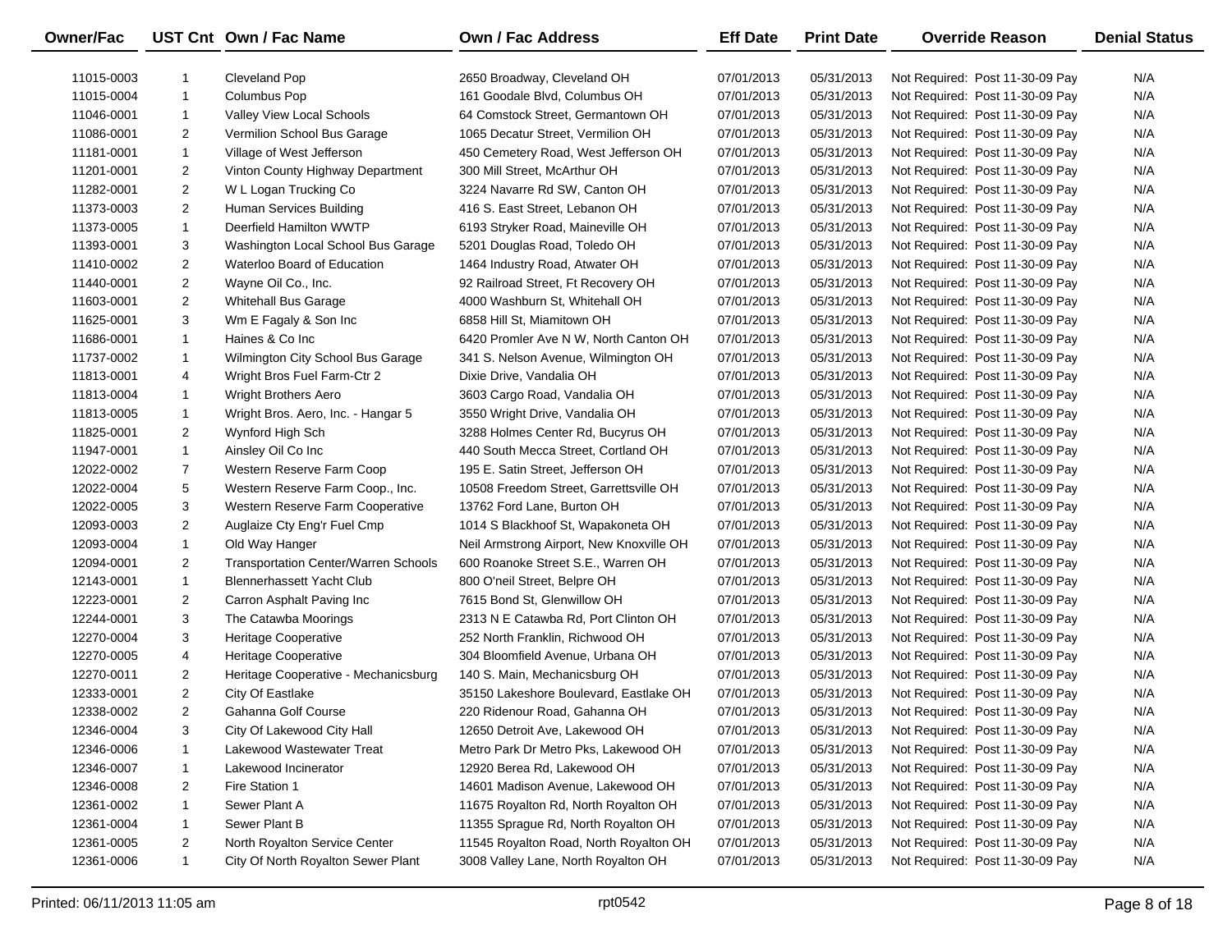| Owner/Fac | UST Cnt | Own / Fac Name | Own / Fac Address | Eff Date | Print Date | Override Reason | Denial Status |
|---|---|---|---|---|---|---|---|
| 11015-0003 | 1 | Cleveland Pop | 2650 Broadway, Cleveland OH | 07/01/2013 | 05/31/2013 | Not Required: Post 11-30-09 Pay | N/A |
| 11015-0004 | 1 | Columbus Pop | 161 Goodale Blvd, Columbus OH | 07/01/2013 | 05/31/2013 | Not Required: Post 11-30-09 Pay | N/A |
| 11046-0001 | 1 | Valley View Local Schools | 64 Comstock Street, Germantown OH | 07/01/2013 | 05/31/2013 | Not Required: Post 11-30-09 Pay | N/A |
| 11086-0001 | 2 | Vermilion School Bus Garage | 1065 Decatur Street, Vermilion OH | 07/01/2013 | 05/31/2013 | Not Required: Post 11-30-09 Pay | N/A |
| 11181-0001 | 1 | Village of West Jefferson | 450 Cemetery Road, West Jefferson OH | 07/01/2013 | 05/31/2013 | Not Required: Post 11-30-09 Pay | N/A |
| 11201-0001 | 2 | Vinton County Highway Department | 300 Mill Street, McArthur OH | 07/01/2013 | 05/31/2013 | Not Required: Post 11-30-09 Pay | N/A |
| 11282-0001 | 2 | W L Logan Trucking Co | 3224 Navarre Rd SW, Canton OH | 07/01/2013 | 05/31/2013 | Not Required: Post 11-30-09 Pay | N/A |
| 11373-0003 | 2 | Human Services Building | 416 S. East Street, Lebanon OH | 07/01/2013 | 05/31/2013 | Not Required: Post 11-30-09 Pay | N/A |
| 11373-0005 | 1 | Deerfield Hamilton WWTP | 6193 Stryker Road, Maineville OH | 07/01/2013 | 05/31/2013 | Not Required: Post 11-30-09 Pay | N/A |
| 11393-0001 | 3 | Washington Local School Bus Garage | 5201 Douglas Road, Toledo OH | 07/01/2013 | 05/31/2013 | Not Required: Post 11-30-09 Pay | N/A |
| 11410-0002 | 2 | Waterloo Board of Education | 1464 Industry Road, Atwater OH | 07/01/2013 | 05/31/2013 | Not Required: Post 11-30-09 Pay | N/A |
| 11440-0001 | 2 | Wayne Oil Co., Inc. | 92 Railroad Street, Ft Recovery OH | 07/01/2013 | 05/31/2013 | Not Required: Post 11-30-09 Pay | N/A |
| 11603-0001 | 2 | Whitehall Bus Garage | 4000 Washburn St, Whitehall OH | 07/01/2013 | 05/31/2013 | Not Required: Post 11-30-09 Pay | N/A |
| 11625-0001 | 3 | Wm E Fagaly & Son Inc | 6858 Hill St, Miamitown OH | 07/01/2013 | 05/31/2013 | Not Required: Post 11-30-09 Pay | N/A |
| 11686-0001 | 1 | Haines & Co Inc | 6420 Promler Ave N W, North Canton OH | 07/01/2013 | 05/31/2013 | Not Required: Post 11-30-09 Pay | N/A |
| 11737-0002 | 1 | Wilmington City School Bus Garage | 341 S. Nelson Avenue, Wilmington OH | 07/01/2013 | 05/31/2013 | Not Required: Post 11-30-09 Pay | N/A |
| 11813-0001 | 4 | Wright Bros Fuel Farm-Ctr 2 | Dixie Drive, Vandalia OH | 07/01/2013 | 05/31/2013 | Not Required: Post 11-30-09 Pay | N/A |
| 11813-0004 | 1 | Wright Brothers Aero | 3603 Cargo Road, Vandalia OH | 07/01/2013 | 05/31/2013 | Not Required: Post 11-30-09 Pay | N/A |
| 11813-0005 | 1 | Wright Bros. Aero, Inc. - Hangar 5 | 3550 Wright Drive, Vandalia OH | 07/01/2013 | 05/31/2013 | Not Required: Post 11-30-09 Pay | N/A |
| 11825-0001 | 2 | Wynford High Sch | 3288 Holmes Center Rd, Bucyrus OH | 07/01/2013 | 05/31/2013 | Not Required: Post 11-30-09 Pay | N/A |
| 11947-0001 | 1 | Ainsley Oil Co Inc | 440 South Mecca Street, Cortland OH | 07/01/2013 | 05/31/2013 | Not Required: Post 11-30-09 Pay | N/A |
| 12022-0002 | 7 | Western Reserve Farm Coop | 195 E. Satin Street, Jefferson OH | 07/01/2013 | 05/31/2013 | Not Required: Post 11-30-09 Pay | N/A |
| 12022-0004 | 5 | Western Reserve Farm Coop., Inc. | 10508 Freedom Street, Garrettsville OH | 07/01/2013 | 05/31/2013 | Not Required: Post 11-30-09 Pay | N/A |
| 12022-0005 | 3 | Western Reserve Farm Cooperative | 13762 Ford Lane, Burton OH | 07/01/2013 | 05/31/2013 | Not Required: Post 11-30-09 Pay | N/A |
| 12093-0003 | 2 | Auglaize Cty Eng'r Fuel Cmp | 1014 S Blackhoof St, Wapakoneta OH | 07/01/2013 | 05/31/2013 | Not Required: Post 11-30-09 Pay | N/A |
| 12093-0004 | 1 | Old Way Hanger | Neil Armstrong Airport, New Knoxville OH | 07/01/2013 | 05/31/2013 | Not Required: Post 11-30-09 Pay | N/A |
| 12094-0001 | 2 | Transportation Center/Warren Schools | 600 Roanoke Street S.E., Warren OH | 07/01/2013 | 05/31/2013 | Not Required: Post 11-30-09 Pay | N/A |
| 12143-0001 | 1 | Blennerhassett Yacht Club | 800 O'neil Street, Belpre OH | 07/01/2013 | 05/31/2013 | Not Required: Post 11-30-09 Pay | N/A |
| 12223-0001 | 2 | Carron Asphalt Paving Inc | 7615 Bond St, Glenwillow OH | 07/01/2013 | 05/31/2013 | Not Required: Post 11-30-09 Pay | N/A |
| 12244-0001 | 3 | The Catawba Moorings | 2313 N E Catawba Rd, Port Clinton OH | 07/01/2013 | 05/31/2013 | Not Required: Post 11-30-09 Pay | N/A |
| 12270-0004 | 3 | Heritage Cooperative | 252 North Franklin, Richwood OH | 07/01/2013 | 05/31/2013 | Not Required: Post 11-30-09 Pay | N/A |
| 12270-0005 | 4 | Heritage Cooperative | 304 Bloomfield Avenue, Urbana OH | 07/01/2013 | 05/31/2013 | Not Required: Post 11-30-09 Pay | N/A |
| 12270-0011 | 2 | Heritage Cooperative - Mechanicsburg | 140 S. Main, Mechanicsburg OH | 07/01/2013 | 05/31/2013 | Not Required: Post 11-30-09 Pay | N/A |
| 12333-0001 | 2 | City Of Eastlake | 35150 Lakeshore Boulevard, Eastlake OH | 07/01/2013 | 05/31/2013 | Not Required: Post 11-30-09 Pay | N/A |
| 12338-0002 | 2 | Gahanna Golf Course | 220 Ridenour Road, Gahanna OH | 07/01/2013 | 05/31/2013 | Not Required: Post 11-30-09 Pay | N/A |
| 12346-0004 | 3 | City Of Lakewood City Hall | 12650 Detroit Ave, Lakewood OH | 07/01/2013 | 05/31/2013 | Not Required: Post 11-30-09 Pay | N/A |
| 12346-0006 | 1 | Lakewood Wastewater Treat | Metro Park Dr Metro Pks, Lakewood OH | 07/01/2013 | 05/31/2013 | Not Required: Post 11-30-09 Pay | N/A |
| 12346-0007 | 1 | Lakewood Incinerator | 12920 Berea Rd, Lakewood OH | 07/01/2013 | 05/31/2013 | Not Required: Post 11-30-09 Pay | N/A |
| 12346-0008 | 2 | Fire Station 1 | 14601 Madison Avenue, Lakewood OH | 07/01/2013 | 05/31/2013 | Not Required: Post 11-30-09 Pay | N/A |
| 12361-0002 | 1 | Sewer Plant A | 11675 Royalton Rd, North Royalton OH | 07/01/2013 | 05/31/2013 | Not Required: Post 11-30-09 Pay | N/A |
| 12361-0004 | 1 | Sewer Plant B | 11355 Sprague Rd, North Royalton OH | 07/01/2013 | 05/31/2013 | Not Required: Post 11-30-09 Pay | N/A |
| 12361-0005 | 2 | North Royalton Service Center | 11545 Royalton Road, North Royalton OH | 07/01/2013 | 05/31/2013 | Not Required: Post 11-30-09 Pay | N/A |
| 12361-0006 | 1 | City Of North Royalton Sewer Plant | 3008 Valley Lane, North Royalton OH | 07/01/2013 | 05/31/2013 | Not Required: Post 11-30-09 Pay | N/A |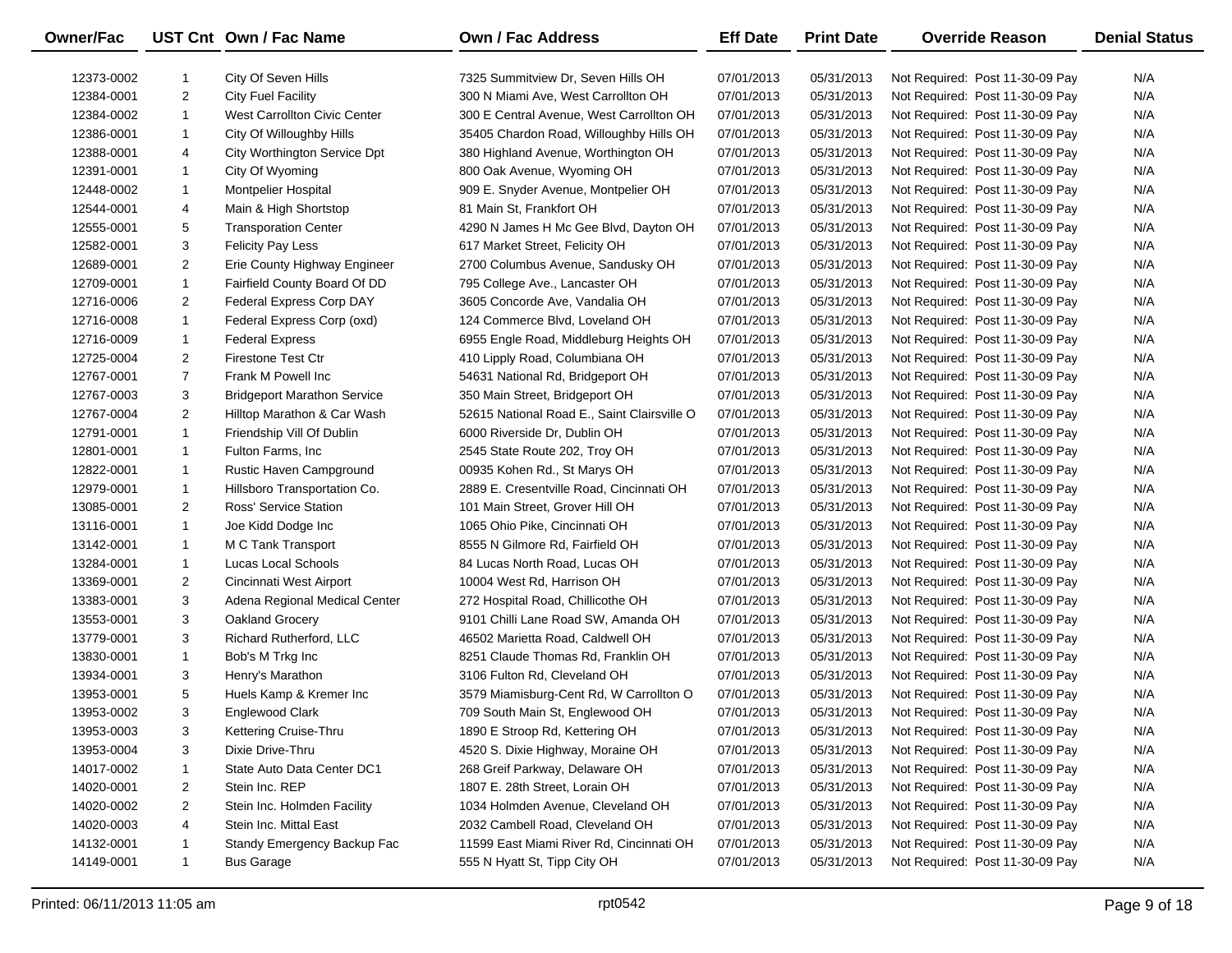| Owner/Fac | UST Cnt | Own / Fac Name | Own / Fac Address | Eff Date | Print Date | Override Reason | Denial Status |
|---|---|---|---|---|---|---|---|
| 12373-0002 | 1 | City Of Seven Hills | 7325 Summitview Dr, Seven Hills OH | 07/01/2013 | 05/31/2013 | Not Required: Post 11-30-09 Pay | N/A |
| 12384-0001 | 2 | City Fuel Facility | 300 N Miami Ave, West Carrollton OH | 07/01/2013 | 05/31/2013 | Not Required: Post 11-30-09 Pay | N/A |
| 12384-0002 | 1 | West Carrollton Civic Center | 300 E Central Avenue, West Carrollton OH | 07/01/2013 | 05/31/2013 | Not Required: Post 11-30-09 Pay | N/A |
| 12386-0001 | 1 | City Of Willoughby Hills | 35405 Chardon Road, Willoughby Hills OH | 07/01/2013 | 05/31/2013 | Not Required: Post 11-30-09 Pay | N/A |
| 12388-0001 | 4 | City Worthington Service Dpt | 380 Highland Avenue, Worthington OH | 07/01/2013 | 05/31/2013 | Not Required: Post 11-30-09 Pay | N/A |
| 12391-0001 | 1 | City Of Wyoming | 800 Oak Avenue, Wyoming OH | 07/01/2013 | 05/31/2013 | Not Required: Post 11-30-09 Pay | N/A |
| 12448-0002 | 1 | Montpelier Hospital | 909 E. Snyder Avenue, Montpelier OH | 07/01/2013 | 05/31/2013 | Not Required: Post 11-30-09 Pay | N/A |
| 12544-0001 | 4 | Main & High Shortstop | 81 Main St, Frankfort OH | 07/01/2013 | 05/31/2013 | Not Required: Post 11-30-09 Pay | N/A |
| 12555-0001 | 5 | Transporation Center | 4290 N James H Mc Gee Blvd, Dayton OH | 07/01/2013 | 05/31/2013 | Not Required: Post 11-30-09 Pay | N/A |
| 12582-0001 | 3 | Felicity Pay Less | 617 Market Street, Felicity OH | 07/01/2013 | 05/31/2013 | Not Required: Post 11-30-09 Pay | N/A |
| 12689-0001 | 2 | Erie County Highway Engineer | 2700 Columbus Avenue, Sandusky OH | 07/01/2013 | 05/31/2013 | Not Required: Post 11-30-09 Pay | N/A |
| 12709-0001 | 1 | Fairfield County Board Of DD | 795 College Ave., Lancaster OH | 07/01/2013 | 05/31/2013 | Not Required: Post 11-30-09 Pay | N/A |
| 12716-0006 | 2 | Federal Express Corp DAY | 3605 Concorde Ave, Vandalia OH | 07/01/2013 | 05/31/2013 | Not Required: Post 11-30-09 Pay | N/A |
| 12716-0008 | 1 | Federal Express Corp (oxd) | 124 Commerce Blvd, Loveland OH | 07/01/2013 | 05/31/2013 | Not Required: Post 11-30-09 Pay | N/A |
| 12716-0009 | 1 | Federal Express | 6955 Engle Road, Middleburg Heights OH | 07/01/2013 | 05/31/2013 | Not Required: Post 11-30-09 Pay | N/A |
| 12725-0004 | 2 | Firestone Test Ctr | 410 Lipply Road, Columbiana OH | 07/01/2013 | 05/31/2013 | Not Required: Post 11-30-09 Pay | N/A |
| 12767-0001 | 7 | Frank M Powell Inc | 54631 National Rd, Bridgeport OH | 07/01/2013 | 05/31/2013 | Not Required: Post 11-30-09 Pay | N/A |
| 12767-0003 | 3 | Bridgeport Marathon Service | 350 Main Street, Bridgeport OH | 07/01/2013 | 05/31/2013 | Not Required: Post 11-30-09 Pay | N/A |
| 12767-0004 | 2 | Hilltop Marathon & Car Wash | 52615 National Road E., Saint Clairsville O | 07/01/2013 | 05/31/2013 | Not Required: Post 11-30-09 Pay | N/A |
| 12791-0001 | 1 | Friendship Vill Of Dublin | 6000 Riverside Dr, Dublin OH | 07/01/2013 | 05/31/2013 | Not Required: Post 11-30-09 Pay | N/A |
| 12801-0001 | 1 | Fulton Farms, Inc | 2545 State Route 202, Troy OH | 07/01/2013 | 05/31/2013 | Not Required: Post 11-30-09 Pay | N/A |
| 12822-0001 | 1 | Rustic Haven Campground | 00935 Kohen Rd., St Marys OH | 07/01/2013 | 05/31/2013 | Not Required: Post 11-30-09 Pay | N/A |
| 12979-0001 | 1 | Hillsboro Transportation Co. | 2889 E. Cresentville Road, Cincinnati OH | 07/01/2013 | 05/31/2013 | Not Required: Post 11-30-09 Pay | N/A |
| 13085-0001 | 2 | Ross' Service Station | 101 Main Street, Grover Hill OH | 07/01/2013 | 05/31/2013 | Not Required: Post 11-30-09 Pay | N/A |
| 13116-0001 | 1 | Joe Kidd Dodge Inc | 1065 Ohio Pike, Cincinnati OH | 07/01/2013 | 05/31/2013 | Not Required: Post 11-30-09 Pay | N/A |
| 13142-0001 | 1 | M C Tank Transport | 8555 N Gilmore Rd, Fairfield OH | 07/01/2013 | 05/31/2013 | Not Required: Post 11-30-09 Pay | N/A |
| 13284-0001 | 1 | Lucas Local Schools | 84 Lucas North Road, Lucas OH | 07/01/2013 | 05/31/2013 | Not Required: Post 11-30-09 Pay | N/A |
| 13369-0001 | 2 | Cincinnati West Airport | 10004 West Rd, Harrison OH | 07/01/2013 | 05/31/2013 | Not Required: Post 11-30-09 Pay | N/A |
| 13383-0001 | 3 | Adena Regional Medical Center | 272 Hospital Road, Chillicothe OH | 07/01/2013 | 05/31/2013 | Not Required: Post 11-30-09 Pay | N/A |
| 13553-0001 | 3 | Oakland Grocery | 9101 Chilli Lane Road SW, Amanda OH | 07/01/2013 | 05/31/2013 | Not Required: Post 11-30-09 Pay | N/A |
| 13779-0001 | 3 | Richard Rutherford, LLC | 46502 Marietta Road, Caldwell OH | 07/01/2013 | 05/31/2013 | Not Required: Post 11-30-09 Pay | N/A |
| 13830-0001 | 1 | Bob's M Trkg Inc | 8251 Claude Thomas Rd, Franklin OH | 07/01/2013 | 05/31/2013 | Not Required: Post 11-30-09 Pay | N/A |
| 13934-0001 | 3 | Henry's Marathon | 3106 Fulton Rd, Cleveland OH | 07/01/2013 | 05/31/2013 | Not Required: Post 11-30-09 Pay | N/A |
| 13953-0001 | 5 | Huels Kamp & Kremer Inc | 3579 Miamisburg-Cent Rd, W Carrollton O | 07/01/2013 | 05/31/2013 | Not Required: Post 11-30-09 Pay | N/A |
| 13953-0002 | 3 | Englewood Clark | 709 South Main St, Englewood OH | 07/01/2013 | 05/31/2013 | Not Required: Post 11-30-09 Pay | N/A |
| 13953-0003 | 3 | Kettering Cruise-Thru | 1890 E Stroop Rd, Kettering OH | 07/01/2013 | 05/31/2013 | Not Required: Post 11-30-09 Pay | N/A |
| 13953-0004 | 3 | Dixie Drive-Thru | 4520 S. Dixie Highway, Moraine OH | 07/01/2013 | 05/31/2013 | Not Required: Post 11-30-09 Pay | N/A |
| 14017-0002 | 1 | State Auto Data Center DC1 | 268 Greif Parkway, Delaware OH | 07/01/2013 | 05/31/2013 | Not Required: Post 11-30-09 Pay | N/A |
| 14020-0001 | 2 | Stein Inc. REP | 1807 E. 28th Street, Lorain OH | 07/01/2013 | 05/31/2013 | Not Required: Post 11-30-09 Pay | N/A |
| 14020-0002 | 2 | Stein Inc. Holmden Facility | 1034 Holmden Avenue, Cleveland OH | 07/01/2013 | 05/31/2013 | Not Required: Post 11-30-09 Pay | N/A |
| 14020-0003 | 4 | Stein Inc. Mittal East | 2032 Cambell Road, Cleveland OH | 07/01/2013 | 05/31/2013 | Not Required: Post 11-30-09 Pay | N/A |
| 14132-0001 | 1 | Standy Emergency Backup Fac | 11599 East Miami River Rd, Cincinnati OH | 07/01/2013 | 05/31/2013 | Not Required: Post 11-30-09 Pay | N/A |
| 14149-0001 | 1 | Bus Garage | 555 N Hyatt St, Tipp City OH | 07/01/2013 | 05/31/2013 | Not Required: Post 11-30-09 Pay | N/A |

Printed: 06/11/2013 11:05 am rpt0542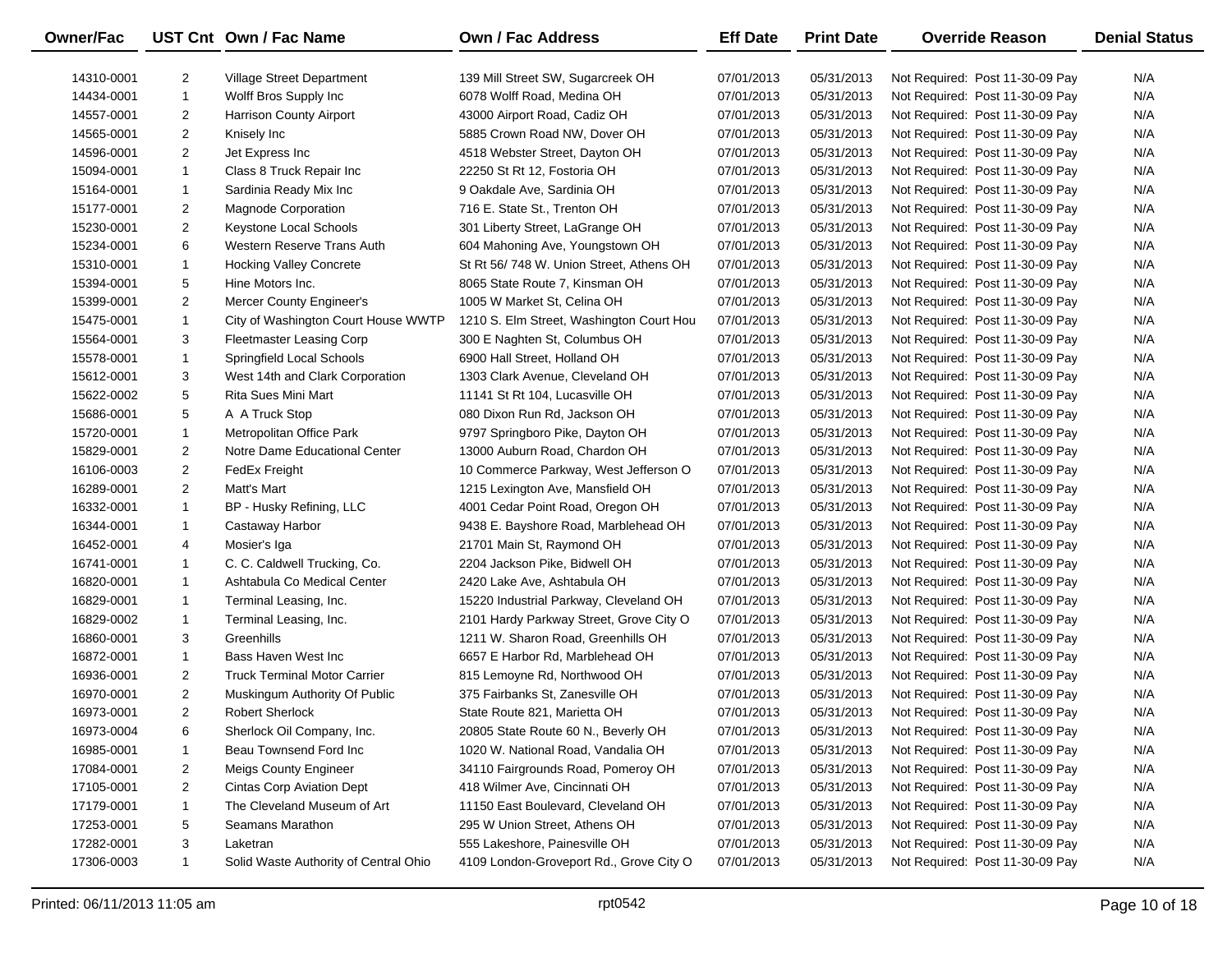| Owner/Fac | UST Cnt | Own / Fac Name | Own / Fac Address | Eff Date | Print Date | Override Reason | Denial Status |
|---|---|---|---|---|---|---|---|
| 14310-0001 | 2 | Village Street Department | 139 Mill Street SW, Sugarcreek OH | 07/01/2013 | 05/31/2013 | Not Required: Post 11-30-09 Pay | N/A |
| 14434-0001 | 1 | Wolff Bros Supply Inc | 6078 Wolff Road, Medina OH | 07/01/2013 | 05/31/2013 | Not Required: Post 11-30-09 Pay | N/A |
| 14557-0001 | 2 | Harrison County Airport | 43000 Airport Road, Cadiz OH | 07/01/2013 | 05/31/2013 | Not Required: Post 11-30-09 Pay | N/A |
| 14565-0001 | 2 | Knisely Inc | 5885 Crown Road NW, Dover OH | 07/01/2013 | 05/31/2013 | Not Required: Post 11-30-09 Pay | N/A |
| 14596-0001 | 2 | Jet Express Inc | 4518 Webster Street, Dayton OH | 07/01/2013 | 05/31/2013 | Not Required: Post 11-30-09 Pay | N/A |
| 15094-0001 | 1 | Class 8 Truck Repair Inc | 22250 St Rt 12, Fostoria OH | 07/01/2013 | 05/31/2013 | Not Required: Post 11-30-09 Pay | N/A |
| 15164-0001 | 1 | Sardinia Ready Mix Inc | 9 Oakdale Ave, Sardinia OH | 07/01/2013 | 05/31/2013 | Not Required: Post 11-30-09 Pay | N/A |
| 15177-0001 | 2 | Magnode Corporation | 716 E. State St., Trenton OH | 07/01/2013 | 05/31/2013 | Not Required: Post 11-30-09 Pay | N/A |
| 15230-0001 | 2 | Keystone Local Schools | 301 Liberty Street, LaGrange OH | 07/01/2013 | 05/31/2013 | Not Required: Post 11-30-09 Pay | N/A |
| 15234-0001 | 6 | Western Reserve Trans Auth | 604 Mahoning Ave, Youngstown OH | 07/01/2013 | 05/31/2013 | Not Required: Post 11-30-09 Pay | N/A |
| 15310-0001 | 1 | Hocking Valley Concrete | St Rt 56/ 748 W. Union Street, Athens OH | 07/01/2013 | 05/31/2013 | Not Required: Post 11-30-09 Pay | N/A |
| 15394-0001 | 5 | Hine Motors Inc. | 8065 State Route 7, Kinsman OH | 07/01/2013 | 05/31/2013 | Not Required: Post 11-30-09 Pay | N/A |
| 15399-0001 | 2 | Mercer County Engineer's | 1005 W Market St, Celina OH | 07/01/2013 | 05/31/2013 | Not Required: Post 11-30-09 Pay | N/A |
| 15475-0001 | 1 | City of Washington Court House WWTP | 1210 S. Elm Street, Washington Court Hou | 07/01/2013 | 05/31/2013 | Not Required: Post 11-30-09 Pay | N/A |
| 15564-0001 | 3 | Fleetmaster Leasing Corp | 300 E Naghten St, Columbus OH | 07/01/2013 | 05/31/2013 | Not Required: Post 11-30-09 Pay | N/A |
| 15578-0001 | 1 | Springfield Local Schools | 6900 Hall Street, Holland OH | 07/01/2013 | 05/31/2013 | Not Required: Post 11-30-09 Pay | N/A |
| 15612-0001 | 3 | West 14th and Clark Corporation | 1303 Clark Avenue, Cleveland OH | 07/01/2013 | 05/31/2013 | Not Required: Post 11-30-09 Pay | N/A |
| 15622-0002 | 5 | Rita Sues Mini Mart | 11141 St Rt 104, Lucasville OH | 07/01/2013 | 05/31/2013 | Not Required: Post 11-30-09 Pay | N/A |
| 15686-0001 | 5 | A A Truck Stop | 080 Dixon Run Rd, Jackson OH | 07/01/2013 | 05/31/2013 | Not Required: Post 11-30-09 Pay | N/A |
| 15720-0001 | 1 | Metropolitan Office Park | 9797 Springboro Pike, Dayton OH | 07/01/2013 | 05/31/2013 | Not Required: Post 11-30-09 Pay | N/A |
| 15829-0001 | 2 | Notre Dame Educational Center | 13000 Auburn Road, Chardon OH | 07/01/2013 | 05/31/2013 | Not Required: Post 11-30-09 Pay | N/A |
| 16106-0003 | 2 | FedEx Freight | 10 Commerce Parkway, West Jefferson O | 07/01/2013 | 05/31/2013 | Not Required: Post 11-30-09 Pay | N/A |
| 16289-0001 | 2 | Matt's Mart | 1215 Lexington Ave, Mansfield OH | 07/01/2013 | 05/31/2013 | Not Required: Post 11-30-09 Pay | N/A |
| 16332-0001 | 1 | BP - Husky Refining, LLC | 4001 Cedar Point Road, Oregon OH | 07/01/2013 | 05/31/2013 | Not Required: Post 11-30-09 Pay | N/A |
| 16344-0001 | 1 | Castaway Harbor | 9438 E. Bayshore Road, Marblehead OH | 07/01/2013 | 05/31/2013 | Not Required: Post 11-30-09 Pay | N/A |
| 16452-0001 | 4 | Mosier's Iga | 21701 Main St, Raymond OH | 07/01/2013 | 05/31/2013 | Not Required: Post 11-30-09 Pay | N/A |
| 16741-0001 | 1 | C. C. Caldwell Trucking, Co. | 2204 Jackson Pike, Bidwell OH | 07/01/2013 | 05/31/2013 | Not Required: Post 11-30-09 Pay | N/A |
| 16820-0001 | 1 | Ashtabula Co Medical Center | 2420 Lake Ave, Ashtabula OH | 07/01/2013 | 05/31/2013 | Not Required: Post 11-30-09 Pay | N/A |
| 16829-0001 | 1 | Terminal Leasing, Inc. | 15220 Industrial Parkway, Cleveland OH | 07/01/2013 | 05/31/2013 | Not Required: Post 11-30-09 Pay | N/A |
| 16829-0002 | 1 | Terminal Leasing, Inc. | 2101 Hardy Parkway Street, Grove City O | 07/01/2013 | 05/31/2013 | Not Required: Post 11-30-09 Pay | N/A |
| 16860-0001 | 3 | Greenhills | 1211 W. Sharon Road, Greenhills OH | 07/01/2013 | 05/31/2013 | Not Required: Post 11-30-09 Pay | N/A |
| 16872-0001 | 1 | Bass Haven West Inc | 6657 E Harbor Rd, Marblehead OH | 07/01/2013 | 05/31/2013 | Not Required: Post 11-30-09 Pay | N/A |
| 16936-0001 | 2 | Truck Terminal Motor Carrier | 815 Lemoyne Rd, Northwood OH | 07/01/2013 | 05/31/2013 | Not Required: Post 11-30-09 Pay | N/A |
| 16970-0001 | 2 | Muskingum Authority Of Public | 375 Fairbanks St, Zanesville OH | 07/01/2013 | 05/31/2013 | Not Required: Post 11-30-09 Pay | N/A |
| 16973-0001 | 2 | Robert Sherlock | State Route 821, Marietta OH | 07/01/2013 | 05/31/2013 | Not Required: Post 11-30-09 Pay | N/A |
| 16973-0004 | 6 | Sherlock Oil Company, Inc. | 20805 State Route 60 N., Beverly OH | 07/01/2013 | 05/31/2013 | Not Required: Post 11-30-09 Pay | N/A |
| 16985-0001 | 1 | Beau Townsend Ford Inc | 1020 W. National Road, Vandalia OH | 07/01/2013 | 05/31/2013 | Not Required: Post 11-30-09 Pay | N/A |
| 17084-0001 | 2 | Meigs County Engineer | 34110 Fairgrounds Road, Pomeroy OH | 07/01/2013 | 05/31/2013 | Not Required: Post 11-30-09 Pay | N/A |
| 17105-0001 | 2 | Cintas Corp Aviation Dept | 418 Wilmer Ave, Cincinnati OH | 07/01/2013 | 05/31/2013 | Not Required: Post 11-30-09 Pay | N/A |
| 17179-0001 | 1 | The Cleveland Museum of Art | 11150 East Boulevard, Cleveland OH | 07/01/2013 | 05/31/2013 | Not Required: Post 11-30-09 Pay | N/A |
| 17253-0001 | 5 | Seamans Marathon | 295 W Union Street, Athens OH | 07/01/2013 | 05/31/2013 | Not Required: Post 11-30-09 Pay | N/A |
| 17282-0001 | 3 | Laketran | 555 Lakeshore, Painesville OH | 07/01/2013 | 05/31/2013 | Not Required: Post 11-30-09 Pay | N/A |
| 17306-0003 | 1 | Solid Waste Authority of Central Ohio | 4109 London-Groveport Rd., Grove City O | 07/01/2013 | 05/31/2013 | Not Required: Post 11-30-09 Pay | N/A |

Printed: 06/11/2013 11:05 am rpt0542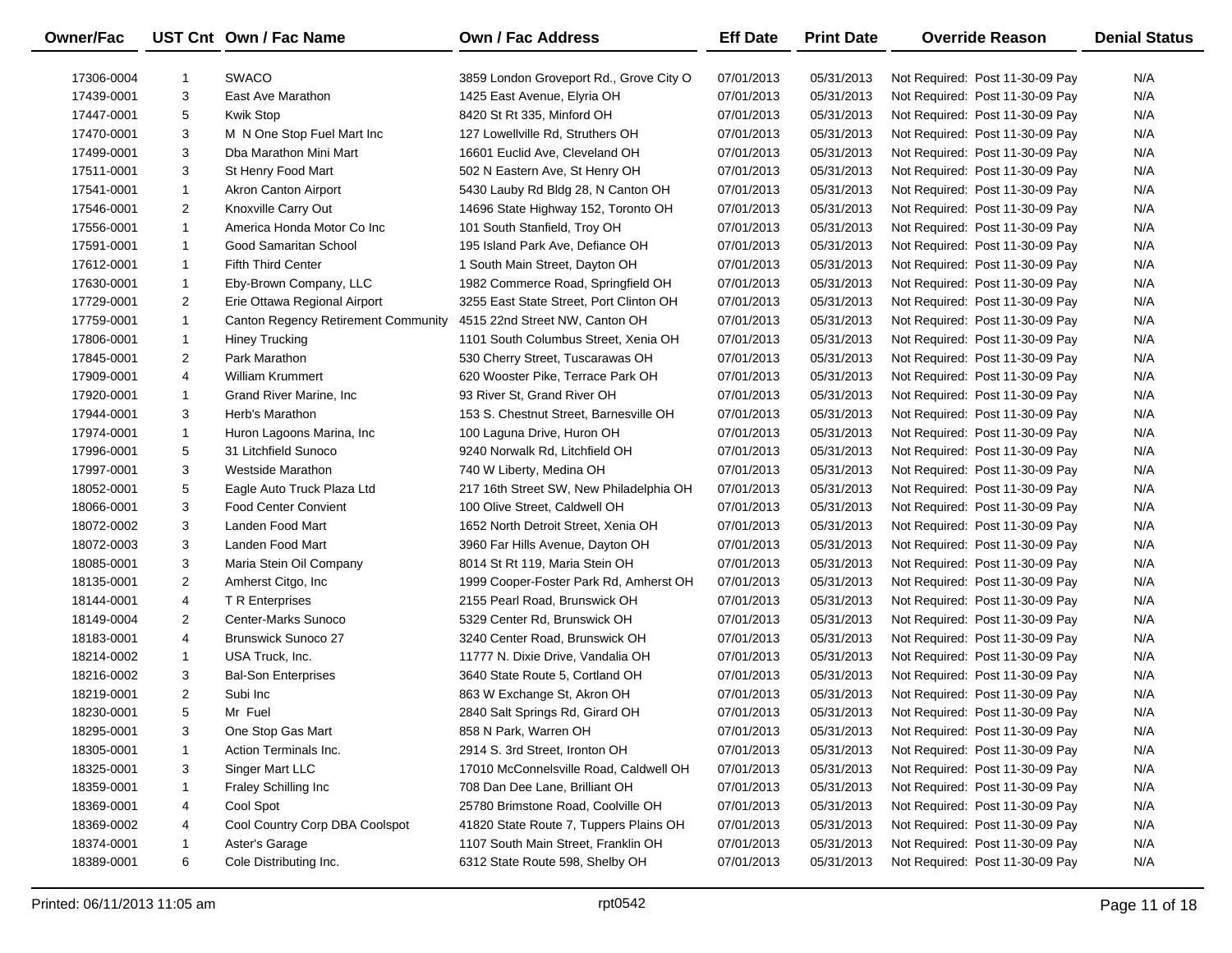| Owner/Fac | UST Cnt | Own / Fac Name | Own / Fac Address | Eff Date | Print Date | Override Reason | Denial Status |
|---|---|---|---|---|---|---|---|
| 17306-0004 | 1 | SWACO | 3859 London Groveport Rd., Grove City O | 07/01/2013 | 05/31/2013 | Not Required: Post 11-30-09 Pay | N/A |
| 17439-0001 | 3 | East Ave Marathon | 1425 East Avenue, Elyria OH | 07/01/2013 | 05/31/2013 | Not Required: Post 11-30-09 Pay | N/A |
| 17447-0001 | 5 | Kwik Stop | 8420 St Rt 335, Minford OH | 07/01/2013 | 05/31/2013 | Not Required: Post 11-30-09 Pay | N/A |
| 17470-0001 | 3 | M N One Stop Fuel Mart Inc | 127 Lowellville Rd, Struthers OH | 07/01/2013 | 05/31/2013 | Not Required: Post 11-30-09 Pay | N/A |
| 17499-0001 | 3 | Dba Marathon Mini Mart | 16601 Euclid Ave, Cleveland OH | 07/01/2013 | 05/31/2013 | Not Required: Post 11-30-09 Pay | N/A |
| 17511-0001 | 3 | St Henry Food Mart | 502 N Eastern Ave, St Henry OH | 07/01/2013 | 05/31/2013 | Not Required: Post 11-30-09 Pay | N/A |
| 17541-0001 | 1 | Akron Canton Airport | 5430 Lauby Rd Bldg 28, N Canton OH | 07/01/2013 | 05/31/2013 | Not Required: Post 11-30-09 Pay | N/A |
| 17546-0001 | 2 | Knoxville Carry Out | 14696 State Highway 152, Toronto OH | 07/01/2013 | 05/31/2013 | Not Required: Post 11-30-09 Pay | N/A |
| 17556-0001 | 1 | America Honda Motor Co Inc | 101 South Stanfield, Troy OH | 07/01/2013 | 05/31/2013 | Not Required: Post 11-30-09 Pay | N/A |
| 17591-0001 | 1 | Good Samaritan School | 195 Island Park Ave, Defiance OH | 07/01/2013 | 05/31/2013 | Not Required: Post 11-30-09 Pay | N/A |
| 17612-0001 | 1 | Fifth Third Center | 1 South Main Street, Dayton OH | 07/01/2013 | 05/31/2013 | Not Required: Post 11-30-09 Pay | N/A |
| 17630-0001 | 1 | Eby-Brown Company, LLC | 1982 Commerce Road, Springfield OH | 07/01/2013 | 05/31/2013 | Not Required: Post 11-30-09 Pay | N/A |
| 17729-0001 | 2 | Erie Ottawa Regional Airport | 3255 East State Street, Port Clinton OH | 07/01/2013 | 05/31/2013 | Not Required: Post 11-30-09 Pay | N/A |
| 17759-0001 | 1 | Canton Regency Retirement Community | 4515 22nd Street NW, Canton OH | 07/01/2013 | 05/31/2013 | Not Required: Post 11-30-09 Pay | N/A |
| 17806-0001 | 1 | Hiney Trucking | 1101 South Columbus Street, Xenia OH | 07/01/2013 | 05/31/2013 | Not Required: Post 11-30-09 Pay | N/A |
| 17845-0001 | 2 | Park Marathon | 530 Cherry Street, Tuscarawas OH | 07/01/2013 | 05/31/2013 | Not Required: Post 11-30-09 Pay | N/A |
| 17909-0001 | 4 | William Krummert | 620 Wooster Pike, Terrace Park OH | 07/01/2013 | 05/31/2013 | Not Required: Post 11-30-09 Pay | N/A |
| 17920-0001 | 1 | Grand River Marine, Inc | 93 River St, Grand River OH | 07/01/2013 | 05/31/2013 | Not Required: Post 11-30-09 Pay | N/A |
| 17944-0001 | 3 | Herb's Marathon | 153 S. Chestnut Street, Barnesville OH | 07/01/2013 | 05/31/2013 | Not Required: Post 11-30-09 Pay | N/A |
| 17974-0001 | 1 | Huron Lagoons Marina, Inc | 100 Laguna Drive, Huron OH | 07/01/2013 | 05/31/2013 | Not Required: Post 11-30-09 Pay | N/A |
| 17996-0001 | 5 | 31 Litchfield Sunoco | 9240 Norwalk Rd, Litchfield OH | 07/01/2013 | 05/31/2013 | Not Required: Post 11-30-09 Pay | N/A |
| 17997-0001 | 3 | Westside Marathon | 740 W Liberty, Medina OH | 07/01/2013 | 05/31/2013 | Not Required: Post 11-30-09 Pay | N/A |
| 18052-0001 | 5 | Eagle Auto Truck Plaza Ltd | 217 16th Street SW, New Philadelphia OH | 07/01/2013 | 05/31/2013 | Not Required: Post 11-30-09 Pay | N/A |
| 18066-0001 | 3 | Food Center Convient | 100 Olive Street, Caldwell OH | 07/01/2013 | 05/31/2013 | Not Required: Post 11-30-09 Pay | N/A |
| 18072-0002 | 3 | Landen Food Mart | 1652 North Detroit Street, Xenia OH | 07/01/2013 | 05/31/2013 | Not Required: Post 11-30-09 Pay | N/A |
| 18072-0003 | 3 | Landen Food Mart | 3960 Far Hills Avenue, Dayton OH | 07/01/2013 | 05/31/2013 | Not Required: Post 11-30-09 Pay | N/A |
| 18085-0001 | 3 | Maria Stein Oil Company | 8014 St Rt 119, Maria Stein OH | 07/01/2013 | 05/31/2013 | Not Required: Post 11-30-09 Pay | N/A |
| 18135-0001 | 2 | Amherst Citgo, Inc | 1999 Cooper-Foster Park Rd, Amherst OH | 07/01/2013 | 05/31/2013 | Not Required: Post 11-30-09 Pay | N/A |
| 18144-0001 | 4 | T R Enterprises | 2155 Pearl Road, Brunswick OH | 07/01/2013 | 05/31/2013 | Not Required: Post 11-30-09 Pay | N/A |
| 18149-0004 | 2 | Center-Marks Sunoco | 5329 Center Rd, Brunswick OH | 07/01/2013 | 05/31/2013 | Not Required: Post 11-30-09 Pay | N/A |
| 18183-0001 | 4 | Brunswick Sunoco 27 | 3240 Center Road, Brunswick OH | 07/01/2013 | 05/31/2013 | Not Required: Post 11-30-09 Pay | N/A |
| 18214-0002 | 1 | USA Truck, Inc. | 11777 N. Dixie Drive, Vandalia OH | 07/01/2013 | 05/31/2013 | Not Required: Post 11-30-09 Pay | N/A |
| 18216-0002 | 3 | Bal-Son Enterprises | 3640 State Route 5, Cortland OH | 07/01/2013 | 05/31/2013 | Not Required: Post 11-30-09 Pay | N/A |
| 18219-0001 | 2 | Subi Inc | 863 W Exchange St, Akron OH | 07/01/2013 | 05/31/2013 | Not Required: Post 11-30-09 Pay | N/A |
| 18230-0001 | 5 | Mr Fuel | 2840 Salt Springs Rd, Girard OH | 07/01/2013 | 05/31/2013 | Not Required: Post 11-30-09 Pay | N/A |
| 18295-0001 | 3 | One Stop Gas Mart | 858 N Park, Warren OH | 07/01/2013 | 05/31/2013 | Not Required: Post 11-30-09 Pay | N/A |
| 18305-0001 | 1 | Action Terminals Inc. | 2914 S. 3rd Street, Ironton OH | 07/01/2013 | 05/31/2013 | Not Required: Post 11-30-09 Pay | N/A |
| 18325-0001 | 3 | Singer Mart LLC | 17010 McConnelsville Road, Caldwell OH | 07/01/2013 | 05/31/2013 | Not Required: Post 11-30-09 Pay | N/A |
| 18359-0001 | 1 | Fraley Schilling Inc | 708 Dan Dee Lane, Brilliant OH | 07/01/2013 | 05/31/2013 | Not Required: Post 11-30-09 Pay | N/A |
| 18369-0001 | 4 | Cool Spot | 25780 Brimstone Road, Coolville OH | 07/01/2013 | 05/31/2013 | Not Required: Post 11-30-09 Pay | N/A |
| 18369-0002 | 4 | Cool Country Corp DBA Coolspot | 41820 State Route 7, Tuppers Plains OH | 07/01/2013 | 05/31/2013 | Not Required: Post 11-30-09 Pay | N/A |
| 18374-0001 | 1 | Aster's Garage | 1107 South Main Street, Franklin OH | 07/01/2013 | 05/31/2013 | Not Required: Post 11-30-09 Pay | N/A |
| 18389-0001 | 6 | Cole Distributing Inc. | 6312 State Route 598, Shelby OH | 07/01/2013 | 05/31/2013 | Not Required: Post 11-30-09 Pay | N/A |

Printed: 06/11/2013 11:05 am rpt0542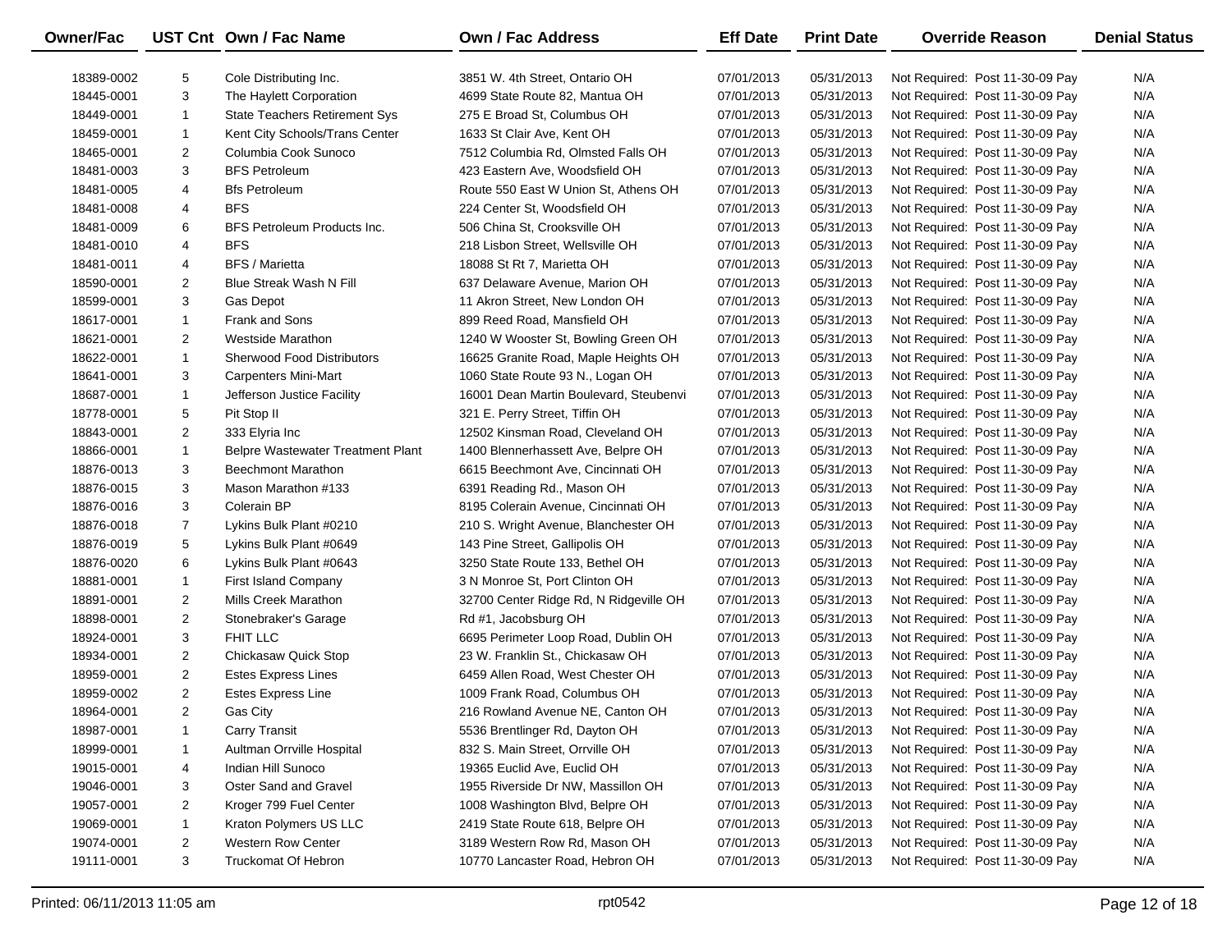| Owner/Fac | UST Cnt | Own / Fac Name | Own / Fac Address | Eff Date | Print Date | Override Reason | Denial Status |
|---|---|---|---|---|---|---|---|
| 18389-0002 | 5 | Cole Distributing Inc. | 3851 W. 4th Street, Ontario OH | 07/01/2013 | 05/31/2013 | Not Required: Post 11-30-09 Pay | N/A |
| 18445-0001 | 3 | The Haylett Corporation | 4699 State Route 82, Mantua OH | 07/01/2013 | 05/31/2013 | Not Required: Post 11-30-09 Pay | N/A |
| 18449-0001 | 1 | State Teachers Retirement Sys | 275 E Broad St, Columbus OH | 07/01/2013 | 05/31/2013 | Not Required: Post 11-30-09 Pay | N/A |
| 18459-0001 | 1 | Kent City Schools/Trans Center | 1633 St Clair Ave, Kent OH | 07/01/2013 | 05/31/2013 | Not Required: Post 11-30-09 Pay | N/A |
| 18465-0001 | 2 | Columbia Cook Sunoco | 7512 Columbia Rd, Olmsted Falls OH | 07/01/2013 | 05/31/2013 | Not Required: Post 11-30-09 Pay | N/A |
| 18481-0003 | 3 | BFS Petroleum | 423 Eastern Ave, Woodsfield OH | 07/01/2013 | 05/31/2013 | Not Required: Post 11-30-09 Pay | N/A |
| 18481-0005 | 4 | Bfs Petroleum | Route 550 East W Union St, Athens OH | 07/01/2013 | 05/31/2013 | Not Required: Post 11-30-09 Pay | N/A |
| 18481-0008 | 4 | BFS | 224 Center St, Woodsfield OH | 07/01/2013 | 05/31/2013 | Not Required: Post 11-30-09 Pay | N/A |
| 18481-0009 | 6 | BFS Petroleum Products Inc. | 506 China St, Crooksville OH | 07/01/2013 | 05/31/2013 | Not Required: Post 11-30-09 Pay | N/A |
| 18481-0010 | 4 | BFS | 218 Lisbon Street, Wellsville OH | 07/01/2013 | 05/31/2013 | Not Required: Post 11-30-09 Pay | N/A |
| 18481-0011 | 4 | BFS / Marietta | 18088 St Rt 7, Marietta OH | 07/01/2013 | 05/31/2013 | Not Required: Post 11-30-09 Pay | N/A |
| 18590-0001 | 2 | Blue Streak Wash N Fill | 637 Delaware Avenue, Marion OH | 07/01/2013 | 05/31/2013 | Not Required: Post 11-30-09 Pay | N/A |
| 18599-0001 | 3 | Gas Depot | 11 Akron Street, New London OH | 07/01/2013 | 05/31/2013 | Not Required: Post 11-30-09 Pay | N/A |
| 18617-0001 | 1 | Frank and Sons | 899 Reed Road, Mansfield OH | 07/01/2013 | 05/31/2013 | Not Required: Post 11-30-09 Pay | N/A |
| 18621-0001 | 2 | Westside Marathon | 1240 W Wooster St, Bowling Green OH | 07/01/2013 | 05/31/2013 | Not Required: Post 11-30-09 Pay | N/A |
| 18622-0001 | 1 | Sherwood Food Distributors | 16625 Granite Road, Maple Heights OH | 07/01/2013 | 05/31/2013 | Not Required: Post 11-30-09 Pay | N/A |
| 18641-0001 | 3 | Carpenters Mini-Mart | 1060 State Route 93 N., Logan OH | 07/01/2013 | 05/31/2013 | Not Required: Post 11-30-09 Pay | N/A |
| 18687-0001 | 1 | Jefferson Justice Facility | 16001 Dean Martin Boulevard, Steubenvi | 07/01/2013 | 05/31/2013 | Not Required: Post 11-30-09 Pay | N/A |
| 18778-0001 | 5 | Pit Stop II | 321 E. Perry Street, Tiffin OH | 07/01/2013 | 05/31/2013 | Not Required: Post 11-30-09 Pay | N/A |
| 18843-0001 | 2 | 333 Elyria Inc | 12502 Kinsman Road, Cleveland OH | 07/01/2013 | 05/31/2013 | Not Required: Post 11-30-09 Pay | N/A |
| 18866-0001 | 1 | Belpre Wastewater Treatment Plant | 1400 Blennerhassett Ave, Belpre OH | 07/01/2013 | 05/31/2013 | Not Required: Post 11-30-09 Pay | N/A |
| 18876-0013 | 3 | Beechmont Marathon | 6615 Beechmont Ave, Cincinnati OH | 07/01/2013 | 05/31/2013 | Not Required: Post 11-30-09 Pay | N/A |
| 18876-0015 | 3 | Mason Marathon #133 | 6391 Reading Rd., Mason OH | 07/01/2013 | 05/31/2013 | Not Required: Post 11-30-09 Pay | N/A |
| 18876-0016 | 3 | Colerain BP | 8195 Colerain Avenue, Cincinnati OH | 07/01/2013 | 05/31/2013 | Not Required: Post 11-30-09 Pay | N/A |
| 18876-0018 | 7 | Lykins Bulk Plant #0210 | 210 S. Wright Avenue, Blanchester OH | 07/01/2013 | 05/31/2013 | Not Required: Post 11-30-09 Pay | N/A |
| 18876-0019 | 5 | Lykins Bulk Plant #0649 | 143 Pine Street, Gallipolis OH | 07/01/2013 | 05/31/2013 | Not Required: Post 11-30-09 Pay | N/A |
| 18876-0020 | 6 | Lykins Bulk Plant #0643 | 3250 State Route 133, Bethel OH | 07/01/2013 | 05/31/2013 | Not Required: Post 11-30-09 Pay | N/A |
| 18881-0001 | 1 | First Island Company | 3 N Monroe St, Port Clinton OH | 07/01/2013 | 05/31/2013 | Not Required: Post 11-30-09 Pay | N/A |
| 18891-0001 | 2 | Mills Creek Marathon | 32700 Center Ridge Rd, N Ridgeville OH | 07/01/2013 | 05/31/2013 | Not Required: Post 11-30-09 Pay | N/A |
| 18898-0001 | 2 | Stonebraker's Garage | Rd #1, Jacobsburg OH | 07/01/2013 | 05/31/2013 | Not Required: Post 11-30-09 Pay | N/A |
| 18924-0001 | 3 | FHIT LLC | 6695 Perimeter Loop Road, Dublin OH | 07/01/2013 | 05/31/2013 | Not Required: Post 11-30-09 Pay | N/A |
| 18934-0001 | 2 | Chickasaw Quick Stop | 23 W. Franklin St., Chickasaw OH | 07/01/2013 | 05/31/2013 | Not Required: Post 11-30-09 Pay | N/A |
| 18959-0001 | 2 | Estes Express Lines | 6459 Allen Road, West Chester OH | 07/01/2013 | 05/31/2013 | Not Required: Post 11-30-09 Pay | N/A |
| 18959-0002 | 2 | Estes Express Line | 1009 Frank Road, Columbus OH | 07/01/2013 | 05/31/2013 | Not Required: Post 11-30-09 Pay | N/A |
| 18964-0001 | 2 | Gas City | 216 Rowland Avenue NE, Canton OH | 07/01/2013 | 05/31/2013 | Not Required: Post 11-30-09 Pay | N/A |
| 18987-0001 | 1 | Carry Transit | 5536 Brentlinger Rd, Dayton OH | 07/01/2013 | 05/31/2013 | Not Required: Post 11-30-09 Pay | N/A |
| 18999-0001 | 1 | Aultman Orrville Hospital | 832 S. Main Street, Orrville OH | 07/01/2013 | 05/31/2013 | Not Required: Post 11-30-09 Pay | N/A |
| 19015-0001 | 4 | Indian Hill Sunoco | 19365 Euclid Ave, Euclid OH | 07/01/2013 | 05/31/2013 | Not Required: Post 11-30-09 Pay | N/A |
| 19046-0001 | 3 | Oster Sand and Gravel | 1955 Riverside Dr NW, Massillon OH | 07/01/2013 | 05/31/2013 | Not Required: Post 11-30-09 Pay | N/A |
| 19057-0001 | 2 | Kroger 799 Fuel Center | 1008 Washington Blvd, Belpre OH | 07/01/2013 | 05/31/2013 | Not Required: Post 11-30-09 Pay | N/A |
| 19069-0001 | 1 | Kraton Polymers US LLC | 2419 State Route 618, Belpre OH | 07/01/2013 | 05/31/2013 | Not Required: Post 11-30-09 Pay | N/A |
| 19074-0001 | 2 | Western Row Center | 3189 Western Row Rd, Mason OH | 07/01/2013 | 05/31/2013 | Not Required: Post 11-30-09 Pay | N/A |
| 19111-0001 | 3 | Truckomat Of Hebron | 10770 Lancaster Road, Hebron OH | 07/01/2013 | 05/31/2013 | Not Required: Post 11-30-09 Pay | N/A |

Printed: 06/11/2013 11:05 am rpt0542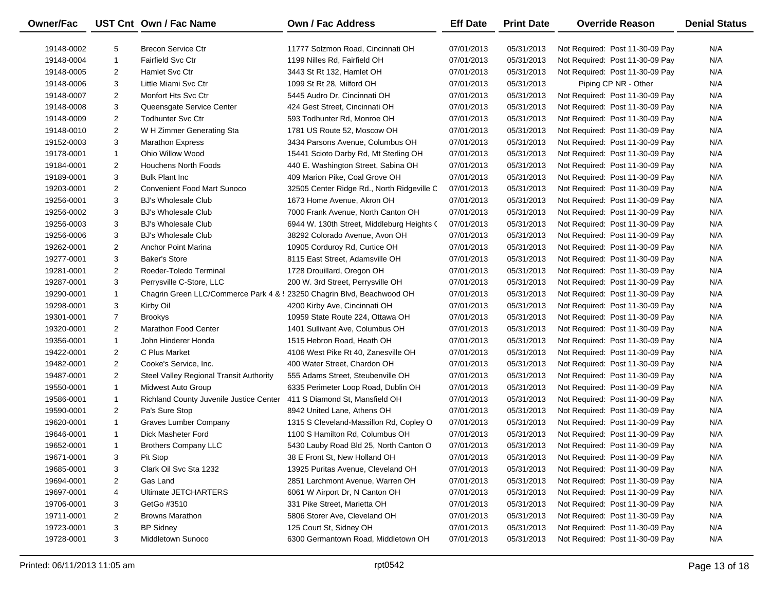| Owner/Fac | UST Cnt | Own / Fac Name | Own / Fac Address | Eff Date | Print Date | Override Reason | Denial Status |
|---|---|---|---|---|---|---|---|
| 19148-0002 | 5 | Brecon Service Ctr | 11777 Solzmon Road, Cincinnati OH | 07/01/2013 | 05/31/2013 | Not Required: Post 11-30-09 Pay | N/A |
| 19148-0004 | 1 | Fairfield Svc Ctr | 1199 Nilles Rd, Fairfield OH | 07/01/2013 | 05/31/2013 | Not Required: Post 11-30-09 Pay | N/A |
| 19148-0005 | 2 | Hamlet Svc Ctr | 3443 St Rt 132, Hamlet OH | 07/01/2013 | 05/31/2013 | Not Required: Post 11-30-09 Pay | N/A |
| 19148-0006 | 3 | Little Miami Svc Ctr | 1099 St Rt 28, Milford OH | 07/01/2013 | 05/31/2013 | Piping CP NR - Other | N/A |
| 19148-0007 | 2 | Monfort Hts Svc Ctr | 5445 Audro Dr, Cincinnati OH | 07/01/2013 | 05/31/2013 | Not Required: Post 11-30-09 Pay | N/A |
| 19148-0008 | 3 | Queensgate Service Center | 424 Gest Street, Cincinnati OH | 07/01/2013 | 05/31/2013 | Not Required: Post 11-30-09 Pay | N/A |
| 19148-0009 | 2 | Todhunter Svc Ctr | 593 Todhunter Rd, Monroe OH | 07/01/2013 | 05/31/2013 | Not Required: Post 11-30-09 Pay | N/A |
| 19148-0010 | 2 | W H Zimmer Generating Sta | 1781 US Route 52, Moscow OH | 07/01/2013 | 05/31/2013 | Not Required: Post 11-30-09 Pay | N/A |
| 19152-0003 | 3 | Marathon Express | 3434 Parsons Avenue, Columbus OH | 07/01/2013 | 05/31/2013 | Not Required: Post 11-30-09 Pay | N/A |
| 19178-0001 | 1 | Ohio Willow Wood | 15441 Scioto Darby Rd, Mt Sterling OH | 07/01/2013 | 05/31/2013 | Not Required: Post 11-30-09 Pay | N/A |
| 19184-0001 | 2 | Houchens North Foods | 440 E. Washington Street, Sabina OH | 07/01/2013 | 05/31/2013 | Not Required: Post 11-30-09 Pay | N/A |
| 19189-0001 | 3 | Bulk Plant Inc | 409 Marion Pike, Coal Grove OH | 07/01/2013 | 05/31/2013 | Not Required: Post 11-30-09 Pay | N/A |
| 19203-0001 | 2 | Convenient Food Mart Sunoco | 32505 Center Ridge Rd., North Ridgeville C | 07/01/2013 | 05/31/2013 | Not Required: Post 11-30-09 Pay | N/A |
| 19256-0001 | 3 | BJ's Wholesale Club | 1673 Home Avenue, Akron OH | 07/01/2013 | 05/31/2013 | Not Required: Post 11-30-09 Pay | N/A |
| 19256-0002 | 3 | BJ's Wholesale Club | 7000 Frank Avenue, North Canton OH | 07/01/2013 | 05/31/2013 | Not Required: Post 11-30-09 Pay | N/A |
| 19256-0003 | 3 | BJ's Wholesale Club | 6944 W. 130th Street, Middleburg Heights ( | 07/01/2013 | 05/31/2013 | Not Required: Post 11-30-09 Pay | N/A |
| 19256-0006 | 3 | BJ's Wholesale Club | 38292 Colorado Avenue, Avon OH | 07/01/2013 | 05/31/2013 | Not Required: Post 11-30-09 Pay | N/A |
| 19262-0001 | 2 | Anchor Point Marina | 10905 Corduroy Rd, Curtice OH | 07/01/2013 | 05/31/2013 | Not Required: Post 11-30-09 Pay | N/A |
| 19277-0001 | 3 | Baker's Store | 8115 East Street, Adamsville OH | 07/01/2013 | 05/31/2013 | Not Required: Post 11-30-09 Pay | N/A |
| 19281-0001 | 2 | Roeder-Toledo Terminal | 1728 Drouillard, Oregon OH | 07/01/2013 | 05/31/2013 | Not Required: Post 11-30-09 Pay | N/A |
| 19287-0001 | 3 | Perrysville C-Store, LLC | 200 W. 3rd Street, Perrysville OH | 07/01/2013 | 05/31/2013 | Not Required: Post 11-30-09 Pay | N/A |
| 19290-0001 | 1 | Chagrin Green LLC/Commerce Park 4 & ! | 23250 Chagrin Blvd, Beachwood OH | 07/01/2013 | 05/31/2013 | Not Required: Post 11-30-09 Pay | N/A |
| 19298-0001 | 3 | Kirby Oil | 4200 Kirby Ave, Cincinnati OH | 07/01/2013 | 05/31/2013 | Not Required: Post 11-30-09 Pay | N/A |
| 19301-0001 | 7 | Brookys | 10959 State Route 224, Ottawa OH | 07/01/2013 | 05/31/2013 | Not Required: Post 11-30-09 Pay | N/A |
| 19320-0001 | 2 | Marathon Food Center | 1401 Sullivant Ave, Columbus OH | 07/01/2013 | 05/31/2013 | Not Required: Post 11-30-09 Pay | N/A |
| 19356-0001 | 1 | John Hinderer Honda | 1515 Hebron Road, Heath OH | 07/01/2013 | 05/31/2013 | Not Required: Post 11-30-09 Pay | N/A |
| 19422-0001 | 2 | C Plus Market | 4106 West Pike Rt 40, Zanesville OH | 07/01/2013 | 05/31/2013 | Not Required: Post 11-30-09 Pay | N/A |
| 19482-0001 | 2 | Cooke's Service, Inc. | 400 Water Street, Chardon OH | 07/01/2013 | 05/31/2013 | Not Required: Post 11-30-09 Pay | N/A |
| 19487-0001 | 2 | Steel Valley Regional Transit Authority | 555 Adams Street, Steubenville OH | 07/01/2013 | 05/31/2013 | Not Required: Post 11-30-09 Pay | N/A |
| 19550-0001 | 1 | Midwest Auto Group | 6335 Perimeter Loop Road, Dublin OH | 07/01/2013 | 05/31/2013 | Not Required: Post 11-30-09 Pay | N/A |
| 19586-0001 | 1 | Richland County Juvenile Justice Center | 411 S Diamond St, Mansfield OH | 07/01/2013 | 05/31/2013 | Not Required: Post 11-30-09 Pay | N/A |
| 19590-0001 | 2 | Pa's Sure Stop | 8942 United Lane, Athens OH | 07/01/2013 | 05/31/2013 | Not Required: Post 11-30-09 Pay | N/A |
| 19620-0001 | 1 | Graves Lumber Company | 1315 S Cleveland-Massillon Rd, Copley O | 07/01/2013 | 05/31/2013 | Not Required: Post 11-30-09 Pay | N/A |
| 19646-0001 | 1 | Dick Masheter Ford | 1100 S Hamilton Rd, Columbus OH | 07/01/2013 | 05/31/2013 | Not Required: Post 11-30-09 Pay | N/A |
| 19652-0001 | 1 | Brothers Company LLC | 5430 Lauby Road Bld 25, North Canton O | 07/01/2013 | 05/31/2013 | Not Required: Post 11-30-09 Pay | N/A |
| 19671-0001 | 3 | Pit Stop | 38 E Front St, New Holland OH | 07/01/2013 | 05/31/2013 | Not Required: Post 11-30-09 Pay | N/A |
| 19685-0001 | 3 | Clark Oil Svc Sta 1232 | 13925 Puritas Avenue, Cleveland OH | 07/01/2013 | 05/31/2013 | Not Required: Post 11-30-09 Pay | N/A |
| 19694-0001 | 2 | Gas Land | 2851 Larchmont Avenue, Warren OH | 07/01/2013 | 05/31/2013 | Not Required: Post 11-30-09 Pay | N/A |
| 19697-0001 | 4 | Ultimate JETCHARTERS | 6061 W Airport Dr, N Canton OH | 07/01/2013 | 05/31/2013 | Not Required: Post 11-30-09 Pay | N/A |
| 19706-0001 | 3 | GetGo #3510 | 331 Pike Street, Marietta OH | 07/01/2013 | 05/31/2013 | Not Required: Post 11-30-09 Pay | N/A |
| 19711-0001 | 2 | Browns Marathon | 5806 Storer Ave, Cleveland OH | 07/01/2013 | 05/31/2013 | Not Required: Post 11-30-09 Pay | N/A |
| 19723-0001 | 3 | BP Sidney | 125 Court St, Sidney OH | 07/01/2013 | 05/31/2013 | Not Required: Post 11-30-09 Pay | N/A |
| 19728-0001 | 3 | Middletown Sunoco | 6300 Germantown Road, Middletown OH | 07/01/2013 | 05/31/2013 | Not Required: Post 11-30-09 Pay | N/A |

Printed: 06/11/2013 11:05 am rpt0542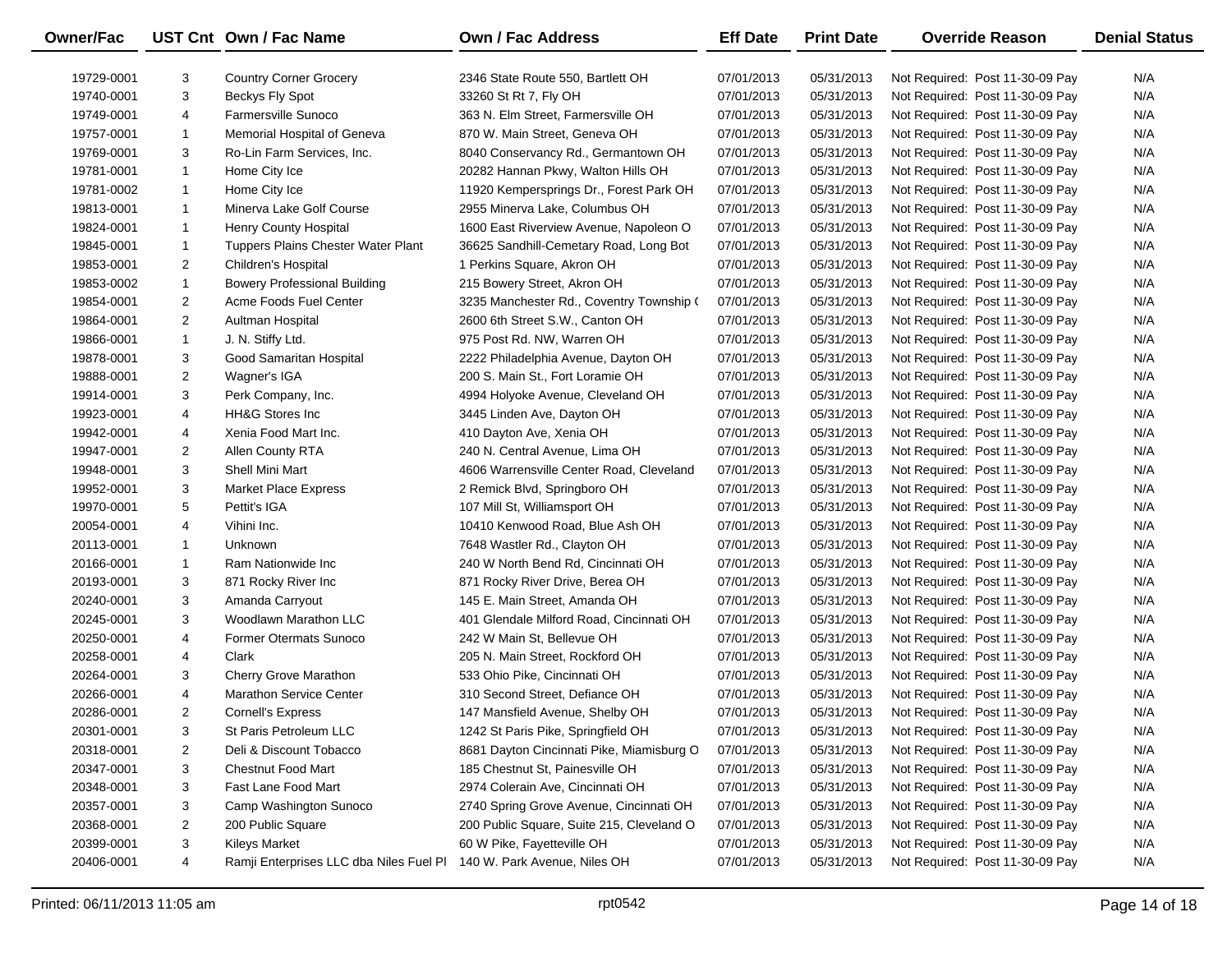| Owner/Fac | UST Cnt | Own / Fac Name | Own / Fac Address | Eff Date | Print Date | Override Reason | Denial Status |
|---|---|---|---|---|---|---|---|
| 19729-0001 | 3 | Country Corner Grocery | 2346 State Route 550, Bartlett OH | 07/01/2013 | 05/31/2013 | Not Required: Post 11-30-09 Pay | N/A |
| 19740-0001 | 3 | Beckys Fly Spot | 33260 St Rt 7, Fly OH | 07/01/2013 | 05/31/2013 | Not Required: Post 11-30-09 Pay | N/A |
| 19749-0001 | 4 | Farmersville Sunoco | 363 N. Elm Street, Farmersville OH | 07/01/2013 | 05/31/2013 | Not Required: Post 11-30-09 Pay | N/A |
| 19757-0001 | 1 | Memorial Hospital of Geneva | 870 W. Main Street, Geneva OH | 07/01/2013 | 05/31/2013 | Not Required: Post 11-30-09 Pay | N/A |
| 19769-0001 | 3 | Ro-Lin Farm Services, Inc. | 8040 Conservancy Rd., Germantown OH | 07/01/2013 | 05/31/2013 | Not Required: Post 11-30-09 Pay | N/A |
| 19781-0001 | 1 | Home City Ice | 20282 Hannan Pkwy, Walton Hills OH | 07/01/2013 | 05/31/2013 | Not Required: Post 11-30-09 Pay | N/A |
| 19781-0002 | 1 | Home City Ice | 11920 Kempersprings Dr., Forest Park OH | 07/01/2013 | 05/31/2013 | Not Required: Post 11-30-09 Pay | N/A |
| 19813-0001 | 1 | Minerva Lake Golf Course | 2955 Minerva Lake, Columbus OH | 07/01/2013 | 05/31/2013 | Not Required: Post 11-30-09 Pay | N/A |
| 19824-0001 | 1 | Henry County Hospital | 1600 East Riverview Avenue, Napoleon O | 07/01/2013 | 05/31/2013 | Not Required: Post 11-30-09 Pay | N/A |
| 19845-0001 | 1 | Tuppers Plains Chester Water Plant | 36625 Sandhill-Cemetary Road, Long Bot | 07/01/2013 | 05/31/2013 | Not Required: Post 11-30-09 Pay | N/A |
| 19853-0001 | 2 | Children's Hospital | 1 Perkins Square, Akron OH | 07/01/2013 | 05/31/2013 | Not Required: Post 11-30-09 Pay | N/A |
| 19853-0002 | 1 | Bowery Professional Building | 215 Bowery Street, Akron OH | 07/01/2013 | 05/31/2013 | Not Required: Post 11-30-09 Pay | N/A |
| 19854-0001 | 2 | Acme Foods Fuel Center | 3235 Manchester Rd., Coventry Township ( | 07/01/2013 | 05/31/2013 | Not Required: Post 11-30-09 Pay | N/A |
| 19864-0001 | 2 | Aultman Hospital | 2600 6th Street S.W., Canton OH | 07/01/2013 | 05/31/2013 | Not Required: Post 11-30-09 Pay | N/A |
| 19866-0001 | 1 | J. N. Stiffy Ltd. | 975 Post Rd. NW, Warren OH | 07/01/2013 | 05/31/2013 | Not Required: Post 11-30-09 Pay | N/A |
| 19878-0001 | 3 | Good Samaritan Hospital | 2222 Philadelphia Avenue, Dayton OH | 07/01/2013 | 05/31/2013 | Not Required: Post 11-30-09 Pay | N/A |
| 19888-0001 | 2 | Wagner's IGA | 200 S. Main St., Fort Loramie OH | 07/01/2013 | 05/31/2013 | Not Required: Post 11-30-09 Pay | N/A |
| 19914-0001 | 3 | Perk Company, Inc. | 4994 Holyoke Avenue, Cleveland OH | 07/01/2013 | 05/31/2013 | Not Required: Post 11-30-09 Pay | N/A |
| 19923-0001 | 4 | HH&G Stores Inc | 3445 Linden Ave, Dayton OH | 07/01/2013 | 05/31/2013 | Not Required: Post 11-30-09 Pay | N/A |
| 19942-0001 | 4 | Xenia Food Mart Inc. | 410 Dayton Ave, Xenia OH | 07/01/2013 | 05/31/2013 | Not Required: Post 11-30-09 Pay | N/A |
| 19947-0001 | 2 | Allen County RTA | 240 N. Central Avenue, Lima OH | 07/01/2013 | 05/31/2013 | Not Required: Post 11-30-09 Pay | N/A |
| 19948-0001 | 3 | Shell Mini Mart | 4606 Warrensville Center Road, Cleveland | 07/01/2013 | 05/31/2013 | Not Required: Post 11-30-09 Pay | N/A |
| 19952-0001 | 3 | Market Place Express | 2 Remick Blvd, Springboro OH | 07/01/2013 | 05/31/2013 | Not Required: Post 11-30-09 Pay | N/A |
| 19970-0001 | 5 | Pettit's IGA | 107 Mill St, Williamsport OH | 07/01/2013 | 05/31/2013 | Not Required: Post 11-30-09 Pay | N/A |
| 20054-0001 | 4 | Vihini Inc. | 10410 Kenwood Road, Blue Ash OH | 07/01/2013 | 05/31/2013 | Not Required: Post 11-30-09 Pay | N/A |
| 20113-0001 | 1 | Unknown | 7648 Wastler Rd., Clayton OH | 07/01/2013 | 05/31/2013 | Not Required: Post 11-30-09 Pay | N/A |
| 20166-0001 | 1 | Ram Nationwide Inc | 240 W North Bend Rd, Cincinnati OH | 07/01/2013 | 05/31/2013 | Not Required: Post 11-30-09 Pay | N/A |
| 20193-0001 | 3 | 871 Rocky River Inc | 871 Rocky River Drive, Berea OH | 07/01/2013 | 05/31/2013 | Not Required: Post 11-30-09 Pay | N/A |
| 20240-0001 | 3 | Amanda Carryout | 145 E. Main Street, Amanda OH | 07/01/2013 | 05/31/2013 | Not Required: Post 11-30-09 Pay | N/A |
| 20245-0001 | 3 | Woodlawn Marathon LLC | 401 Glendale Milford Road, Cincinnati OH | 07/01/2013 | 05/31/2013 | Not Required: Post 11-30-09 Pay | N/A |
| 20250-0001 | 4 | Former Otermats Sunoco | 242 W Main St, Bellevue OH | 07/01/2013 | 05/31/2013 | Not Required: Post 11-30-09 Pay | N/A |
| 20258-0001 | 4 | Clark | 205 N. Main Street, Rockford OH | 07/01/2013 | 05/31/2013 | Not Required: Post 11-30-09 Pay | N/A |
| 20264-0001 | 3 | Cherry Grove Marathon | 533 Ohio Pike, Cincinnati OH | 07/01/2013 | 05/31/2013 | Not Required: Post 11-30-09 Pay | N/A |
| 20266-0001 | 4 | Marathon Service Center | 310 Second Street, Defiance OH | 07/01/2013 | 05/31/2013 | Not Required: Post 11-30-09 Pay | N/A |
| 20286-0001 | 2 | Cornell's Express | 147 Mansfield Avenue, Shelby OH | 07/01/2013 | 05/31/2013 | Not Required: Post 11-30-09 Pay | N/A |
| 20301-0001 | 3 | St Paris Petroleum LLC | 1242 St Paris Pike, Springfield OH | 07/01/2013 | 05/31/2013 | Not Required: Post 11-30-09 Pay | N/A |
| 20318-0001 | 2 | Deli & Discount Tobacco | 8681 Dayton Cincinnati Pike, Miamisburg O | 07/01/2013 | 05/31/2013 | Not Required: Post 11-30-09 Pay | N/A |
| 20347-0001 | 3 | Chestnut Food Mart | 185 Chestnut St, Painesville OH | 07/01/2013 | 05/31/2013 | Not Required: Post 11-30-09 Pay | N/A |
| 20348-0001 | 3 | Fast Lane Food Mart | 2974 Colerain Ave, Cincinnati OH | 07/01/2013 | 05/31/2013 | Not Required: Post 11-30-09 Pay | N/A |
| 20357-0001 | 3 | Camp Washington Sunoco | 2740 Spring Grove Avenue, Cincinnati OH | 07/01/2013 | 05/31/2013 | Not Required: Post 11-30-09 Pay | N/A |
| 20368-0001 | 2 | 200 Public Square | 200 Public Square, Suite 215, Cleveland O | 07/01/2013 | 05/31/2013 | Not Required: Post 11-30-09 Pay | N/A |
| 20399-0001 | 3 | Kileys Market | 60 W Pike, Fayetteville OH | 07/01/2013 | 05/31/2013 | Not Required: Post 11-30-09 Pay | N/A |
| 20406-0001 | 4 | Ramji Enterprises LLC dba Niles Fuel Pl | 140 W. Park Avenue, Niles OH | 07/01/2013 | 05/31/2013 | Not Required: Post 11-30-09 Pay | N/A |

Printed: 06/11/2013 11:05 am rpt0542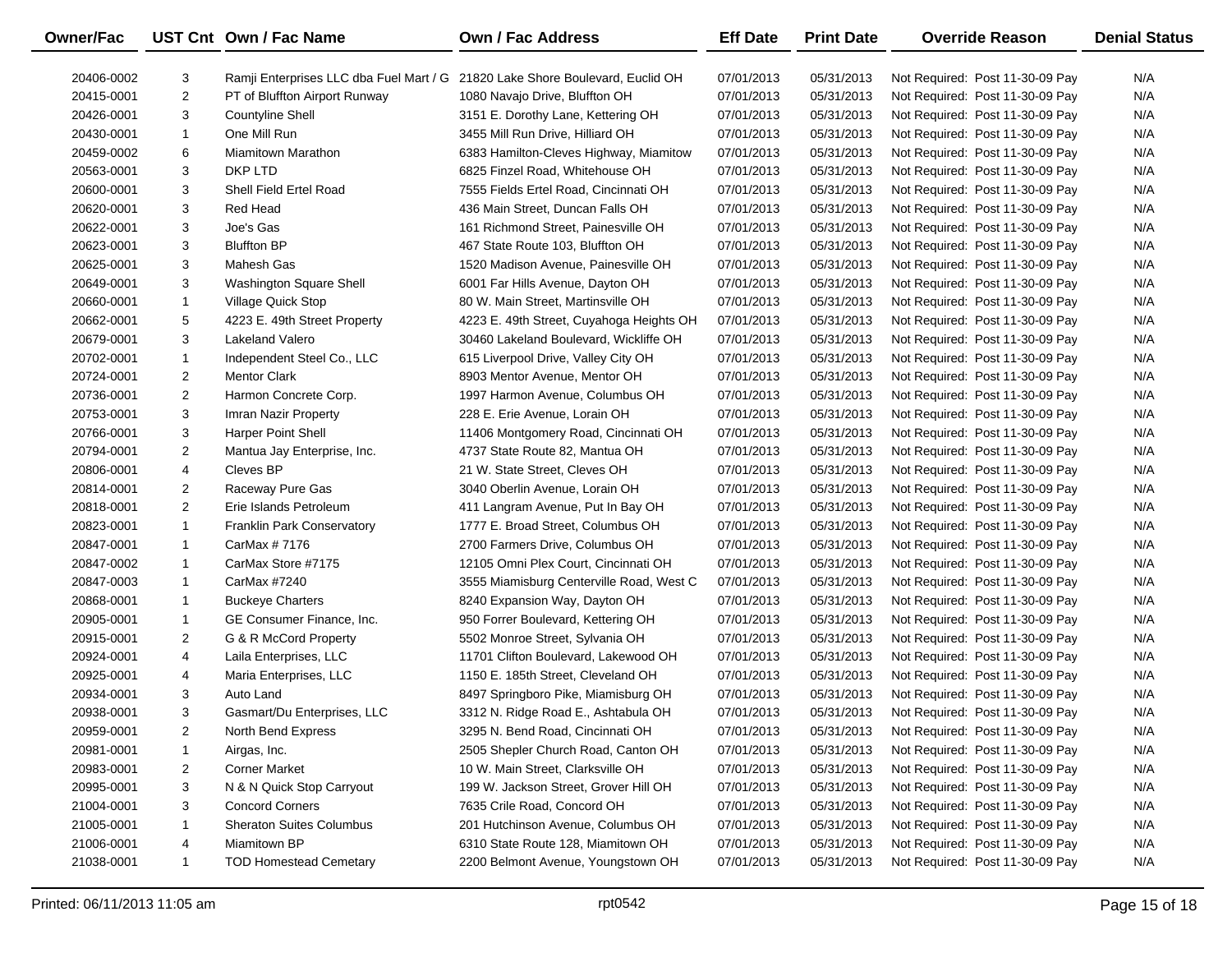| Owner/Fac | UST Cnt | Own / Fac Name | Own / Fac Address | Eff Date | Print Date | Override Reason | Denial Status |
|---|---|---|---|---|---|---|---|
| 20406-0002 | 3 | Ramji Enterprises LLC dba Fuel Mart / G | 21820 Lake Shore Boulevard, Euclid OH | 07/01/2013 | 05/31/2013 | Not Required: Post 11-30-09 Pay | N/A |
| 20415-0001 | 2 | PT of Bluffton Airport Runway | 1080 Navajo Drive, Bluffton OH | 07/01/2013 | 05/31/2013 | Not Required: Post 11-30-09 Pay | N/A |
| 20426-0001 | 3 | Countyline Shell | 3151 E. Dorothy Lane, Kettering OH | 07/01/2013 | 05/31/2013 | Not Required: Post 11-30-09 Pay | N/A |
| 20430-0001 | 1 | One Mill Run | 3455 Mill Run Drive, Hilliard OH | 07/01/2013 | 05/31/2013 | Not Required: Post 11-30-09 Pay | N/A |
| 20459-0002 | 6 | Miamitown Marathon | 6383 Hamilton-Cleves Highway, Miamitow | 07/01/2013 | 05/31/2013 | Not Required: Post 11-30-09 Pay | N/A |
| 20563-0001 | 3 | DKP LTD | 6825 Finzel Road, Whitehouse OH | 07/01/2013 | 05/31/2013 | Not Required: Post 11-30-09 Pay | N/A |
| 20600-0001 | 3 | Shell Field Ertel Road | 7555 Fields Ertel Road, Cincinnati OH | 07/01/2013 | 05/31/2013 | Not Required: Post 11-30-09 Pay | N/A |
| 20620-0001 | 3 | Red Head | 436 Main Street, Duncan Falls OH | 07/01/2013 | 05/31/2013 | Not Required: Post 11-30-09 Pay | N/A |
| 20622-0001 | 3 | Joe's Gas | 161 Richmond Street, Painesville OH | 07/01/2013 | 05/31/2013 | Not Required: Post 11-30-09 Pay | N/A |
| 20623-0001 | 3 | Bluffton BP | 467 State Route 103, Bluffton OH | 07/01/2013 | 05/31/2013 | Not Required: Post 11-30-09 Pay | N/A |
| 20625-0001 | 3 | Mahesh Gas | 1520 Madison Avenue, Painesville OH | 07/01/2013 | 05/31/2013 | Not Required: Post 11-30-09 Pay | N/A |
| 20649-0001 | 3 | Washington Square Shell | 6001 Far Hills Avenue, Dayton OH | 07/01/2013 | 05/31/2013 | Not Required: Post 11-30-09 Pay | N/A |
| 20660-0001 | 1 | Village Quick Stop | 80 W. Main Street, Martinsville OH | 07/01/2013 | 05/31/2013 | Not Required: Post 11-30-09 Pay | N/A |
| 20662-0001 | 5 | 4223 E. 49th Street Property | 4223 E. 49th Street, Cuyahoga Heights OH | 07/01/2013 | 05/31/2013 | Not Required: Post 11-30-09 Pay | N/A |
| 20679-0001 | 3 | Lakeland Valero | 30460 Lakeland Boulevard, Wickliffe OH | 07/01/2013 | 05/31/2013 | Not Required: Post 11-30-09 Pay | N/A |
| 20702-0001 | 1 | Independent Steel Co., LLC | 615 Liverpool Drive, Valley City OH | 07/01/2013 | 05/31/2013 | Not Required: Post 11-30-09 Pay | N/A |
| 20724-0001 | 2 | Mentor Clark | 8903 Mentor Avenue, Mentor OH | 07/01/2013 | 05/31/2013 | Not Required: Post 11-30-09 Pay | N/A |
| 20736-0001 | 2 | Harmon Concrete Corp. | 1997 Harmon Avenue, Columbus OH | 07/01/2013 | 05/31/2013 | Not Required: Post 11-30-09 Pay | N/A |
| 20753-0001 | 3 | Imran Nazir Property | 228 E. Erie Avenue, Lorain OH | 07/01/2013 | 05/31/2013 | Not Required: Post 11-30-09 Pay | N/A |
| 20766-0001 | 3 | Harper Point Shell | 11406 Montgomery Road, Cincinnati OH | 07/01/2013 | 05/31/2013 | Not Required: Post 11-30-09 Pay | N/A |
| 20794-0001 | 2 | Mantua Jay Enterprise, Inc. | 4737 State Route 82, Mantua OH | 07/01/2013 | 05/31/2013 | Not Required: Post 11-30-09 Pay | N/A |
| 20806-0001 | 4 | Cleves BP | 21 W. State Street, Cleves OH | 07/01/2013 | 05/31/2013 | Not Required: Post 11-30-09 Pay | N/A |
| 20814-0001 | 2 | Raceway Pure Gas | 3040 Oberlin Avenue, Lorain OH | 07/01/2013 | 05/31/2013 | Not Required: Post 11-30-09 Pay | N/A |
| 20818-0001 | 2 | Erie Islands Petroleum | 411 Langram Avenue, Put In Bay OH | 07/01/2013 | 05/31/2013 | Not Required: Post 11-30-09 Pay | N/A |
| 20823-0001 | 1 | Franklin Park Conservatory | 1777 E. Broad Street, Columbus OH | 07/01/2013 | 05/31/2013 | Not Required: Post 11-30-09 Pay | N/A |
| 20847-0001 | 1 | CarMax # 7176 | 2700 Farmers Drive, Columbus OH | 07/01/2013 | 05/31/2013 | Not Required: Post 11-30-09 Pay | N/A |
| 20847-0002 | 1 | CarMax Store #7175 | 12105 Omni Plex Court, Cincinnati OH | 07/01/2013 | 05/31/2013 | Not Required: Post 11-30-09 Pay | N/A |
| 20847-0003 | 1 | CarMax #7240 | 3555 Miamisburg Centerville Road, West C | 07/01/2013 | 05/31/2013 | Not Required: Post 11-30-09 Pay | N/A |
| 20868-0001 | 1 | Buckeye Charters | 8240 Expansion Way, Dayton OH | 07/01/2013 | 05/31/2013 | Not Required: Post 11-30-09 Pay | N/A |
| 20905-0001 | 1 | GE Consumer Finance, Inc. | 950 Forrer Boulevard, Kettering OH | 07/01/2013 | 05/31/2013 | Not Required: Post 11-30-09 Pay | N/A |
| 20915-0001 | 2 | G & R McCord Property | 5502 Monroe Street, Sylvania OH | 07/01/2013 | 05/31/2013 | Not Required: Post 11-30-09 Pay | N/A |
| 20924-0001 | 4 | Laila Enterprises, LLC | 11701 Clifton Boulevard, Lakewood OH | 07/01/2013 | 05/31/2013 | Not Required: Post 11-30-09 Pay | N/A |
| 20925-0001 | 4 | Maria Enterprises, LLC | 1150 E. 185th Street, Cleveland OH | 07/01/2013 | 05/31/2013 | Not Required: Post 11-30-09 Pay | N/A |
| 20934-0001 | 3 | Auto Land | 8497 Springboro Pike, Miamisburg OH | 07/01/2013 | 05/31/2013 | Not Required: Post 11-30-09 Pay | N/A |
| 20938-0001 | 3 | Gasmart/Du Enterprises, LLC | 3312 N. Ridge Road E., Ashtabula OH | 07/01/2013 | 05/31/2013 | Not Required: Post 11-30-09 Pay | N/A |
| 20959-0001 | 2 | North Bend Express | 3295 N. Bend Road, Cincinnati OH | 07/01/2013 | 05/31/2013 | Not Required: Post 11-30-09 Pay | N/A |
| 20981-0001 | 1 | Airgas, Inc. | 2505 Shepler Church Road, Canton OH | 07/01/2013 | 05/31/2013 | Not Required: Post 11-30-09 Pay | N/A |
| 20983-0001 | 2 | Corner Market | 10 W. Main Street, Clarksville OH | 07/01/2013 | 05/31/2013 | Not Required: Post 11-30-09 Pay | N/A |
| 20995-0001 | 3 | N & N Quick Stop Carryout | 199 W. Jackson Street, Grover Hill OH | 07/01/2013 | 05/31/2013 | Not Required: Post 11-30-09 Pay | N/A |
| 21004-0001 | 3 | Concord Corners | 7635 Crile Road, Concord OH | 07/01/2013 | 05/31/2013 | Not Required: Post 11-30-09 Pay | N/A |
| 21005-0001 | 1 | Sheraton Suites Columbus | 201 Hutchinson Avenue, Columbus OH | 07/01/2013 | 05/31/2013 | Not Required: Post 11-30-09 Pay | N/A |
| 21006-0001 | 4 | Miamitown BP | 6310 State Route 128, Miamitown OH | 07/01/2013 | 05/31/2013 | Not Required: Post 11-30-09 Pay | N/A |
| 21038-0001 | 1 | TOD Homestead Cemetary | 2200 Belmont Avenue, Youngstown OH | 07/01/2013 | 05/31/2013 | Not Required: Post 11-30-09 Pay | N/A |

Printed: 06/11/2013 11:05 am rpt0542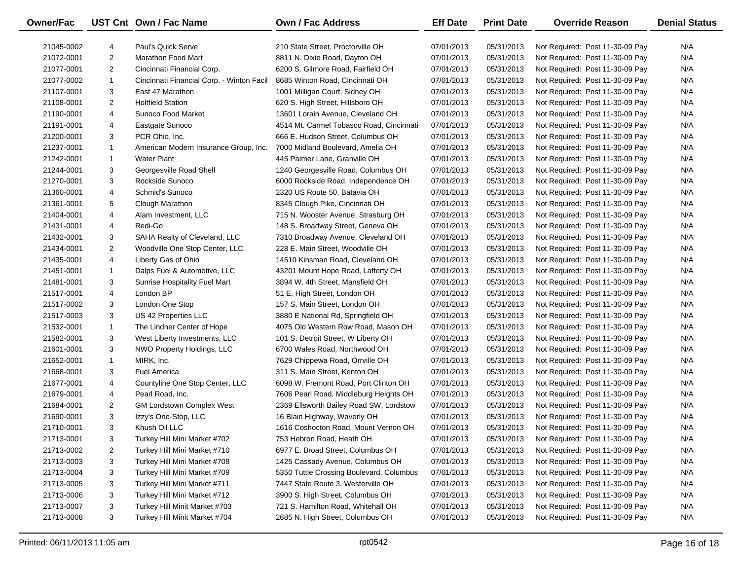| Owner/Fac | UST Cnt | Own / Fac Name | Own / Fac Address | Eff Date | Print Date | Override Reason | Denial Status |
|---|---|---|---|---|---|---|---|
| 21045-0002 | 4 | Paul's Quick Serve | 210 State Street, Proctorville OH | 07/01/2013 | 05/31/2013 | Not Required: Post 11-30-09 Pay | N/A |
| 21072-0001 | 2 | Marathon Food Mart | 8811 N. Dixie Road, Dayton OH | 07/01/2013 | 05/31/2013 | Not Required: Post 11-30-09 Pay | N/A |
| 21077-0001 | 2 | Cincinnati Financial Corp. | 6200 S. Gilmore Road, Fairfield OH | 07/01/2013 | 05/31/2013 | Not Required: Post 11-30-09 Pay | N/A |
| 21077-0002 | 1 | Cincinnati Financial Corp. - Winton Facil | 8685 Winton Road, Cincinnati OH | 07/01/2013 | 05/31/2013 | Not Required: Post 11-30-09 Pay | N/A |
| 21107-0001 | 3 | East 47 Marathon | 1001 Milligan Court, Sidney OH | 07/01/2013 | 05/31/2013 | Not Required: Post 11-30-09 Pay | N/A |
| 21108-0001 | 2 | Holtfield Station | 620 S. High Street, Hillsboro OH | 07/01/2013 | 05/31/2013 | Not Required: Post 11-30-09 Pay | N/A |
| 21190-0001 | 4 | Sunoco Food Market | 13601 Lorain Avenue, Cleveland OH | 07/01/2013 | 05/31/2013 | Not Required: Post 11-30-09 Pay | N/A |
| 21191-0001 | 4 | Eastgate Sunoco | 4514 Mt. Carmel Tobasco Road, Cincinnati | 07/01/2013 | 05/31/2013 | Not Required: Post 11-30-09 Pay | N/A |
| 21200-0001 | 3 | PCR Ohio, Inc. | 666 E. Hudson Street, Columbus OH | 07/01/2013 | 05/31/2013 | Not Required: Post 11-30-09 Pay | N/A |
| 21237-0001 | 1 | American Modern Insurance Group, Inc. | 7000 Midland Boulevard, Amelia OH | 07/01/2013 | 05/31/2013 | Not Required: Post 11-30-09 Pay | N/A |
| 21242-0001 | 1 | Water Plant | 445 Palmer Lane, Granville OH | 07/01/2013 | 05/31/2013 | Not Required: Post 11-30-09 Pay | N/A |
| 21244-0001 | 3 | Georgesville Road Shell | 1240 Georgesville Road, Columbus OH | 07/01/2013 | 05/31/2013 | Not Required: Post 11-30-09 Pay | N/A |
| 21270-0001 | 3 | Rockside Sunoco | 6000 Rockside Road, Independence OH | 07/01/2013 | 05/31/2013 | Not Required: Post 11-30-09 Pay | N/A |
| 21360-0001 | 4 | Schmid's Sunoco | 2320 US Route 50, Batavia OH | 07/01/2013 | 05/31/2013 | Not Required: Post 11-30-09 Pay | N/A |
| 21361-0001 | 5 | Clough Marathon | 8345 Clough Pike, Cincinnati OH | 07/01/2013 | 05/31/2013 | Not Required: Post 11-30-09 Pay | N/A |
| 21404-0001 | 4 | Alam Investment, LLC | 715 N. Wooster Avenue, Strasburg OH | 07/01/2013 | 05/31/2013 | Not Required: Post 11-30-09 Pay | N/A |
| 21431-0001 | 4 | Redi-Go | 148 S. Broadway Street, Geneva OH | 07/01/2013 | 05/31/2013 | Not Required: Post 11-30-09 Pay | N/A |
| 21432-0001 | 3 | SAHA Realty of Cleveland, LLC | 7310 Broadway Avenue, Cleveland OH | 07/01/2013 | 05/31/2013 | Not Required: Post 11-30-09 Pay | N/A |
| 21434-0001 | 2 | Woodville One Stop Center, LLC | 228 E. Main Street, Woodville OH | 07/01/2013 | 05/31/2013 | Not Required: Post 11-30-09 Pay | N/A |
| 21435-0001 | 4 | Liberty Gas of Ohio | 14510 Kinsman Road, Cleveland OH | 07/01/2013 | 05/31/2013 | Not Required: Post 11-30-09 Pay | N/A |
| 21451-0001 | 1 | Dalps Fuel & Automotive, LLC | 43201 Mount Hope Road, Lafferty OH | 07/01/2013 | 05/31/2013 | Not Required: Post 11-30-09 Pay | N/A |
| 21481-0001 | 3 | Sunrise Hospitality Fuel Mart | 3894 W. 4th Street, Mansfield OH | 07/01/2013 | 05/31/2013 | Not Required: Post 11-30-09 Pay | N/A |
| 21517-0001 | 4 | London BP | 51 E. High Street, London OH | 07/01/2013 | 05/31/2013 | Not Required: Post 11-30-09 Pay | N/A |
| 21517-0002 | 3 | London One Stop | 157 S. Main Street, London OH | 07/01/2013 | 05/31/2013 | Not Required: Post 11-30-09 Pay | N/A |
| 21517-0003 | 3 | US 42 Properties LLC | 3880 E National Rd, Springfield OH | 07/01/2013 | 05/31/2013 | Not Required: Post 11-30-09 Pay | N/A |
| 21532-0001 | 1 | The Lindner Center of Hope | 4075 Old Western Row Road, Mason OH | 07/01/2013 | 05/31/2013 | Not Required: Post 11-30-09 Pay | N/A |
| 21582-0001 | 3 | West Liberty Investments, LLC | 101 S. Detroit Street, W Liberty OH | 07/01/2013 | 05/31/2013 | Not Required: Post 11-30-09 Pay | N/A |
| 21601-0001 | 3 | NWO Property Holdings, LLC | 6700 Wales Road, Northwood OH | 07/01/2013 | 05/31/2013 | Not Required: Post 11-30-09 Pay | N/A |
| 21652-0001 | 1 | MIRK, Inc. | 7629 Chippewa Road, Orrville OH | 07/01/2013 | 05/31/2013 | Not Required: Post 11-30-09 Pay | N/A |
| 21668-0001 | 3 | Fuel America | 311 S. Main Street, Kenton OH | 07/01/2013 | 05/31/2013 | Not Required: Post 11-30-09 Pay | N/A |
| 21677-0001 | 4 | Countyline One Stop Center, LLC | 6098 W. Fremont Road, Port Clinton OH | 07/01/2013 | 05/31/2013 | Not Required: Post 11-30-09 Pay | N/A |
| 21679-0001 | 4 | Pearl Road, Inc. | 7606 Pearl Road, Middleburg Heights OH | 07/01/2013 | 05/31/2013 | Not Required: Post 11-30-09 Pay | N/A |
| 21684-0001 | 2 | GM Lordstown Complex West | 2369 Ellsworth Bailey Road SW, Lordstow | 07/01/2013 | 05/31/2013 | Not Required: Post 11-30-09 Pay | N/A |
| 21690-0001 | 3 | Izzy's One-Stop, LLC | 16 Blain Highway, Waverly OH | 07/01/2013 | 05/31/2013 | Not Required: Post 11-30-09 Pay | N/A |
| 21710-0001 | 3 | Khush Oil LLC | 1616 Coshocton Road, Mount Vernon OH | 07/01/2013 | 05/31/2013 | Not Required: Post 11-30-09 Pay | N/A |
| 21713-0001 | 3 | Turkey Hill Mini Market #702 | 753 Hebron Road, Heath OH | 07/01/2013 | 05/31/2013 | Not Required: Post 11-30-09 Pay | N/A |
| 21713-0002 | 2 | Turkey Hill Mini Market #710 | 6977 E. Broad Street, Columbus OH | 07/01/2013 | 05/31/2013 | Not Required: Post 11-30-09 Pay | N/A |
| 21713-0003 | 3 | Turkey Hill Mini Market #708 | 1425 Cassady Avenue, Columbus OH | 07/01/2013 | 05/31/2013 | Not Required: Post 11-30-09 Pay | N/A |
| 21713-0004 | 3 | Turkey Hill Mini Market #709 | 5350 Tuttle Crossing Boulevard, Columbus | 07/01/2013 | 05/31/2013 | Not Required: Post 11-30-09 Pay | N/A |
| 21713-0005 | 3 | Turkey Hill Mini Market #711 | 7447 State Route 3, Westerville OH | 07/01/2013 | 05/31/2013 | Not Required: Post 11-30-09 Pay | N/A |
| 21713-0006 | 3 | Turkey Hill Mini Market #712 | 3900 S. High Street, Columbus OH | 07/01/2013 | 05/31/2013 | Not Required: Post 11-30-09 Pay | N/A |
| 21713-0007 | 3 | Turkey Hill Minit Market #703 | 721 S. Hamilton Road, Whitehall OH | 07/01/2013 | 05/31/2013 | Not Required: Post 11-30-09 Pay | N/A |
| 21713-0008 | 3 | Turkey Hill Minit Market #704 | 2685 N. High Street, Columbus OH | 07/01/2013 | 05/31/2013 | Not Required: Post 11-30-09 Pay | N/A |

Printed: 06/11/2013 11:05 am　　rpt0542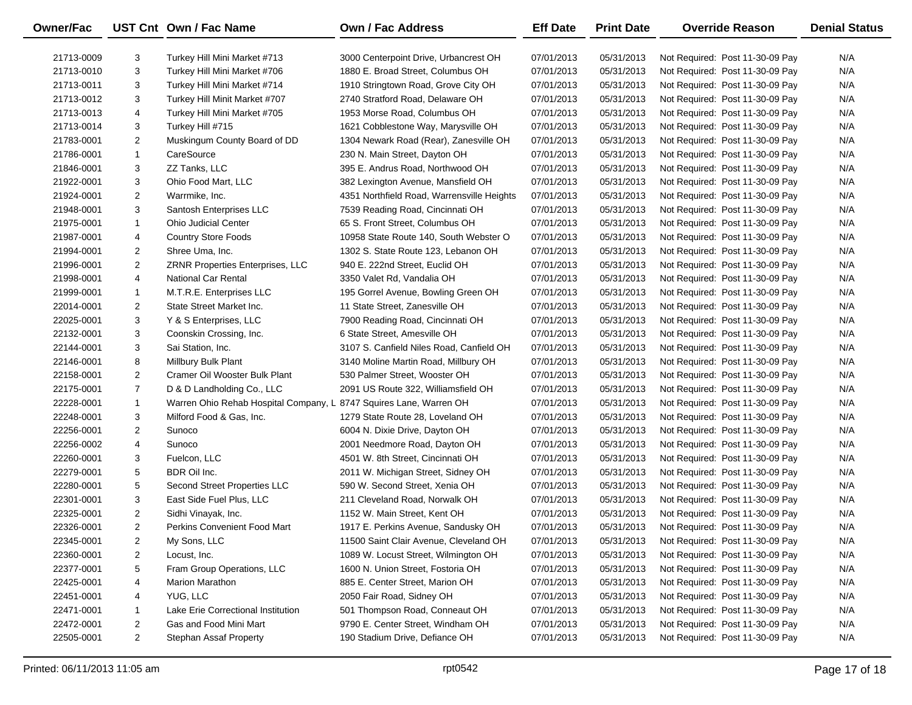| Owner/Fac | UST Cnt | Own / Fac Name | Own / Fac Address | Eff Date | Print Date | Override Reason | Denial Status |
|---|---|---|---|---|---|---|---|
| 21713-0009 | 3 | Turkey Hill Mini Market #713 | 3000 Centerpoint Drive, Urbancrest OH | 07/01/2013 | 05/31/2013 | Not Required: Post 11-30-09 Pay | N/A |
| 21713-0010 | 3 | Turkey Hill Mini Market #706 | 1880 E. Broad Street, Columbus OH | 07/01/2013 | 05/31/2013 | Not Required: Post 11-30-09 Pay | N/A |
| 21713-0011 | 3 | Turkey Hill Mini Market #714 | 1910 Stringtown Road, Grove City OH | 07/01/2013 | 05/31/2013 | Not Required: Post 11-30-09 Pay | N/A |
| 21713-0012 | 3 | Turkey Hill Minit Market #707 | 2740 Stratford Road, Delaware OH | 07/01/2013 | 05/31/2013 | Not Required: Post 11-30-09 Pay | N/A |
| 21713-0013 | 4 | Turkey Hill Mini Market #705 | 1953 Morse Road, Columbus OH | 07/01/2013 | 05/31/2013 | Not Required: Post 11-30-09 Pay | N/A |
| 21713-0014 | 3 | Turkey Hill #715 | 1621 Cobblestone Way, Marysville OH | 07/01/2013 | 05/31/2013 | Not Required: Post 11-30-09 Pay | N/A |
| 21783-0001 | 2 | Muskingum County Board of DD | 1304 Newark Road (Rear), Zanesville OH | 07/01/2013 | 05/31/2013 | Not Required: Post 11-30-09 Pay | N/A |
| 21786-0001 | 1 | CareSource | 230 N. Main Street, Dayton OH | 07/01/2013 | 05/31/2013 | Not Required: Post 11-30-09 Pay | N/A |
| 21846-0001 | 3 | ZZ Tanks, LLC | 395 E. Andrus Road, Northwood OH | 07/01/2013 | 05/31/2013 | Not Required: Post 11-30-09 Pay | N/A |
| 21922-0001 | 3 | Ohio Food Mart, LLC | 382 Lexington Avenue, Mansfield OH | 07/01/2013 | 05/31/2013 | Not Required: Post 11-30-09 Pay | N/A |
| 21924-0001 | 2 | Warrmike, Inc. | 4351 Northfield Road, Warrensville Heights | 07/01/2013 | 05/31/2013 | Not Required: Post 11-30-09 Pay | N/A |
| 21948-0001 | 3 | Santosh Enterprises LLC | 7539 Reading Road, Cincinnati OH | 07/01/2013 | 05/31/2013 | Not Required: Post 11-30-09 Pay | N/A |
| 21975-0001 | 1 | Ohio Judicial Center | 65 S. Front Street, Columbus OH | 07/01/2013 | 05/31/2013 | Not Required: Post 11-30-09 Pay | N/A |
| 21987-0001 | 4 | Country Store Foods | 10958 State Route 140, South Webster O | 07/01/2013 | 05/31/2013 | Not Required: Post 11-30-09 Pay | N/A |
| 21994-0001 | 2 | Shree Uma, Inc. | 1302 S. State Route 123, Lebanon OH | 07/01/2013 | 05/31/2013 | Not Required: Post 11-30-09 Pay | N/A |
| 21996-0001 | 2 | ZRNR Properties Enterprises, LLC | 940 E. 222nd Street, Euclid OH | 07/01/2013 | 05/31/2013 | Not Required: Post 11-30-09 Pay | N/A |
| 21998-0001 | 4 | National Car Rental | 3350 Valet Rd, Vandalia OH | 07/01/2013 | 05/31/2013 | Not Required: Post 11-30-09 Pay | N/A |
| 21999-0001 | 1 | M.T.R.E. Enterprises LLC | 195 Gorrel Avenue, Bowling Green OH | 07/01/2013 | 05/31/2013 | Not Required: Post 11-30-09 Pay | N/A |
| 22014-0001 | 2 | State Street Market Inc. | 11 State Street, Zanesville OH | 07/01/2013 | 05/31/2013 | Not Required: Post 11-30-09 Pay | N/A |
| 22025-0001 | 3 | Y & S Enterprises, LLC | 7900 Reading Road, Cincinnati OH | 07/01/2013 | 05/31/2013 | Not Required: Post 11-30-09 Pay | N/A |
| 22132-0001 | 3 | Coonskin Crossing, Inc. | 6 State Street, Amesville OH | 07/01/2013 | 05/31/2013 | Not Required: Post 11-30-09 Pay | N/A |
| 22144-0001 | 3 | Sai Station, Inc. | 3107 S. Canfield Niles Road, Canfield OH | 07/01/2013 | 05/31/2013 | Not Required: Post 11-30-09 Pay | N/A |
| 22146-0001 | 8 | Millbury Bulk Plant | 3140 Moline Martin Road, Millbury OH | 07/01/2013 | 05/31/2013 | Not Required: Post 11-30-09 Pay | N/A |
| 22158-0001 | 2 | Cramer Oil Wooster Bulk Plant | 530 Palmer Street, Wooster OH | 07/01/2013 | 05/31/2013 | Not Required: Post 11-30-09 Pay | N/A |
| 22175-0001 | 7 | D & D Landholding Co., LLC | 2091 US Route 322, Williamsfield OH | 07/01/2013 | 05/31/2013 | Not Required: Post 11-30-09 Pay | N/A |
| 22228-0001 | 1 | Warren Ohio Rehab Hospital Company, L | 8747 Squires Lane, Warren OH | 07/01/2013 | 05/31/2013 | Not Required: Post 11-30-09 Pay | N/A |
| 22248-0001 | 3 | Milford Food & Gas, Inc. | 1279 State Route 28, Loveland OH | 07/01/2013 | 05/31/2013 | Not Required: Post 11-30-09 Pay | N/A |
| 22256-0001 | 2 | Sunoco | 6004 N. Dixie Drive, Dayton OH | 07/01/2013 | 05/31/2013 | Not Required: Post 11-30-09 Pay | N/A |
| 22256-0002 | 4 | Sunoco | 2001 Needmore Road, Dayton OH | 07/01/2013 | 05/31/2013 | Not Required: Post 11-30-09 Pay | N/A |
| 22260-0001 | 3 | Fuelcon, LLC | 4501 W. 8th Street, Cincinnati OH | 07/01/2013 | 05/31/2013 | Not Required: Post 11-30-09 Pay | N/A |
| 22279-0001 | 5 | BDR Oil Inc. | 2011 W. Michigan Street, Sidney OH | 07/01/2013 | 05/31/2013 | Not Required: Post 11-30-09 Pay | N/A |
| 22280-0001 | 5 | Second Street Properties LLC | 590 W. Second Street, Xenia OH | 07/01/2013 | 05/31/2013 | Not Required: Post 11-30-09 Pay | N/A |
| 22301-0001 | 3 | East Side Fuel Plus, LLC | 211 Cleveland Road, Norwalk OH | 07/01/2013 | 05/31/2013 | Not Required: Post 11-30-09 Pay | N/A |
| 22325-0001 | 2 | Sidhi Vinayak, Inc. | 1152 W. Main Street, Kent OH | 07/01/2013 | 05/31/2013 | Not Required: Post 11-30-09 Pay | N/A |
| 22326-0001 | 2 | Perkins Convenient Food Mart | 1917 E. Perkins Avenue, Sandusky OH | 07/01/2013 | 05/31/2013 | Not Required: Post 11-30-09 Pay | N/A |
| 22345-0001 | 2 | My Sons, LLC | 11500 Saint Clair Avenue, Cleveland OH | 07/01/2013 | 05/31/2013 | Not Required: Post 11-30-09 Pay | N/A |
| 22360-0001 | 2 | Locust, Inc. | 1089 W. Locust Street, Wilmington OH | 07/01/2013 | 05/31/2013 | Not Required: Post 11-30-09 Pay | N/A |
| 22377-0001 | 5 | Fram Group Operations, LLC | 1600 N. Union Street, Fostoria OH | 07/01/2013 | 05/31/2013 | Not Required: Post 11-30-09 Pay | N/A |
| 22425-0001 | 4 | Marion Marathon | 885 E. Center Street, Marion OH | 07/01/2013 | 05/31/2013 | Not Required: Post 11-30-09 Pay | N/A |
| 22451-0001 | 4 | YUG, LLC | 2050 Fair Road, Sidney OH | 07/01/2013 | 05/31/2013 | Not Required: Post 11-30-09 Pay | N/A |
| 22471-0001 | 1 | Lake Erie Correctional Institution | 501 Thompson Road, Conneaut OH | 07/01/2013 | 05/31/2013 | Not Required: Post 11-30-09 Pay | N/A |
| 22472-0001 | 2 | Gas and Food Mini Mart | 9790 E. Center Street, Windham OH | 07/01/2013 | 05/31/2013 | Not Required: Post 11-30-09 Pay | N/A |
| 22505-0001 | 2 | Stephan Assaf Property | 190 Stadium Drive, Defiance OH | 07/01/2013 | 05/31/2013 | Not Required: Post 11-30-09 Pay | N/A |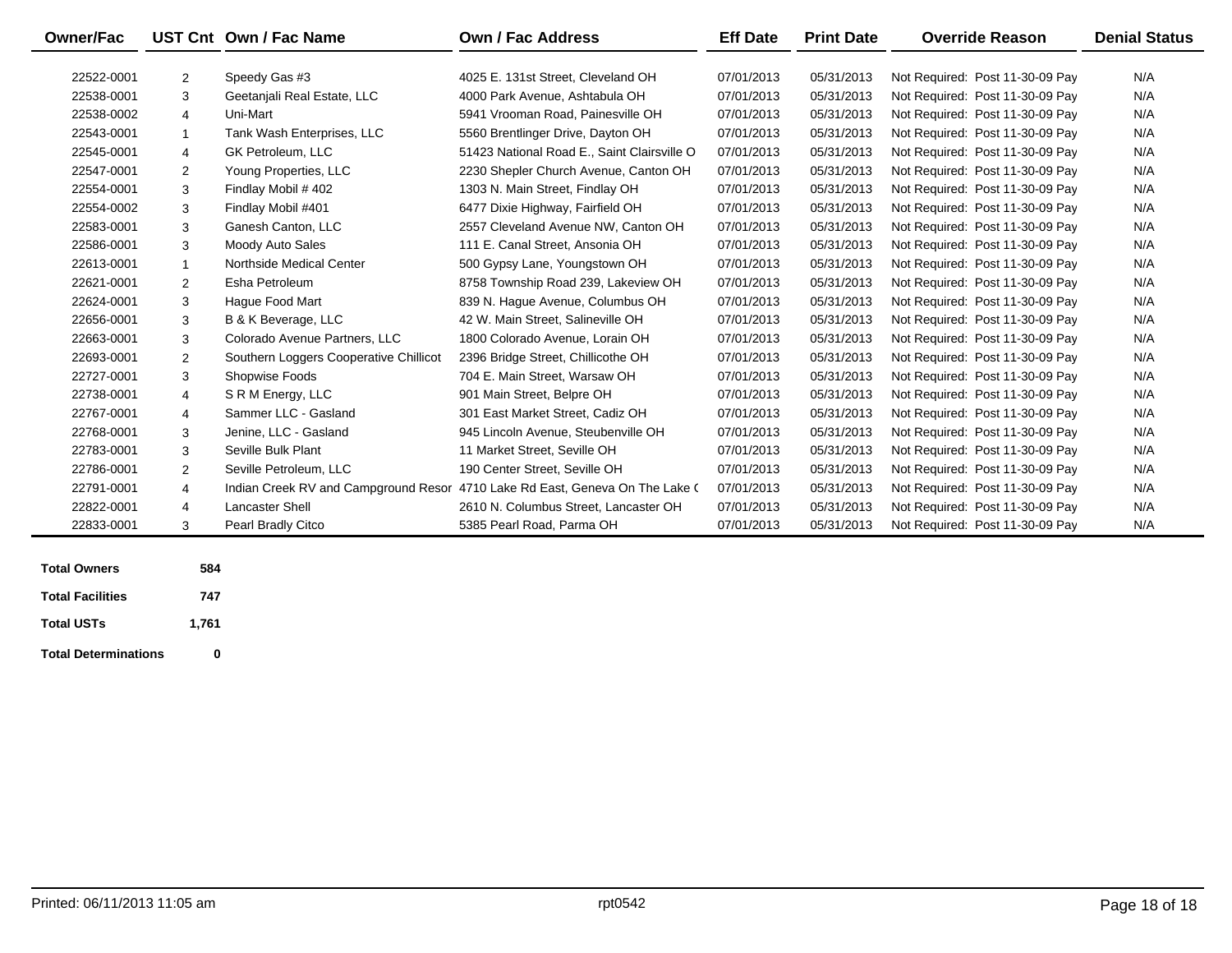| Owner/Fac | UST Cnt | Own / Fac Name | Own / Fac Address | Eff Date | Print Date | Override Reason | Denial Status |
|---|---|---|---|---|---|---|---|
| 22522-0001 | 2 | Speedy Gas #3 | 4025 E. 131st Street, Cleveland OH | 07/01/2013 | 05/31/2013 | Not Required: Post 11-30-09 Pay | N/A |
| 22538-0001 | 3 | Geetanjali Real Estate, LLC | 4000 Park Avenue, Ashtabula OH | 07/01/2013 | 05/31/2013 | Not Required: Post 11-30-09 Pay | N/A |
| 22538-0002 | 4 | Uni-Mart | 5941 Vrooman Road, Painesville OH | 07/01/2013 | 05/31/2013 | Not Required: Post 11-30-09 Pay | N/A |
| 22543-0001 | 1 | Tank Wash Enterprises, LLC | 5560 Brentlinger Drive, Dayton OH | 07/01/2013 | 05/31/2013 | Not Required: Post 11-30-09 Pay | N/A |
| 22545-0001 | 4 | GK Petroleum, LLC | 51423 National Road E., Saint Clairsville O | 07/01/2013 | 05/31/2013 | Not Required: Post 11-30-09 Pay | N/A |
| 22547-0001 | 2 | Young Properties, LLC | 2230 Shepler Church Avenue, Canton OH | 07/01/2013 | 05/31/2013 | Not Required: Post 11-30-09 Pay | N/A |
| 22554-0001 | 3 | Findlay Mobil # 402 | 1303 N. Main Street, Findlay OH | 07/01/2013 | 05/31/2013 | Not Required: Post 11-30-09 Pay | N/A |
| 22554-0002 | 3 | Findlay Mobil #401 | 6477 Dixie Highway, Fairfield OH | 07/01/2013 | 05/31/2013 | Not Required: Post 11-30-09 Pay | N/A |
| 22583-0001 | 3 | Ganesh Canton, LLC | 2557 Cleveland Avenue NW, Canton OH | 07/01/2013 | 05/31/2013 | Not Required: Post 11-30-09 Pay | N/A |
| 22586-0001 | 3 | Moody Auto Sales | 111 E. Canal Street, Ansonia OH | 07/01/2013 | 05/31/2013 | Not Required: Post 11-30-09 Pay | N/A |
| 22613-0001 | 1 | Northside Medical Center | 500 Gypsy Lane, Youngstown OH | 07/01/2013 | 05/31/2013 | Not Required: Post 11-30-09 Pay | N/A |
| 22621-0001 | 2 | Esha Petroleum | 8758 Township Road 239, Lakeview OH | 07/01/2013 | 05/31/2013 | Not Required: Post 11-30-09 Pay | N/A |
| 22624-0001 | 3 | Hague Food Mart | 839 N. Hague Avenue, Columbus OH | 07/01/2013 | 05/31/2013 | Not Required: Post 11-30-09 Pay | N/A |
| 22656-0001 | 3 | B & K Beverage, LLC | 42 W. Main Street, Salineville OH | 07/01/2013 | 05/31/2013 | Not Required: Post 11-30-09 Pay | N/A |
| 22663-0001 | 3 | Colorado Avenue Partners, LLC | 1800 Colorado Avenue, Lorain OH | 07/01/2013 | 05/31/2013 | Not Required: Post 11-30-09 Pay | N/A |
| 22693-0001 | 2 | Southern Loggers Cooperative Chillicot | 2396 Bridge Street, Chillicothe OH | 07/01/2013 | 05/31/2013 | Not Required: Post 11-30-09 Pay | N/A |
| 22727-0001 | 3 | Shopwise Foods | 704 E. Main Street, Warsaw OH | 07/01/2013 | 05/31/2013 | Not Required: Post 11-30-09 Pay | N/A |
| 22738-0001 | 4 | S R M Energy, LLC | 901 Main Street, Belpre OH | 07/01/2013 | 05/31/2013 | Not Required: Post 11-30-09 Pay | N/A |
| 22767-0001 | 4 | Sammer LLC - Gasland | 301 East Market Street, Cadiz OH | 07/01/2013 | 05/31/2013 | Not Required: Post 11-30-09 Pay | N/A |
| 22768-0001 | 3 | Jenine, LLC - Gasland | 945 Lincoln Avenue, Steubenville OH | 07/01/2013 | 05/31/2013 | Not Required: Post 11-30-09 Pay | N/A |
| 22783-0001 | 3 | Seville Bulk Plant | 11 Market Street, Seville OH | 07/01/2013 | 05/31/2013 | Not Required: Post 11-30-09 Pay | N/A |
| 22786-0001 | 2 | Seville Petroleum, LLC | 190 Center Street, Seville OH | 07/01/2013 | 05/31/2013 | Not Required: Post 11-30-09 Pay | N/A |
| 22791-0001 | 4 | Indian Creek RV and Campground Resor | 4710 Lake Rd East, Geneva On The Lake ( | 07/01/2013 | 05/31/2013 | Not Required: Post 11-30-09 Pay | N/A |
| 22822-0001 | 4 | Lancaster Shell | 2610 N. Columbus Street, Lancaster OH | 07/01/2013 | 05/31/2013 | Not Required: Post 11-30-09 Pay | N/A |
| 22833-0001 | 3 | Pearl Bradly Citco | 5385 Pearl Road, Parma OH | 07/01/2013 | 05/31/2013 | Not Required: Post 11-30-09 Pay | N/A |

| | |
|---|---|
| **Total Owners** | **584** |
| **Total Facilities** | **747** |
| **Total USTs** | **1,761** |
| **Total Determinations** | **0** |

Printed: 06/11/2013 11:05 am rpt0542